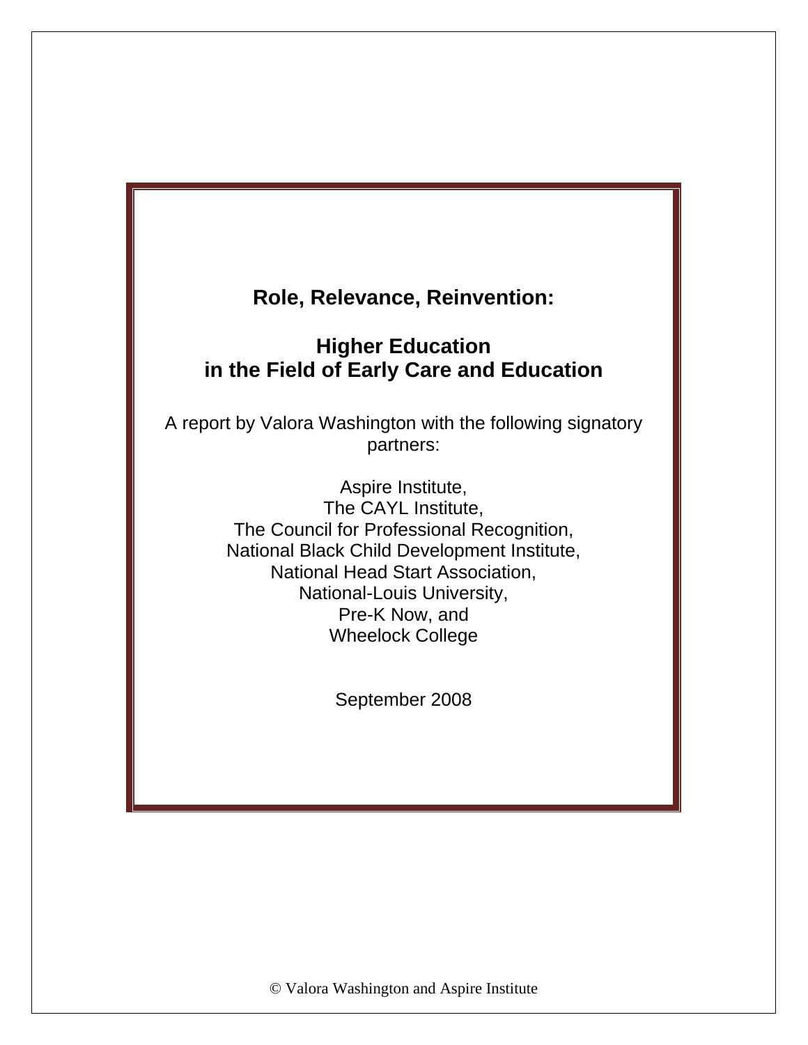# Role, Relevance, Reinvention:

## Higher Education in the Field of Early Care and Education

A report by Valora Washington with the following signatory partners:

Aspire Institute,
The CAYL Institute,
The Council for Professional Recognition,
National Black Child Development Institute,
National Head Start Association,
National-Louis University,
Pre-K Now, and
Wheelock College

September 2008

© Valora Washington and Aspire Institute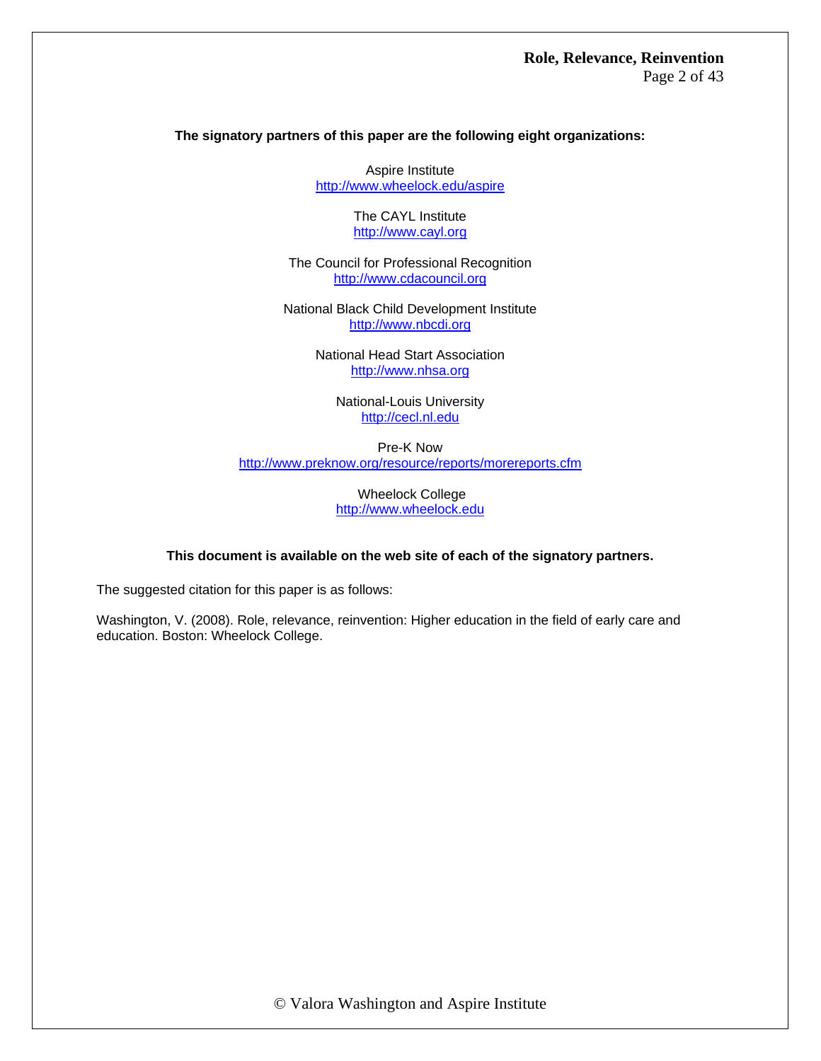**The signatory partners of this paper are the following eight organizations:**

Aspire Institute
http://www.wheelock.edu/aspire

The CAYL Institute
http://www.cayl.org

The Council for Professional Recognition
http://www.cdacouncil.org

National Black Child Development Institute
http://www.nbcdi.org

National Head Start Association
http://www.nhsa.org

National-Louis University
http://cecl.nl.edu

Pre-K Now
http://www.preknow.org/resource/reports/morereports.cfm

Wheelock College
http://www.wheelock.edu

**This document is available on the web site of each of the signatory partners.**

The suggested citation for this paper is as follows:

Washington, V. (2008). Role, relevance, reinvention: Higher education in the field of early care and education. Boston: Wheelock College.

© Valora Washington and Aspire Institute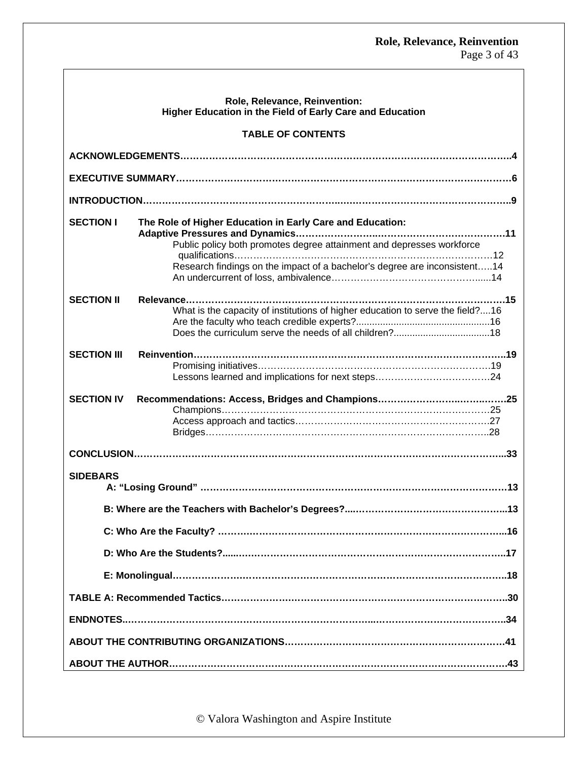**Role, Relevance, Reinvention:**
**Higher Education in the Field of Early Care and Education**

**TABLE OF CONTENTS**

**ACKNOWLEDGEMENTS**……………………………………………………………………………………..4

**EXECUTIVE SUMMARY**……………………………………………………………………………………6

**INTRODUCTION**……………………………………………………………………………………………..9

**SECTION I** **The Role of Higher Education in Early Care and Education: Adaptive Pressures and Dynamics**……………………………………………………….11

- Public policy both promotes degree attainment and depresses workforce qualifications……………………………………………………………………12
- Research findings on the impact of a bachelor's degree are inconsistent…..14
- An undercurrent of loss, ambivalence……………………………………......14

**SECTION II** **Relevance**……………………………………………………………………………………15

- What is the capacity of institutions of higher education to serve the field?....16
- Are the faculty who teach credible experts?..................................................16
- Does the curriculum serve the needs of all children?...................................18

**SECTION III** **Reinvention**…………………………………………………………………………………19

- Promising initiatives………………………………………………………………19
- Lessons learned and implications for next steps………………………………24

**SECTION IV** **Recommendations: Access, Bridges and Champions**…………………………………25

- Champions…………………………………………………………………………25
- Access approach and tactics……………………………………………………27
- Bridges………………………………………………………………………………28

**CONCLUSION**………………………………………………………………………………………………...33

**SIDEBARS**

- **A: "Losing Ground"** ……………………………………………………………………………………13
- **B: Where are the Teachers with Bachelor's Degrees?**……………………………………………...13
- **C: Who Are the Faculty?** ………………………………………………………………………………...16
- **D: Who Are the Students?**………………………………………………………………………………..17
- **E: Monolingual**……………………………………………………………………………………………..18

**TABLE A: Recommended Tactics**……………………………………………………………………………..30

**ENDNOTES**………………………………………………………………………………………………….34

**ABOUT THE CONTRIBUTING ORGANIZATIONS**…………………………………………………………….41

**ABOUT THE AUTHOR**………………………………………………………………………………………….43

© Valora Washington and Aspire Institute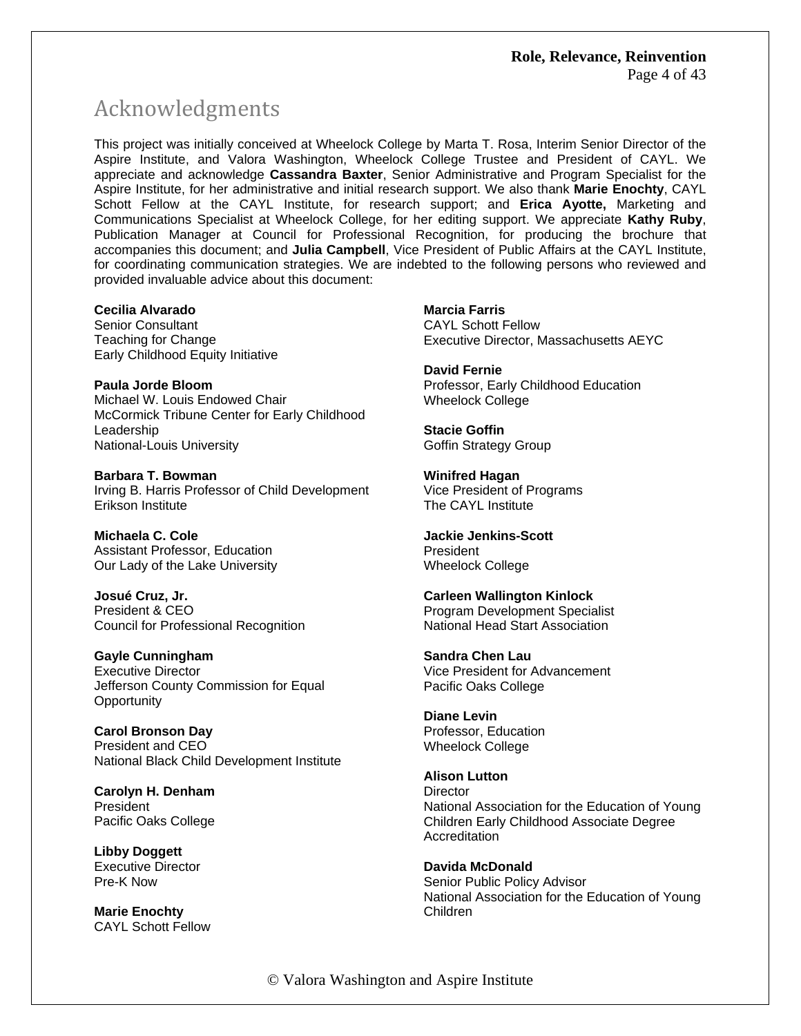# Acknowledgments

This project was initially conceived at Wheelock College by Marta T. Rosa, Interim Senior Director of the Aspire Institute, and Valora Washington, Wheelock College Trustee and President of CAYL. We appreciate and acknowledge **Cassandra Baxter**, Senior Administrative and Program Specialist for the Aspire Institute, for her administrative and initial research support. We also thank **Marie Enochty**, CAYL Schott Fellow at the CAYL Institute, for research support; and **Erica Ayotte,** Marketing and Communications Specialist at Wheelock College, for her editing support. We appreciate **Kathy Ruby**, Publication Manager at Council for Professional Recognition, for producing the brochure that accompanies this document; and **Julia Campbell**, Vice President of Public Affairs at the CAYL Institute, for coordinating communication strategies. We are indebted to the following persons who reviewed and provided invaluable advice about this document:

**Cecilia Alvarado**
Senior Consultant
Teaching for Change
Early Childhood Equity Initiative

**Paula Jorde Bloom**
Michael W. Louis Endowed Chair
McCormick Tribune Center for Early Childhood Leadership
National-Louis University

**Barbara T. Bowman**
Irving B. Harris Professor of Child Development
Erikson Institute

**Michaela C. Cole**
Assistant Professor, Education
Our Lady of the Lake University

**Josué Cruz, Jr.**
President & CEO
Council for Professional Recognition

**Gayle Cunningham**
Executive Director
Jefferson County Commission for Equal Opportunity

**Carol Bronson Day**
President and CEO
National Black Child Development Institute

**Carolyn H. Denham**
President
Pacific Oaks College

**Libby Doggett**
Executive Director
Pre-K Now

**Marie Enochty**
CAYL Schott Fellow

**Marcia Farris**
CAYL Schott Fellow
Executive Director, Massachusetts AEYC

**David Fernie**
Professor, Early Childhood Education
Wheelock College

**Stacie Goffin**
Goffin Strategy Group

**Winifred Hagan**
Vice President of Programs
The CAYL Institute

**Jackie Jenkins-Scott**
President
Wheelock College

**Carleen Wallington Kinlock**
Program Development Specialist
National Head Start Association

**Sandra Chen Lau**
Vice President for Advancement
Pacific Oaks College

**Diane Levin**
Professor, Education
Wheelock College

**Alison Lutton**
Director
National Association for the Education of Young Children Early Childhood Associate Degree Accreditation

**Davida McDonald**
Senior Public Policy Advisor
National Association for the Education of Young Children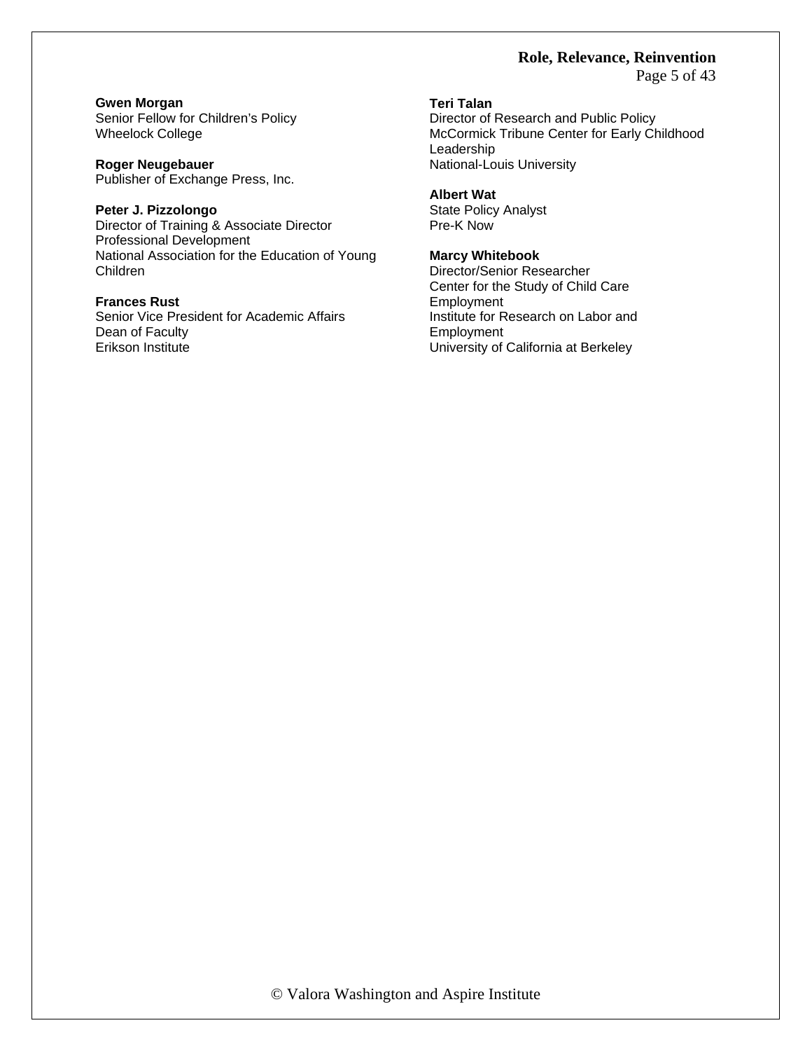**Gwen Morgan**
Senior Fellow for Children's Policy
Wheelock College

**Roger Neugebauer**
Publisher of Exchange Press, Inc.

**Peter J. Pizzolongo**
Director of Training & Associate Director
Professional Development
National Association for the Education of Young Children

**Frances Rust**
Senior Vice President for Academic Affairs
Dean of Faculty
Erikson Institute

**Teri Talan**
Director of Research and Public Policy
McCormick Tribune Center for Early Childhood Leadership
National-Louis University

**Albert Wat**
State Policy Analyst
Pre-K Now

**Marcy Whitebook**
Director/Senior Researcher
Center for the Study of Child Care Employment
Institute for Research on Labor and Employment
University of California at Berkeley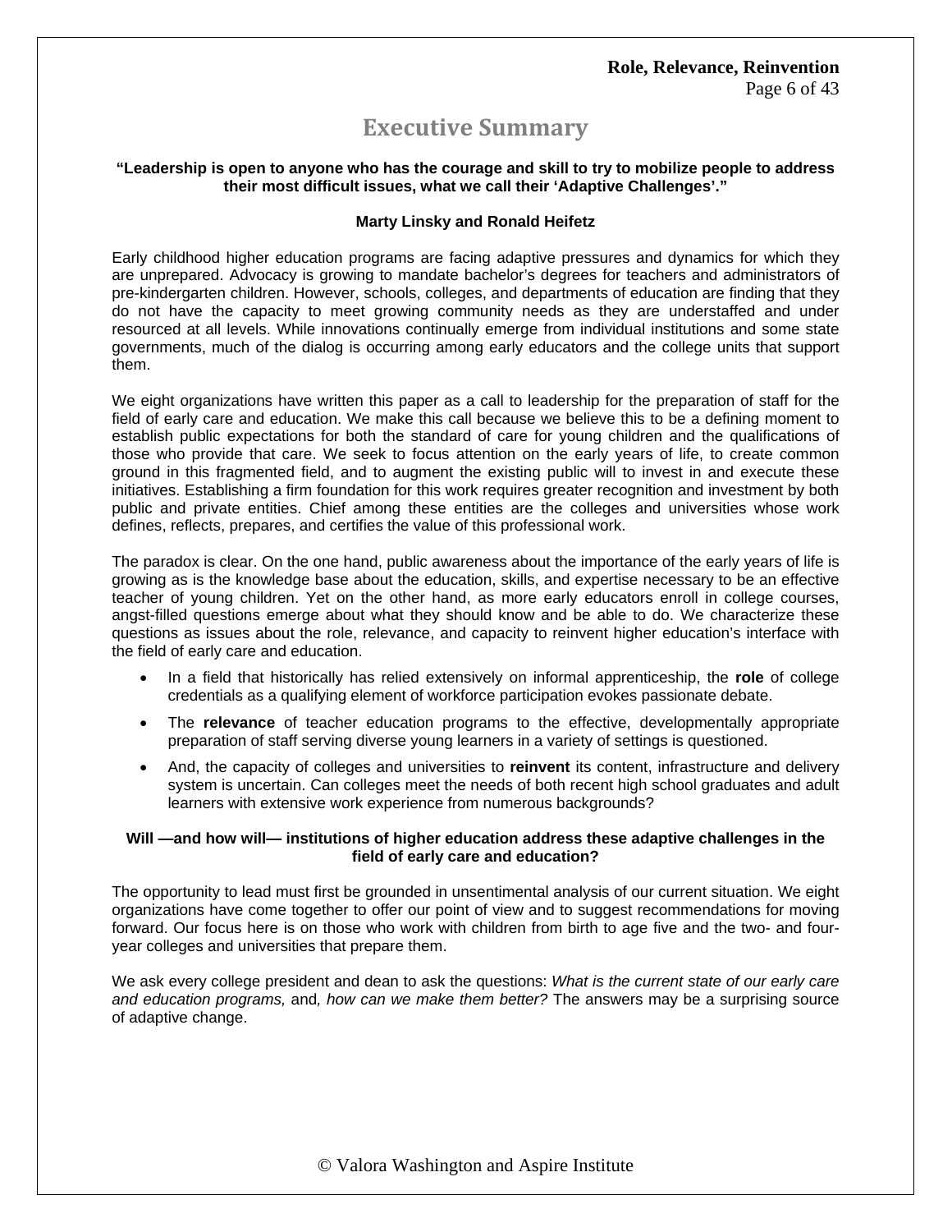# Executive Summary

**"Leadership is open to anyone who has the courage and skill to try to mobilize people to address their most difficult issues, what we call their 'Adaptive Challenges'."**

**Marty Linsky and Ronald Heifetz**

Early childhood higher education programs are facing adaptive pressures and dynamics for which they are unprepared. Advocacy is growing to mandate bachelor's degrees for teachers and administrators of pre-kindergarten children. However, schools, colleges, and departments of education are finding that they do not have the capacity to meet growing community needs as they are understaffed and under resourced at all levels. While innovations continually emerge from individual institutions and some state governments, much of the dialog is occurring among early educators and the college units that support them.

We eight organizations have written this paper as a call to leadership for the preparation of staff for the field of early care and education. We make this call because we believe this to be a defining moment to establish public expectations for both the standard of care for young children and the qualifications of those who provide that care. We seek to focus attention on the early years of life, to create common ground in this fragmented field, and to augment the existing public will to invest in and execute these initiatives. Establishing a firm foundation for this work requires greater recognition and investment by both public and private entities. Chief among these entities are the colleges and universities whose work defines, reflects, prepares, and certifies the value of this professional work.

The paradox is clear. On the one hand, public awareness about the importance of the early years of life is growing as is the knowledge base about the education, skills, and expertise necessary to be an effective teacher of young children. Yet on the other hand, as more early educators enroll in college courses, angst-filled questions emerge about what they should know and be able to do. We characterize these questions as issues about the role, relevance, and capacity to reinvent higher education's interface with the field of early care and education.

- In a field that historically has relied extensively on informal apprenticeship, the **role** of college credentials as a qualifying element of workforce participation evokes passionate debate.
- The **relevance** of teacher education programs to the effective, developmentally appropriate preparation of staff serving diverse young learners in a variety of settings is questioned.
- And, the capacity of colleges and universities to **reinvent** its content, infrastructure and delivery system is uncertain. Can colleges meet the needs of both recent high school graduates and adult learners with extensive work experience from numerous backgrounds?

**Will —and how will— institutions of higher education address these adaptive challenges in the field of early care and education?**

The opportunity to lead must first be grounded in unsentimental analysis of our current situation. We eight organizations have come together to offer our point of view and to suggest recommendations for moving forward. Our focus here is on those who work with children from birth to age five and the two- and four-year colleges and universities that prepare them.

We ask every college president and dean to ask the questions: *What is the current state of our early care and education programs,* and*, how can we make them better?* The answers may be a surprising source of adaptive change.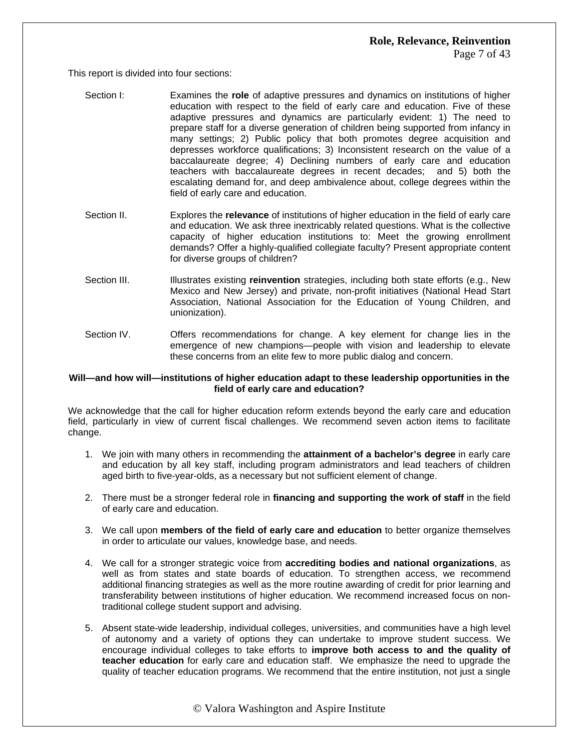This report is divided into four sections:

Section I: Examines the **role** of adaptive pressures and dynamics on institutions of higher education with respect to the field of early care and education. Five of these adaptive pressures and dynamics are particularly evident: 1) The need to prepare staff for a diverse generation of children being supported from infancy in many settings; 2) Public policy that both promotes degree acquisition and depresses workforce qualifications; 3) Inconsistent research on the value of a baccalaureate degree; 4) Declining numbers of early care and education teachers with baccalaureate degrees in recent decades; and 5) both the escalating demand for, and deep ambivalence about, college degrees within the field of early care and education.

Section II. Explores the **relevance** of institutions of higher education in the field of early care and education. We ask three inextricably related questions. What is the collective capacity of higher education institutions to: Meet the growing enrollment demands? Offer a highly-qualified collegiate faculty? Present appropriate content for diverse groups of children?

Section III. Illustrates existing **reinvention** strategies, including both state efforts (e.g., New Mexico and New Jersey) and private, non-profit initiatives (National Head Start Association, National Association for the Education of Young Children, and unionization).

Section IV. Offers recommendations for change. A key element for change lies in the emergence of new champions—people with vision and leadership to elevate these concerns from an elite few to more public dialog and concern.

**Will—and how will—institutions of higher education adapt to these leadership opportunities in the field of early care and education?**

We acknowledge that the call for higher education reform extends beyond the early care and education field, particularly in view of current fiscal challenges. We recommend seven action items to facilitate change.

1. We join with many others in recommending the **attainment of a bachelor's degree** in early care and education by all key staff, including program administrators and lead teachers of children aged birth to five-year-olds, as a necessary but not sufficient element of change.

2. There must be a stronger federal role in **financing and supporting the work of staff** in the field of early care and education.

3. We call upon **members of the field of early care and education** to better organize themselves in order to articulate our values, knowledge base, and needs.

4. We call for a stronger strategic voice from **accrediting bodies and national organizations**, as well as from states and state boards of education. To strengthen access, we recommend additional financing strategies as well as the more routine awarding of credit for prior learning and transferability between institutions of higher education. We recommend increased focus on non-traditional college student support and advising.

5. Absent state-wide leadership, individual colleges, universities, and communities have a high level of autonomy and a variety of options they can undertake to improve student success. We encourage individual colleges to take efforts to **improve both access to and the quality of teacher education** for early care and education staff. We emphasize the need to upgrade the quality of teacher education programs. We recommend that the entire institution, not just a single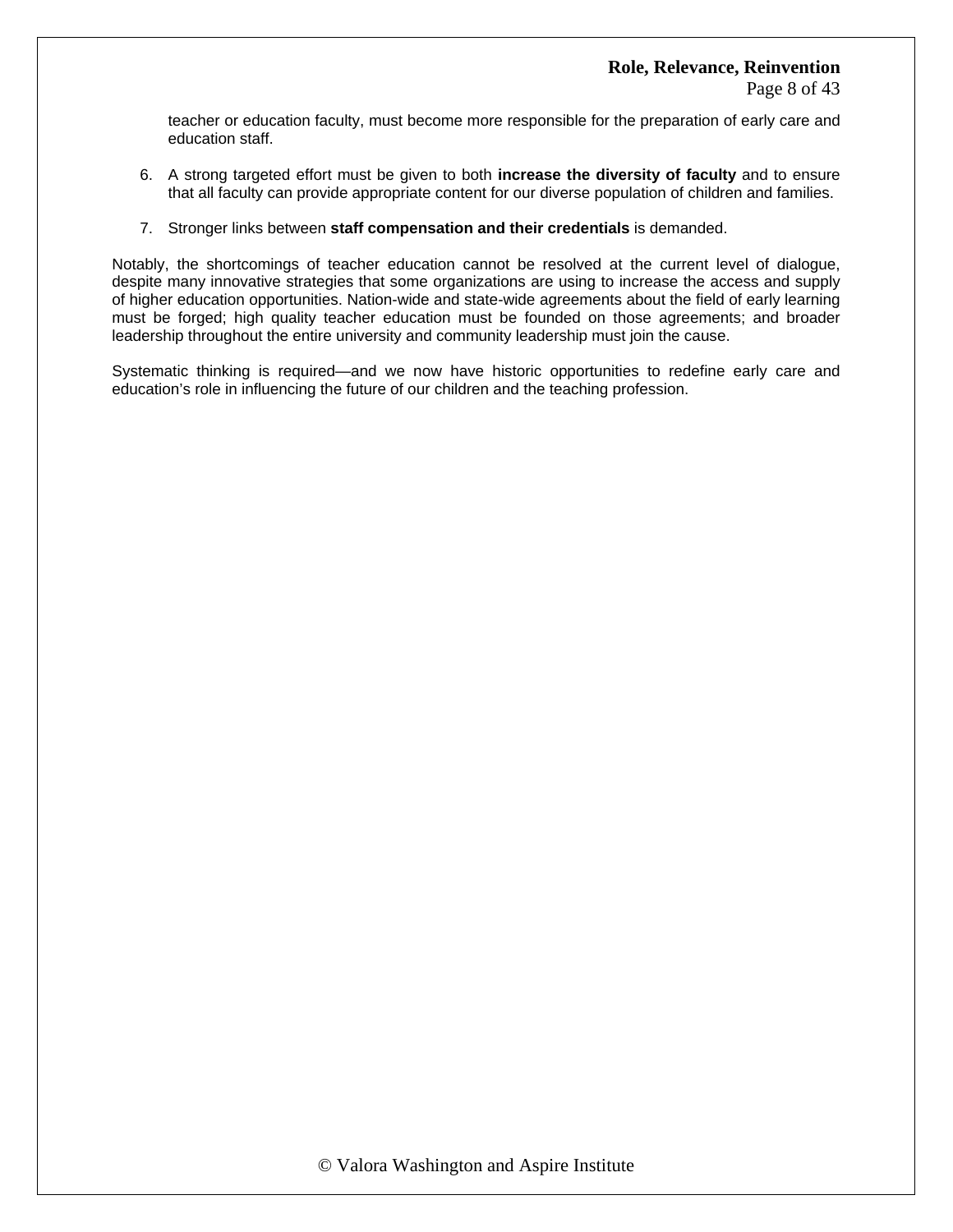teacher or education faculty, must become more responsible for the preparation of early care and education staff.

6. A strong targeted effort must be given to both **increase the diversity of faculty** and to ensure that all faculty can provide appropriate content for our diverse population of children and families.

7. Stronger links between **staff compensation and their credentials** is demanded.

Notably, the shortcomings of teacher education cannot be resolved at the current level of dialogue, despite many innovative strategies that some organizations are using to increase the access and supply of higher education opportunities. Nation-wide and state-wide agreements about the field of early learning must be forged; high quality teacher education must be founded on those agreements; and broader leadership throughout the entire university and community leadership must join the cause.

Systematic thinking is required—and we now have historic opportunities to redefine early care and education's role in influencing the future of our children and the teaching profession.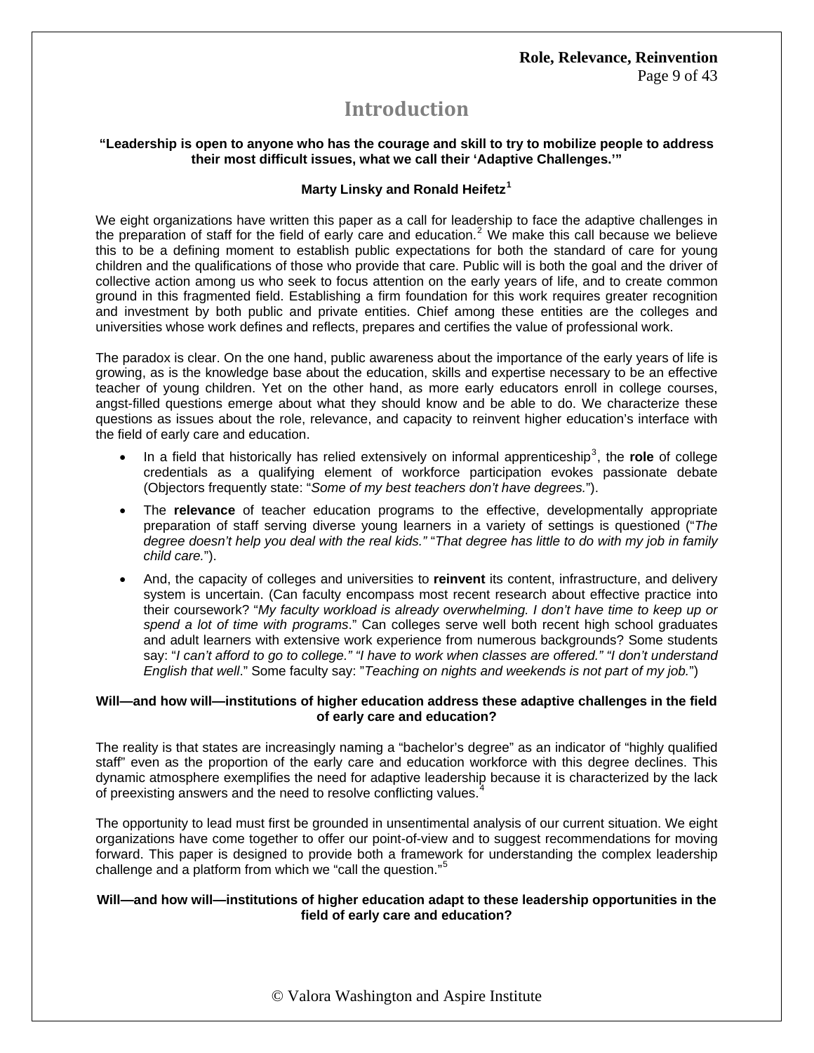# Introduction

**"Leadership is open to anyone who has the courage and skill to try to mobilize people to address their most difficult issues, what we call their 'Adaptive Challenges.'"**

**Marty Linsky and Ronald Heifetz**[1]

We eight organizations have written this paper as a call for leadership to face the adaptive challenges in the preparation of staff for the field of early care and education.[2] We make this call because we believe this to be a defining moment to establish public expectations for both the standard of care for young children and the qualifications of those who provide that care. Public will is both the goal and the driver of collective action among us who seek to focus attention on the early years of life, and to create common ground in this fragmented field. Establishing a firm foundation for this work requires greater recognition and investment by both public and private entities. Chief among these entities are the colleges and universities whose work defines and reflects, prepares and certifies the value of professional work.

The paradox is clear. On the one hand, public awareness about the importance of the early years of life is growing, as is the knowledge base about the education, skills and expertise necessary to be an effective teacher of young children. Yet on the other hand, as more early educators enroll in college courses, angst-filled questions emerge about what they should know and be able to do. We characterize these questions as issues about the role, relevance, and capacity to reinvent higher education's interface with the field of early care and education.

- In a field that historically has relied extensively on informal apprenticeship[3], the **role** of college credentials as a qualifying element of workforce participation evokes passionate debate (Objectors frequently state: "*Some of my best teachers don't have degrees.*").
- The **relevance** of teacher education programs to the effective, developmentally appropriate preparation of staff serving diverse young learners in a variety of settings is questioned ("*The degree doesn't help you deal with the real kids.*" "*That degree has little to do with my job in family child care.*").
- And, the capacity of colleges and universities to **reinvent** its content, infrastructure, and delivery system is uncertain. (Can faculty encompass most recent research about effective practice into their coursework? "*My faculty workload is already overwhelming. I don't have time to keep up or spend a lot of time with programs*." Can colleges serve well both recent high school graduates and adult learners with extensive work experience from numerous backgrounds? Some students say: "*I can't afford to go to college." "I have to work when classes are offered." "I don't understand English that well*." Some faculty say: "*Teaching on nights and weekends is not part of my job.*")

**Will—and how will—institutions of higher education address these adaptive challenges in the field of early care and education?**

The reality is that states are increasingly naming a "bachelor's degree" as an indicator of "highly qualified staff" even as the proportion of the early care and education workforce with this degree declines. This dynamic atmosphere exemplifies the need for adaptive leadership because it is characterized by the lack of preexisting answers and the need to resolve conflicting values.[4]

The opportunity to lead must first be grounded in unsentimental analysis of our current situation. We eight organizations have come together to offer our point-of-view and to suggest recommendations for moving forward. This paper is designed to provide both a framework for understanding the complex leadership challenge and a platform from which we "call the question."[5]

**Will—and how will—institutions of higher education adapt to these leadership opportunities in the field of early care and education?**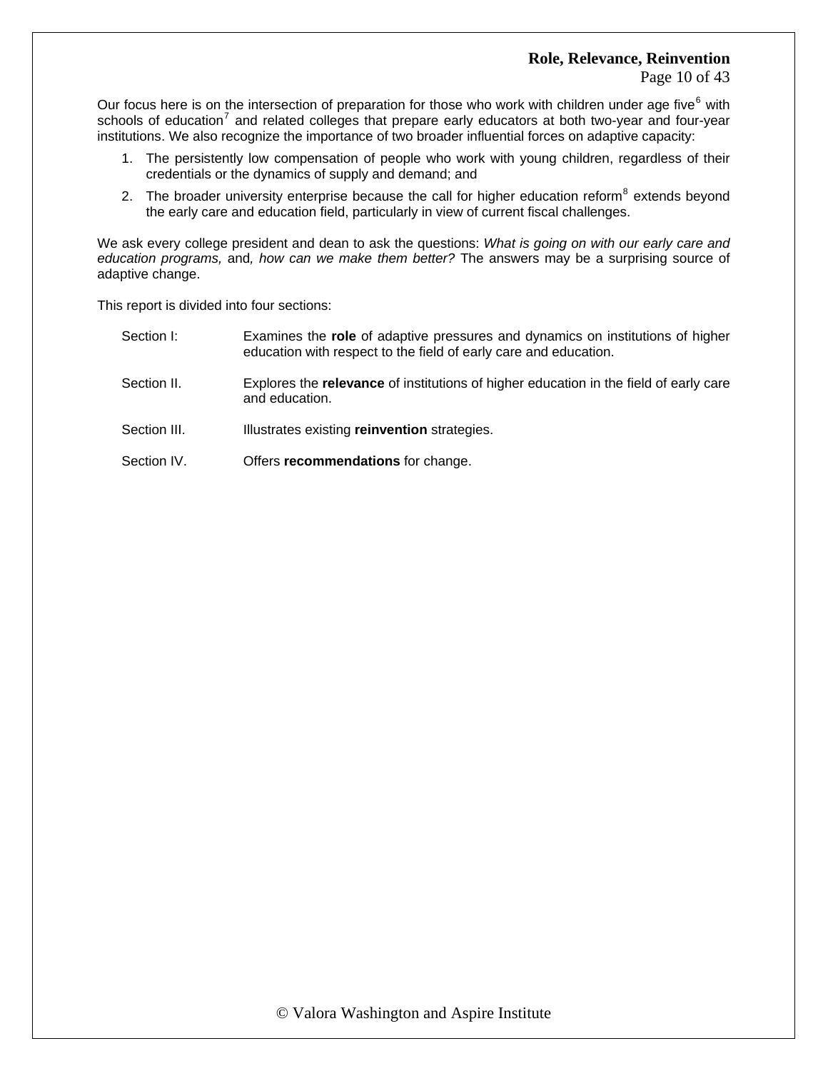Our focus here is on the intersection of preparation for those who work with children under age five[6] with schools of education[7] and related colleges that prepare early educators at both two-year and four-year institutions. We also recognize the importance of two broader influential forces on adaptive capacity:

1. The persistently low compensation of people who work with young children, regardless of their credentials or the dynamics of supply and demand; and
2. The broader university enterprise because the call for higher education reform[8] extends beyond the early care and education field, particularly in view of current fiscal challenges.

We ask every college president and dean to ask the questions: *What is going on with our early care and education programs,* and*, how can we make them better?* The answers may be a surprising source of adaptive change.

This report is divided into four sections:

- Section I: Examines the **role** of adaptive pressures and dynamics on institutions of higher education with respect to the field of early care and education.
- Section II. Explores the **relevance** of institutions of higher education in the field of early care and education.
- Section III. Illustrates existing **reinvention** strategies.
- Section IV. Offers **recommendations** for change.

© Valora Washington and Aspire Institute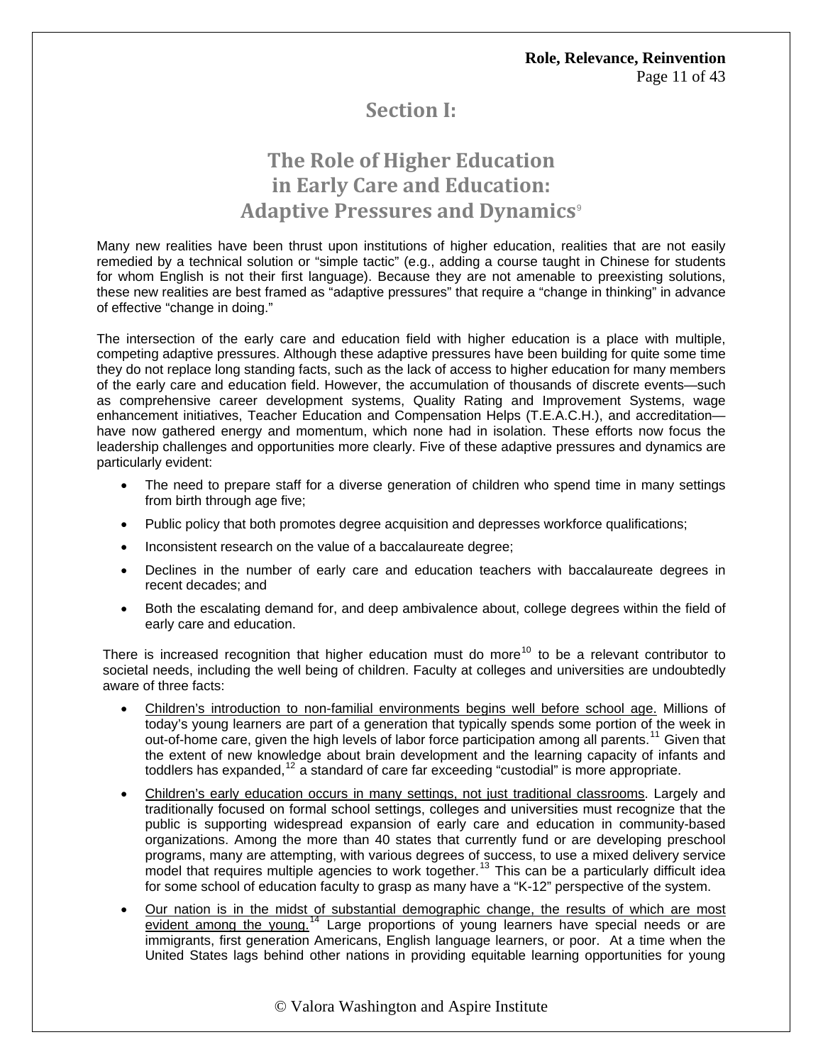# Section I:

## The Role of Higher Education in Early Care and Education: Adaptive Pressures and Dynamics[9]

Many new realities have been thrust upon institutions of higher education, realities that are not easily remedied by a technical solution or "simple tactic" (e.g., adding a course taught in Chinese for students for whom English is not their first language). Because they are not amenable to preexisting solutions, these new realities are best framed as "adaptive pressures" that require a "change in thinking" in advance of effective "change in doing."

The intersection of the early care and education field with higher education is a place with multiple, competing adaptive pressures. Although these adaptive pressures have been building for quite some time they do not replace long standing facts, such as the lack of access to higher education for many members of the early care and education field. However, the accumulation of thousands of discrete events—such as comprehensive career development systems, Quality Rating and Improvement Systems, wage enhancement initiatives, Teacher Education and Compensation Helps (T.E.A.C.H.), and accreditation—have now gathered energy and momentum, which none had in isolation. These efforts now focus the leadership challenges and opportunities more clearly. Five of these adaptive pressures and dynamics are particularly evident:

- The need to prepare staff for a diverse generation of children who spend time in many settings from birth through age five;
- Public policy that both promotes degree acquisition and depresses workforce qualifications;
- Inconsistent research on the value of a baccalaureate degree;
- Declines in the number of early care and education teachers with baccalaureate degrees in recent decades; and
- Both the escalating demand for, and deep ambivalence about, college degrees within the field of early care and education.

There is increased recognition that higher education must do more[10] to be a relevant contributor to societal needs, including the well being of children. Faculty at colleges and universities are undoubtedly aware of three facts:

- <u>Children's introduction to non-familial environments begins well before school age.</u> Millions of today's young learners are part of a generation that typically spends some portion of the week in out-of-home care, given the high levels of labor force participation among all parents.[11] Given that the extent of new knowledge about brain development and the learning capacity of infants and toddlers has expanded,[12] a standard of care far exceeding "custodial" is more appropriate.
- <u>Children's early education occurs in many settings, not just traditional classrooms</u>. Largely and traditionally focused on formal school settings, colleges and universities must recognize that the public is supporting widespread expansion of early care and education in community-based organizations. Among the more than 40 states that currently fund or are developing preschool programs, many are attempting, with various degrees of success, to use a mixed delivery service model that requires multiple agencies to work together.[13] This can be a particularly difficult idea for some school of education faculty to grasp as many have a "K-12" perspective of the system.
- <u>Our nation is in the midst of substantial demographic change, the results of which are most evident among the young.</u>[14] Large proportions of young learners have special needs or are immigrants, first generation Americans, English language learners, or poor. At a time when the United States lags behind other nations in providing equitable learning opportunities for young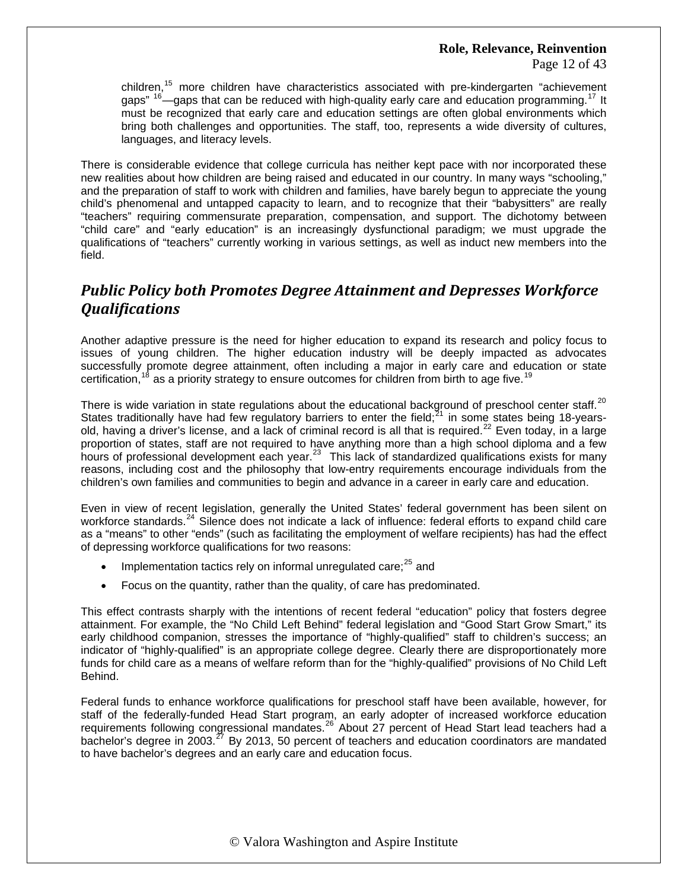children,[15] more children have characteristics associated with pre-kindergarten "achievement gaps" [16]—gaps that can be reduced with high-quality early care and education programming.[17] It must be recognized that early care and education settings are often global environments which bring both challenges and opportunities. The staff, too, represents a wide diversity of cultures, languages, and literacy levels.

There is considerable evidence that college curricula has neither kept pace with nor incorporated these new realities about how children are being raised and educated in our country. In many ways "schooling," and the preparation of staff to work with children and families, have barely begun to appreciate the young child's phenomenal and untapped capacity to learn, and to recognize that their "babysitters" are really "teachers" requiring commensurate preparation, compensation, and support. The dichotomy between "child care" and "early education" is an increasingly dysfunctional paradigm; we must upgrade the qualifications of "teachers" currently working in various settings, as well as induct new members into the field.

## *Public Policy both Promotes Degree Attainment and Depresses Workforce Qualifications*

Another adaptive pressure is the need for higher education to expand its research and policy focus to issues of young children. The higher education industry will be deeply impacted as advocates successfully promote degree attainment, often including a major in early care and education or state certification,[18] as a priority strategy to ensure outcomes for children from birth to age five.[19]

There is wide variation in state regulations about the educational background of preschool center staff.[20] States traditionally have had few regulatory barriers to enter the field;[21] in some states being 18-years-old, having a driver's license, and a lack of criminal record is all that is required.[22] Even today, in a large proportion of states, staff are not required to have anything more than a high school diploma and a few hours of professional development each year.[23] This lack of standardized qualifications exists for many reasons, including cost and the philosophy that low-entry requirements encourage individuals from the children's own families and communities to begin and advance in a career in early care and education.

Even in view of recent legislation, generally the United States' federal government has been silent on workforce standards.[24] Silence does not indicate a lack of influence: federal efforts to expand child care as a "means" to other "ends" (such as facilitating the employment of welfare recipients) has had the effect of depressing workforce qualifications for two reasons:

- Implementation tactics rely on informal unregulated care;[25] and
- Focus on the quantity, rather than the quality, of care has predominated.

This effect contrasts sharply with the intentions of recent federal "education" policy that fosters degree attainment. For example, the "No Child Left Behind" federal legislation and "Good Start Grow Smart," its early childhood companion, stresses the importance of "highly-qualified" staff to children's success; an indicator of "highly-qualified" is an appropriate college degree. Clearly there are disproportionately more funds for child care as a means of welfare reform than for the "highly-qualified" provisions of No Child Left Behind.

Federal funds to enhance workforce qualifications for preschool staff have been available, however, for staff of the federally-funded Head Start program, an early adopter of increased workforce education requirements following congressional mandates.[26] About 27 percent of Head Start lead teachers had a bachelor's degree in 2003.[27] By 2013, 50 percent of teachers and education coordinators are mandated to have bachelor's degrees and an early care and education focus.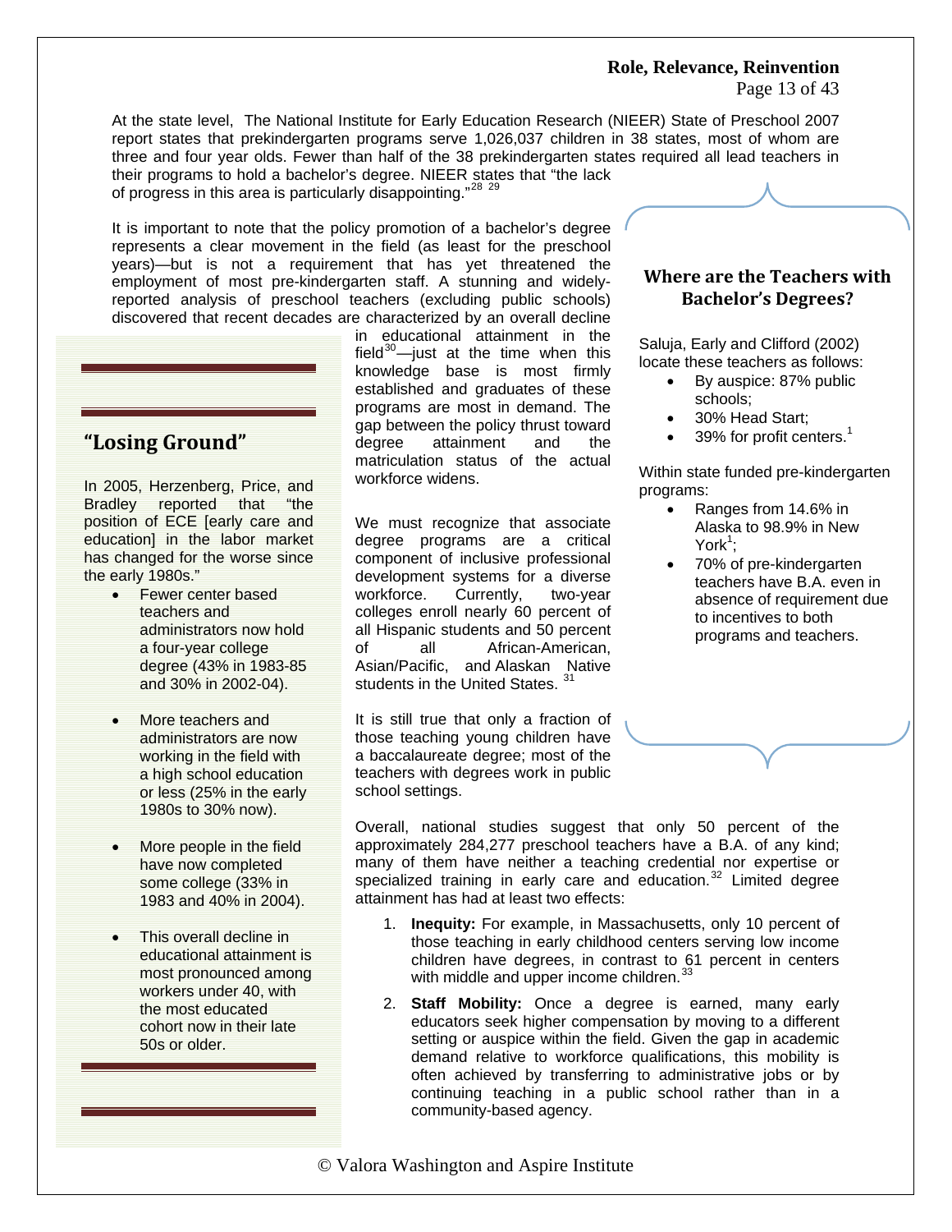At the state level, The National Institute for Early Education Research (NIEER) State of Preschool 2007 report states that prekindergarten programs serve 1,026,037 children in 38 states, most of whom are three and four year olds. Fewer than half of the 38 prekindergarten states required all lead teachers in their programs to hold a bachelor's degree. NIEER states that "the lack of progress in this area is particularly disappointing."[28] [29]

It is important to note that the policy promotion of a bachelor's degree represents a clear movement in the field (as least for the preschool years)—but is not a requirement that has yet threatened the employment of most pre-kindergarten staff. A stunning and widely-reported analysis of preschool teachers (excluding public schools) discovered that recent decades are characterized by an overall decline in educational attainment in the field[30]—just at the time when this knowledge base is most firmly established and graduates of these programs are most in demand. The gap between the policy thrust toward degree attainment and the matriculation status of the actual workforce widens.

We must recognize that associate degree programs are a critical component of inclusive professional development systems for a diverse workforce. Currently, two-year colleges enroll nearly 60 percent of all Hispanic students and 50 percent of all African-American, Asian/Pacific, and Alaskan Native students in the United States. [31]

It is still true that only a fraction of those teaching young children have a baccalaureate degree; most of the teachers with degrees work in public school settings.

Overall, national studies suggest that only 50 percent of the approximately 284,277 preschool teachers have a B.A. of any kind; many of them have neither a teaching credential nor expertise or specialized training in early care and education.[32] Limited degree attainment has had at least two effects:

1. **Inequity:** For example, in Massachusetts, only 10 percent of those teaching in early childhood centers serving low income children have degrees, in contrast to 61 percent in centers with middle and upper income children.[33]
2. **Staff Mobility:** Once a degree is earned, many early educators seek higher compensation by moving to a different setting or auspice within the field. Given the gap in academic demand relative to workforce qualifications, this mobility is often achieved by transferring to administrative jobs or by continuing teaching in a public school rather than in a community-based agency.

## "Losing Ground"

In 2005, Herzenberg, Price, and Bradley reported that "the position of ECE [early care and education] in the labor market has changed for the worse since the early 1980s."

- Fewer center based teachers and administrators now hold a four-year college degree (43% in 1983-85 and 30% in 2002-04).
- More teachers and administrators are now working in the field with a high school education or less (25% in the early 1980s to 30% now).
- More people in the field have now completed some college (33% in 1983 and 40% in 2004).
- This overall decline in educational attainment is most pronounced among workers under 40, with the most educated cohort now in their late 50s or older.

## Where are the Teachers with Bachelor's Degrees?

Saluja, Early and Clifford (2002) locate these teachers as follows:

- By auspice: 87% public schools;
- 30% Head Start;
- 39% for profit centers.[1]

Within state funded pre-kindergarten programs:

- Ranges from 14.6% in Alaska to 98.9% in New York[1];
- 70% of pre-kindergarten teachers have B.A. even in absence of requirement due to incentives to both programs and teachers.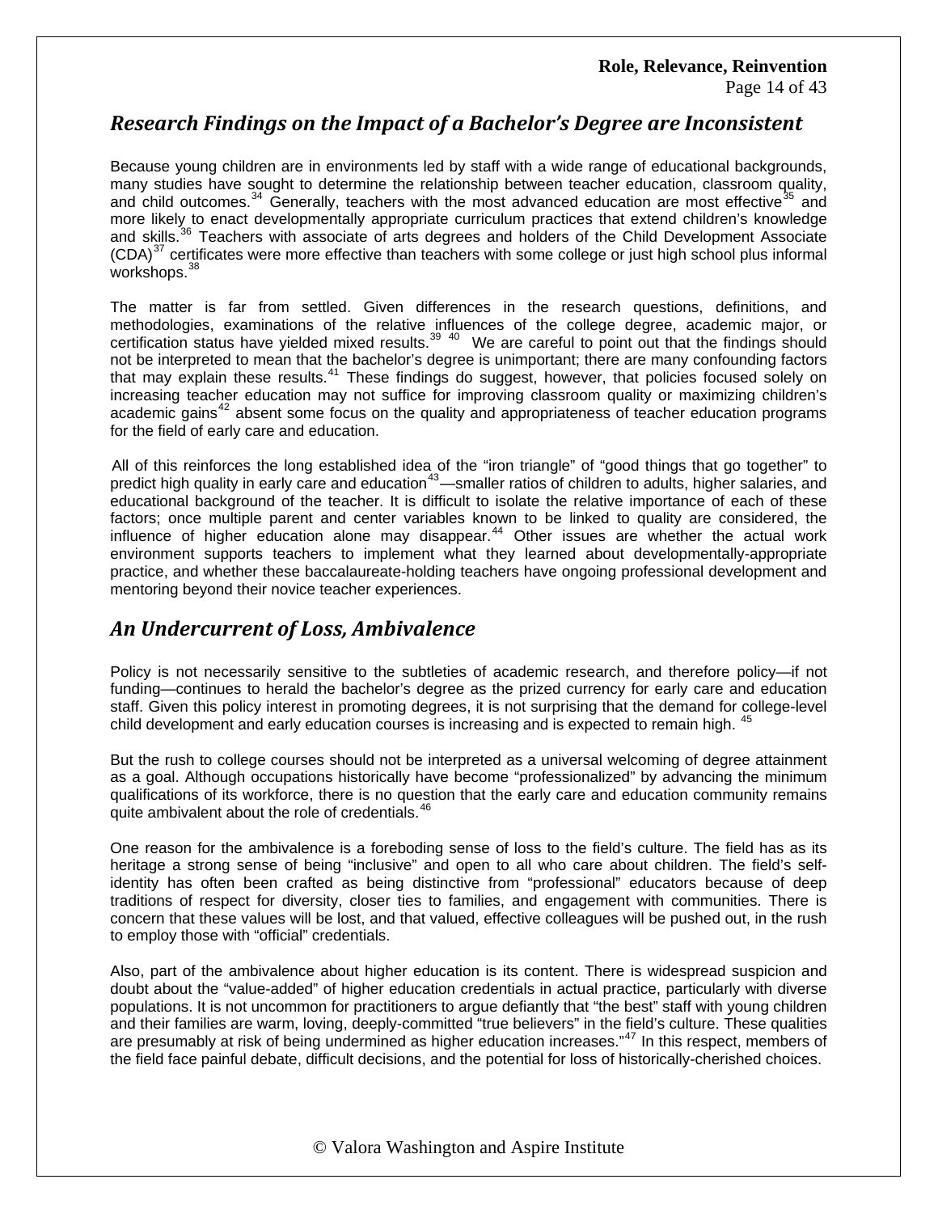## Research Findings on the Impact of a Bachelor's Degree are Inconsistent

Because young children are in environments led by staff with a wide range of educational backgrounds, many studies have sought to determine the relationship between teacher education, classroom quality, and child outcomes.[34] Generally, teachers with the most advanced education are most effective[35] and more likely to enact developmentally appropriate curriculum practices that extend children's knowledge and skills.[36] Teachers with associate of arts degrees and holders of the Child Development Associate (CDA)[37] certificates were more effective than teachers with some college or just high school plus informal workshops.[38]

The matter is far from settled. Given differences in the research questions, definitions, and methodologies, examinations of the relative influences of the college degree, academic major, or certification status have yielded mixed results.[39] [40] We are careful to point out that the findings should not be interpreted to mean that the bachelor's degree is unimportant; there are many confounding factors that may explain these results.[41] These findings do suggest, however, that policies focused solely on increasing teacher education may not suffice for improving classroom quality or maximizing children's academic gains[42] absent some focus on the quality and appropriateness of teacher education programs for the field of early care and education.

All of this reinforces the long established idea of the "iron triangle" of "good things that go together" to predict high quality in early care and education[43]—smaller ratios of children to adults, higher salaries, and educational background of the teacher. It is difficult to isolate the relative importance of each of these factors; once multiple parent and center variables known to be linked to quality are considered, the influence of higher education alone may disappear.[44] Other issues are whether the actual work environment supports teachers to implement what they learned about developmentally-appropriate practice, and whether these baccalaureate-holding teachers have ongoing professional development and mentoring beyond their novice teacher experiences.

## An Undercurrent of Loss, Ambivalence

Policy is not necessarily sensitive to the subtleties of academic research, and therefore policy—if not funding—continues to herald the bachelor's degree as the prized currency for early care and education staff. Given this policy interest in promoting degrees, it is not surprising that the demand for college-level child development and early education courses is increasing and is expected to remain high. [45]

But the rush to college courses should not be interpreted as a universal welcoming of degree attainment as a goal. Although occupations historically have become "professionalized" by advancing the minimum qualifications of its workforce, there is no question that the early care and education community remains quite ambivalent about the role of credentials.[46]

One reason for the ambivalence is a foreboding sense of loss to the field's culture. The field has as its heritage a strong sense of being "inclusive" and open to all who care about children. The field's self-identity has often been crafted as being distinctive from "professional" educators because of deep traditions of respect for diversity, closer ties to families, and engagement with communities. There is concern that these values will be lost, and that valued, effective colleagues will be pushed out, in the rush to employ those with "official" credentials.

Also, part of the ambivalence about higher education is its content. There is widespread suspicion and doubt about the "value-added" of higher education credentials in actual practice, particularly with diverse populations. It is not uncommon for practitioners to argue defiantly that "the best" staff with young children and their families are warm, loving, deeply-committed "true believers" in the field's culture. These qualities are presumably at risk of being undermined as higher education increases."[47] In this respect, members of the field face painful debate, difficult decisions, and the potential for loss of historically-cherished choices.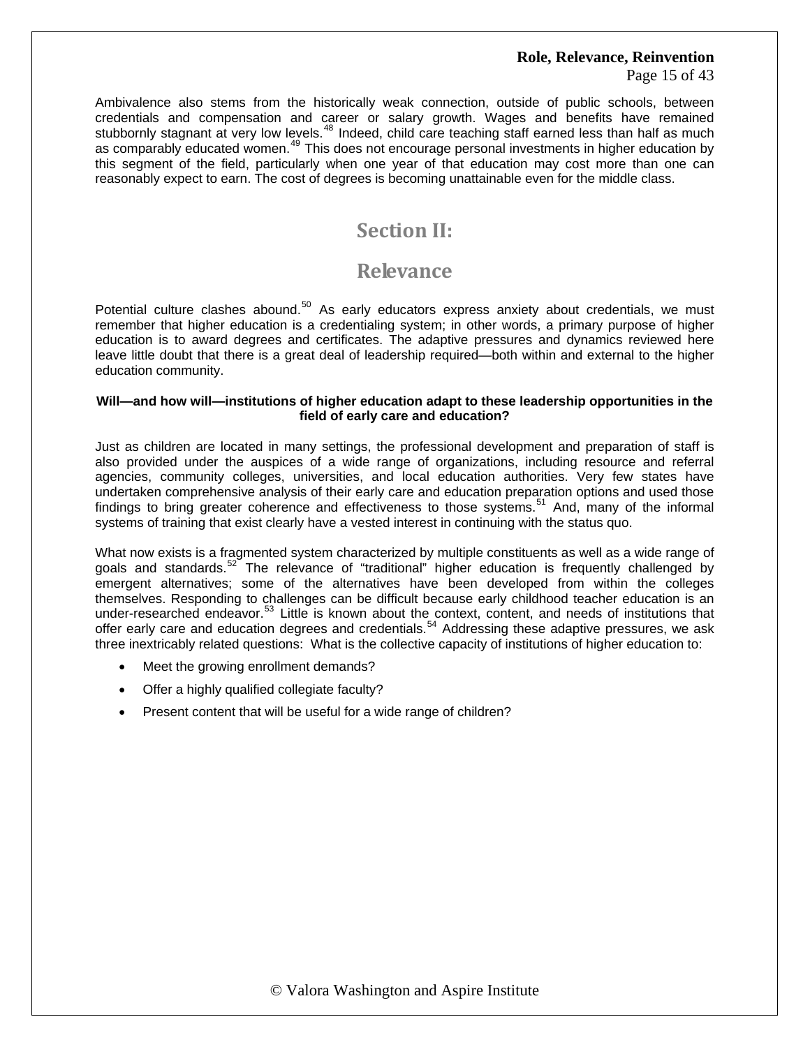Ambivalence also stems from the historically weak connection, outside of public schools, between credentials and compensation and career or salary growth. Wages and benefits have remained stubbornly stagnant at very low levels.[48] Indeed, child care teaching staff earned less than half as much as comparably educated women.[49] This does not encourage personal investments in higher education by this segment of the field, particularly when one year of that education may cost more than one can reasonably expect to earn. The cost of degrees is becoming unattainable even for the middle class.

# Section II:

# Relevance

Potential culture clashes abound.[50] As early educators express anxiety about credentials, we must remember that higher education is a credentialing system; in other words, a primary purpose of higher education is to award degrees and certificates. The adaptive pressures and dynamics reviewed here leave little doubt that there is a great deal of leadership required—both within and external to the higher education community.

**Will—and how will—institutions of higher education adapt to these leadership opportunities in the field of early care and education?**

Just as children are located in many settings, the professional development and preparation of staff is also provided under the auspices of a wide range of organizations, including resource and referral agencies, community colleges, universities, and local education authorities. Very few states have undertaken comprehensive analysis of their early care and education preparation options and used those findings to bring greater coherence and effectiveness to those systems.[51] And, many of the informal systems of training that exist clearly have a vested interest in continuing with the status quo.

What now exists is a fragmented system characterized by multiple constituents as well as a wide range of goals and standards.[52] The relevance of "traditional" higher education is frequently challenged by emergent alternatives; some of the alternatives have been developed from within the colleges themselves. Responding to challenges can be difficult because early childhood teacher education is an under-researched endeavor.[53] Little is known about the context, content, and needs of institutions that offer early care and education degrees and credentials.[54] Addressing these adaptive pressures, we ask three inextricably related questions: What is the collective capacity of institutions of higher education to:

- Meet the growing enrollment demands?
- Offer a highly qualified collegiate faculty?
- Present content that will be useful for a wide range of children?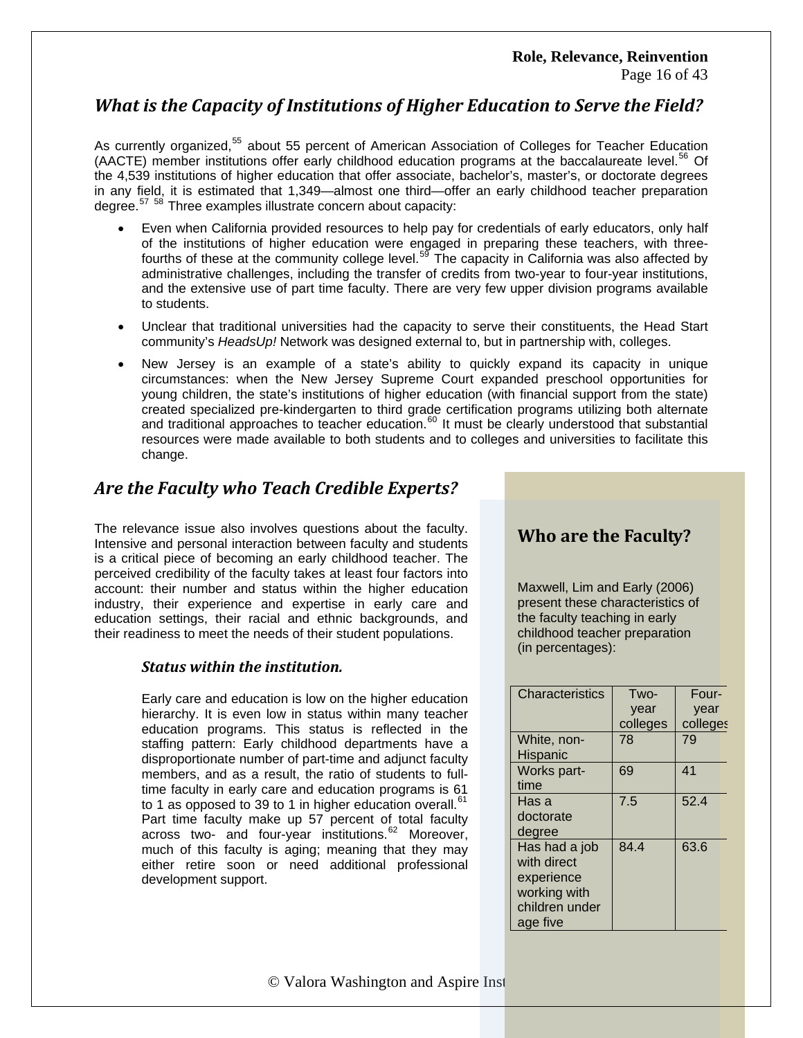## What is the Capacity of Institutions of Higher Education to Serve the Field?

As currently organized,[55] about 55 percent of American Association of Colleges for Teacher Education (AACTE) member institutions offer early childhood education programs at the baccalaureate level.[56] Of the 4,539 institutions of higher education that offer associate, bachelor's, master's, or doctorate degrees in any field, it is estimated that 1,349—almost one third—offer an early childhood teacher preparation degree.[57] [58] Three examples illustrate concern about capacity:

- Even when California provided resources to help pay for credentials of early educators, only half of the institutions of higher education were engaged in preparing these teachers, with three-fourths of these at the community college level.[59] The capacity in California was also affected by administrative challenges, including the transfer of credits from two-year to four-year institutions, and the extensive use of part time faculty. There are very few upper division programs available to students.
- Unclear that traditional universities had the capacity to serve their constituents, the Head Start community's *HeadsUp!* Network was designed external to, but in partnership with, colleges.
- New Jersey is an example of a state's ability to quickly expand its capacity in unique circumstances: when the New Jersey Supreme Court expanded preschool opportunities for young children, the state's institutions of higher education (with financial support from the state) created specialized pre-kindergarten to third grade certification programs utilizing both alternate and traditional approaches to teacher education.[60] It must be clearly understood that substantial resources were made available to both students and to colleges and universities to facilitate this change.

## Are the Faculty who Teach Credible Experts?

The relevance issue also involves questions about the faculty. Intensive and personal interaction between faculty and students is a critical piece of becoming an early childhood teacher. The perceived credibility of the faculty takes at least four factors into account: their number and status within the higher education industry, their experience and expertise in early care and education settings, their racial and ethnic backgrounds, and their readiness to meet the needs of their student populations.

### Status within the institution.

Early care and education is low on the higher education hierarchy. It is even low in status within many teacher education programs. This status is reflected in the staffing pattern: Early childhood departments have a disproportionate number of part-time and adjunct faculty members, and as a result, the ratio of students to full-time faculty in early care and education programs is 61 to 1 as opposed to 39 to 1 in higher education overall.[61] Part time faculty make up 57 percent of total faculty across two- and four-year institutions.[62] Moreover, much of this faculty is aging; meaning that they may either retire soon or need additional professional development support.

### Who are the Faculty?

Maxwell, Lim and Early (2006) present these characteristics of the faculty teaching in early childhood teacher preparation (in percentages):

| Characteristics | Two-year colleges | Four-year colleges |
|---|---|---|
| White, non-Hispanic | 78 | 79 |
| Works part-time | 69 | 41 |
| Has a doctorate degree | 7.5 | 52.4 |
| Has had a job with direct experience working with children under age five | 84.4 | 63.6 |

© Valora Washington and Aspire Inst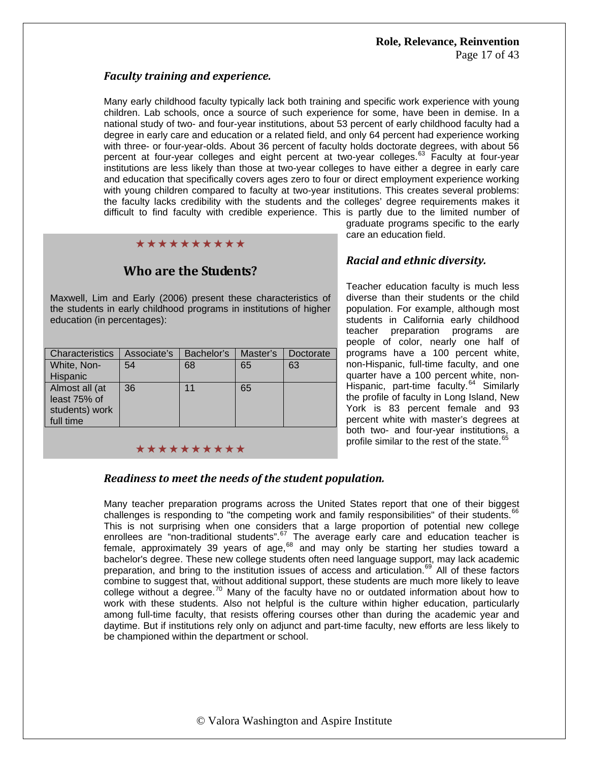### *Faculty training and experience.*

Many early childhood faculty typically lack both training and specific work experience with young children. Lab schools, once a source of such experience for some, have been in demise. In a national study of two- and four-year institutions, about 53 percent of early childhood faculty had a degree in early care and education or a related field, and only 64 percent had experience working with three- or four-year-olds. About 36 percent of faculty holds doctorate degrees, with about 56 percent at four-year colleges and eight percent at two-year colleges.[63] Faculty at four-year institutions are less likely than those at two-year colleges to have either a degree in early care and education that specifically covers ages zero to four or direct employment experience working with young children compared to faculty at two-year institutions. This creates several problems: the faculty lacks credibility with the students and the colleges' degree requirements makes it difficult to find faculty with credible experience. This is partly due to the limited number of graduate programs specific to the early care an education field.

★★★★★★★★★★

## Who are the Students?

Maxwell, Lim and Early (2006) present these characteristics of the students in early childhood programs in institutions of higher education (in percentages):

| Characteristics | Associate's | Bachelor's | Master's | Doctorate |
|---|---|---|---|---|
| White, Non-Hispanic | 54 | 68 | 65 | 63 |
| Almost all (at least 75% of students) work full time | 36 | 11 | 65 | |

★★★★★★★★★★

### *Racial and ethnic diversity.*

Teacher education faculty is much less diverse than their students or the child population. For example, although most students in California early childhood teacher preparation programs are people of color, nearly one half of programs have a 100 percent white, non-Hispanic, full-time faculty, and one quarter have a 100 percent white, non-Hispanic, part-time faculty.[64] Similarly the profile of faculty in Long Island, New York is 83 percent female and 93 percent white with master's degrees at both two- and four-year institutions, a profile similar to the rest of the state.[65]

### *Readiness to meet the needs of the student population.*

Many teacher preparation programs across the United States report that one of their biggest challenges is responding to "the competing work and family responsibilities" of their students.[66] This is not surprising when one considers that a large proportion of potential new college enrollees are "non-traditional students".[67] The average early care and education teacher is female, approximately 39 years of age,[68] and may only be starting her studies toward a bachelor's degree. These new college students often need language support, may lack academic preparation, and bring to the institution issues of access and articulation.[69] All of these factors combine to suggest that, without additional support, these students are much more likely to leave college without a degree.[70] Many of the faculty have no or outdated information about how to work with these students. Also not helpful is the culture within higher education, particularly among full-time faculty, that resists offering courses other than during the academic year and daytime. But if institutions rely only on adjunct and part-time faculty, new efforts are less likely to be championed within the department or school.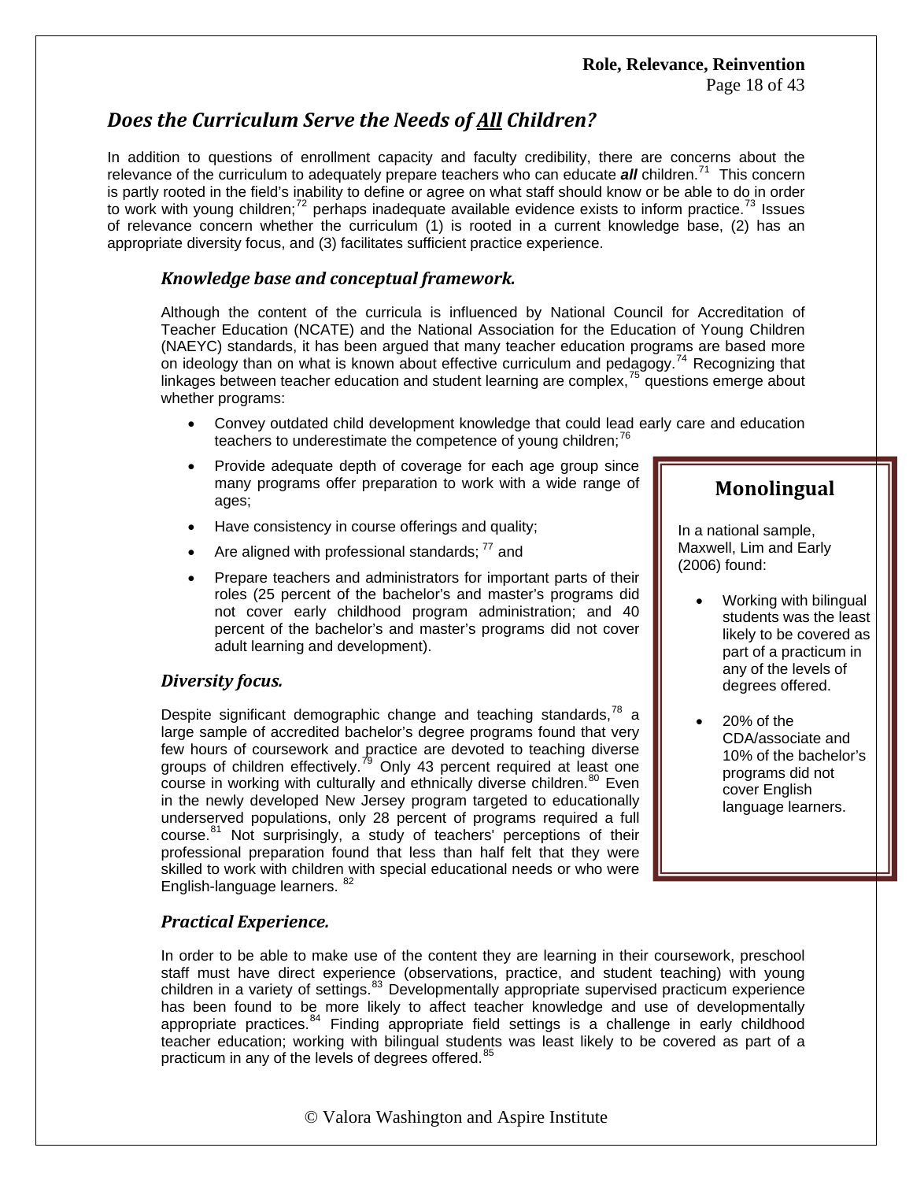## *Does the Curriculum Serve the Needs of All Children?*

In addition to questions of enrollment capacity and faculty credibility, there are concerns about the relevance of the curriculum to adequately prepare teachers who can educate ***all*** children.[71] This concern is partly rooted in the field's inability to define or agree on what staff should know or be able to do in order to work with young children;[72] perhaps inadequate available evidence exists to inform practice.[73] Issues of relevance concern whether the curriculum (1) is rooted in a current knowledge base, (2) has an appropriate diversity focus, and (3) facilitates sufficient practice experience.

### *Knowledge base and conceptual framework.*

Although the content of the curricula is influenced by National Council for Accreditation of Teacher Education (NCATE) and the National Association for the Education of Young Children (NAEYC) standards, it has been argued that many teacher education programs are based more on ideology than on what is known about effective curriculum and pedagogy.[74] Recognizing that linkages between teacher education and student learning are complex,[75] questions emerge about whether programs:

- Convey outdated child development knowledge that could lead early care and education teachers to underestimate the competence of young children;[76]
- Provide adequate depth of coverage for each age group since many programs offer preparation to work with a wide range of ages;
- Have consistency in course offerings and quality;
- Are aligned with professional standards; [77] and
- Prepare teachers and administrators for important parts of their roles (25 percent of the bachelor's and master's programs did not cover early childhood program administration; and 40 percent of the bachelor's and master's programs did not cover adult learning and development).

### *Diversity focus.*

Despite significant demographic change and teaching standards,[78] a large sample of accredited bachelor's degree programs found that very few hours of coursework and practice are devoted to teaching diverse groups of children effectively.[79] Only 43 percent required at least one course in working with culturally and ethnically diverse children.[80] Even in the newly developed New Jersey program targeted to educationally underserved populations, only 28 percent of programs required a full course.[81] Not surprisingly, a study of teachers' perceptions of their professional preparation found that less than half felt that they were skilled to work with children with special educational needs or who were English-language learners. [82]

> **Monolingual**
>
> In a national sample, Maxwell, Lim and Early (2006) found:
>
> - Working with bilingual students was the least likely to be covered as part of a practicum in any of the levels of degrees offered.
> - 20% of the CDA/associate and 10% of the bachelor's programs did not cover English language learners.

### *Practical Experience.*

In order to be able to make use of the content they are learning in their coursework, preschool staff must have direct experience (observations, practice, and student teaching) with young children in a variety of settings.[83] Developmentally appropriate supervised practicum experience has been found to be more likely to affect teacher knowledge and use of developmentally appropriate practices.[84] Finding appropriate field settings is a challenge in early childhood teacher education; working with bilingual students was least likely to be covered as part of a practicum in any of the levels of degrees offered.[85]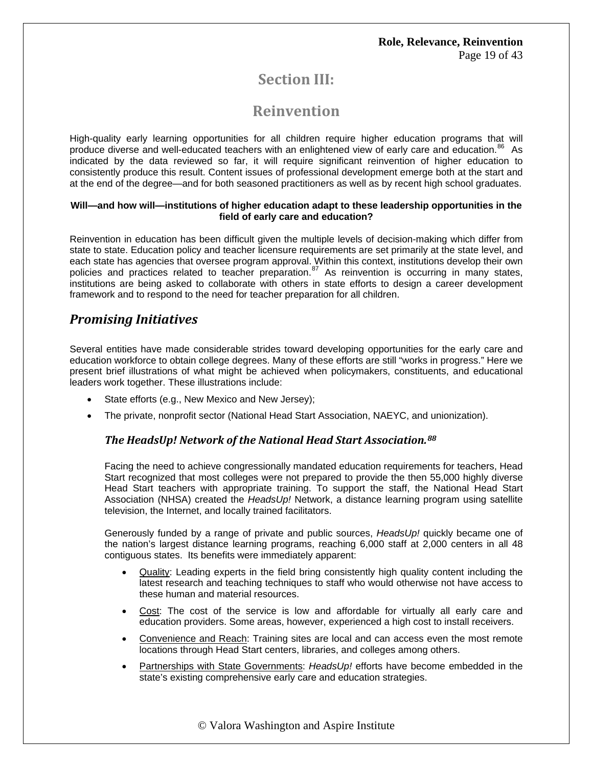# Section III:

# Reinvention

High-quality early learning opportunities for all children require higher education programs that will produce diverse and well-educated teachers with an enlightened view of early care and education.[86] As indicated by the data reviewed so far, it will require significant reinvention of higher education to consistently produce this result. Content issues of professional development emerge both at the start and at the end of the degree—and for both seasoned practitioners as well as by recent high school graduates.

**Will—and how will—institutions of higher education adapt to these leadership opportunities in the field of early care and education?**

Reinvention in education has been difficult given the multiple levels of decision-making which differ from state to state. Education policy and teacher licensure requirements are set primarily at the state level, and each state has agencies that oversee program approval. Within this context, institutions develop their own policies and practices related to teacher preparation.[87] As reinvention is occurring in many states, institutions are being asked to collaborate with others in state efforts to design a career development framework and to respond to the need for teacher preparation for all children.

## *Promising Initiatives*

Several entities have made considerable strides toward developing opportunities for the early care and education workforce to obtain college degrees. Many of these efforts are still "works in progress." Here we present brief illustrations of what might be achieved when policymakers, constituents, and educational leaders work together. These illustrations include:

- State efforts (e.g., New Mexico and New Jersey);
- The private, nonprofit sector (National Head Start Association, NAEYC, and unionization).

### *The HeadsUp! Network of the National Head Start Association.[88]*

Facing the need to achieve congressionally mandated education requirements for teachers, Head Start recognized that most colleges were not prepared to provide the then 55,000 highly diverse Head Start teachers with appropriate training. To support the staff, the National Head Start Association (NHSA) created the *HeadsUp!* Network, a distance learning program using satellite television, the Internet, and locally trained facilitators.

Generously funded by a range of private and public sources, *HeadsUp!* quickly became one of the nation's largest distance learning programs, reaching 6,000 staff at 2,000 centers in all 48 contiguous states. Its benefits were immediately apparent:

- Quality: Leading experts in the field bring consistently high quality content including the latest research and teaching techniques to staff who would otherwise not have access to these human and material resources.
- Cost: The cost of the service is low and affordable for virtually all early care and education providers. Some areas, however, experienced a high cost to install receivers.
- Convenience and Reach: Training sites are local and can access even the most remote locations through Head Start centers, libraries, and colleges among others.
- Partnerships with State Governments: *HeadsUp!* efforts have become embedded in the state's existing comprehensive early care and education strategies.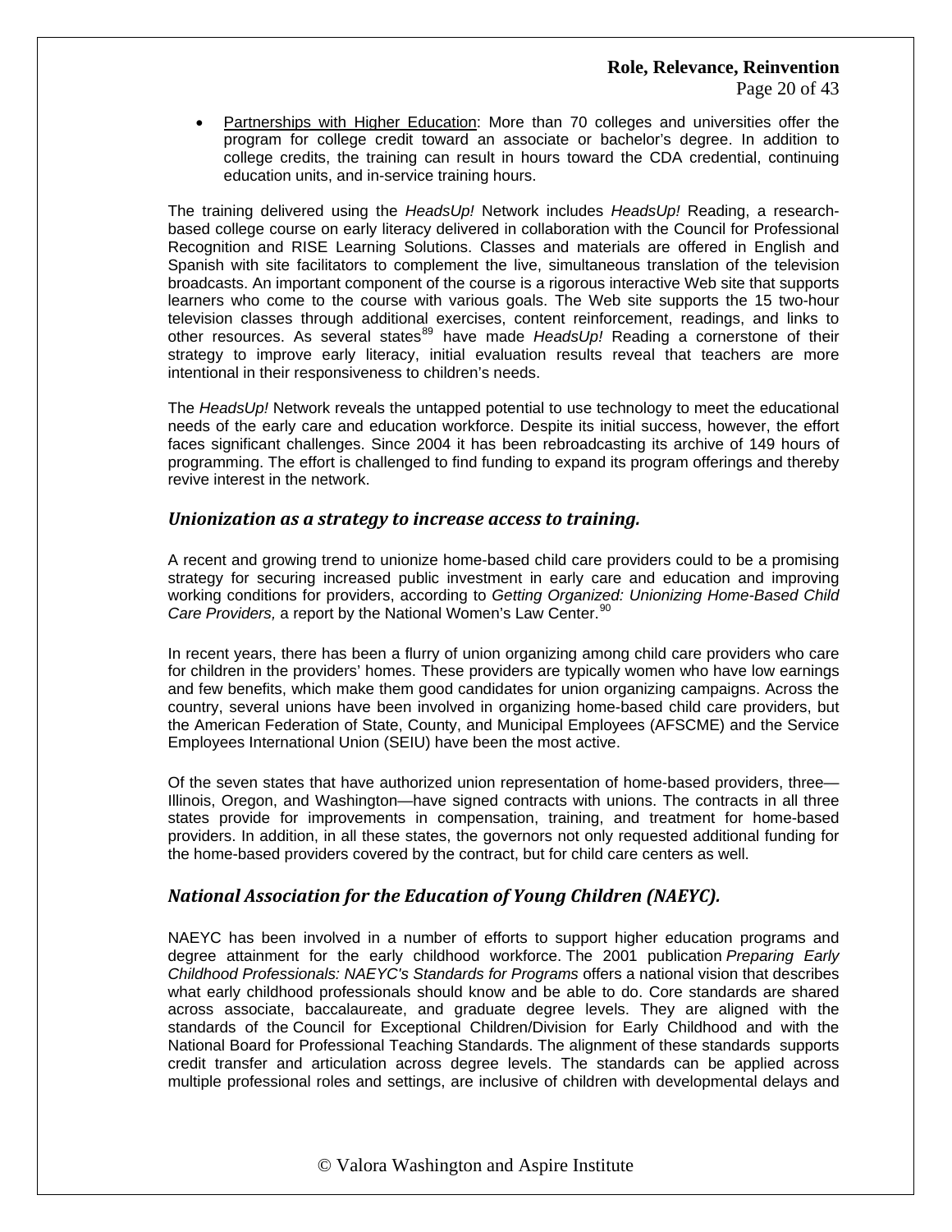- Partnerships with Higher Education: More than 70 colleges and universities offer the program for college credit toward an associate or bachelor's degree. In addition to college credits, the training can result in hours toward the CDA credential, continuing education units, and in-service training hours.

The training delivered using the *HeadsUp!* Network includes *HeadsUp!* Reading, a research-based college course on early literacy delivered in collaboration with the Council for Professional Recognition and RISE Learning Solutions. Classes and materials are offered in English and Spanish with site facilitators to complement the live, simultaneous translation of the television broadcasts. An important component of the course is a rigorous interactive Web site that supports learners who come to the course with various goals. The Web site supports the 15 two-hour television classes through additional exercises, content reinforcement, readings, and links to other resources. As several states[89] have made *HeadsUp!* Reading a cornerstone of their strategy to improve early literacy, initial evaluation results reveal that teachers are more intentional in their responsiveness to children's needs.

The *HeadsUp!* Network reveals the untapped potential to use technology to meet the educational needs of the early care and education workforce. Despite its initial success, however, the effort faces significant challenges. Since 2004 it has been rebroadcasting its archive of 149 hours of programming. The effort is challenged to find funding to expand its program offerings and thereby revive interest in the network.

### *Unionization as a strategy to increase access to training.*

A recent and growing trend to unionize home-based child care providers could to be a promising strategy for securing increased public investment in early care and education and improving working conditions for providers, according to *Getting Organized: Unionizing Home-Based Child Care Providers,* a report by the National Women's Law Center.[90]

In recent years, there has been a flurry of union organizing among child care providers who care for children in the providers' homes. These providers are typically women who have low earnings and few benefits, which make them good candidates for union organizing campaigns. Across the country, several unions have been involved in organizing home-based child care providers, but the American Federation of State, County, and Municipal Employees (AFSCME) and the Service Employees International Union (SEIU) have been the most active.

Of the seven states that have authorized union representation of home-based providers, three—Illinois, Oregon, and Washington—have signed contracts with unions. The contracts in all three states provide for improvements in compensation, training, and treatment for home-based providers. In addition, in all these states, the governors not only requested additional funding for the home-based providers covered by the contract, but for child care centers as well.

### *National Association for the Education of Young Children (NAEYC).*

NAEYC has been involved in a number of efforts to support higher education programs and degree attainment for the early childhood workforce. The 2001 publication *Preparing Early Childhood Professionals: NAEYC's Standards for Programs* offers a national vision that describes what early childhood professionals should know and be able to do. Core standards are shared across associate, baccalaureate, and graduate degree levels. They are aligned with the standards of the Council for Exceptional Children/Division for Early Childhood and with the National Board for Professional Teaching Standards. The alignment of these standards supports credit transfer and articulation across degree levels. The standards can be applied across multiple professional roles and settings, are inclusive of children with developmental delays and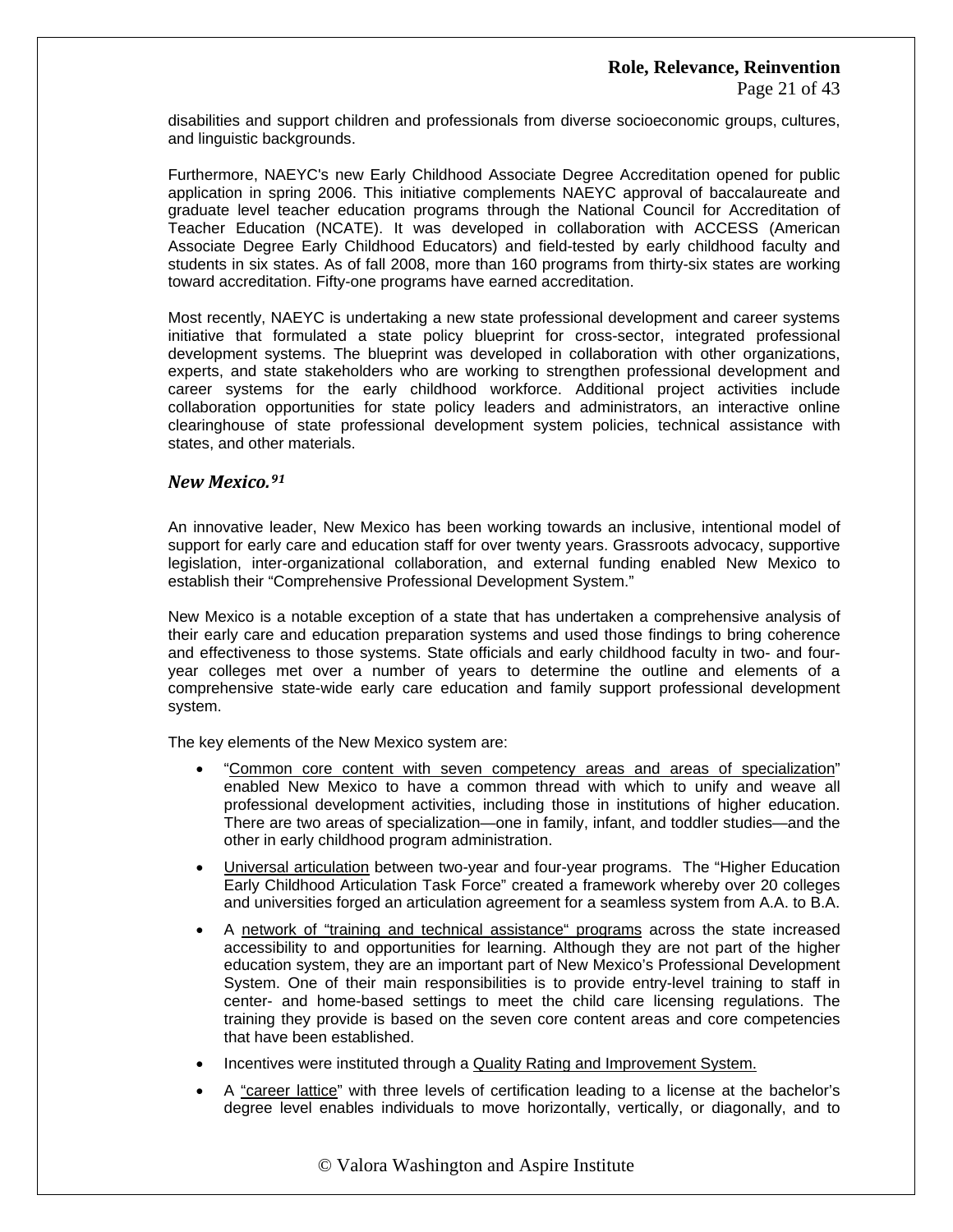disabilities and support children and professionals from diverse socioeconomic groups, cultures, and linguistic backgrounds.

Furthermore, NAEYC's new Early Childhood Associate Degree Accreditation opened for public application in spring 2006. This initiative complements NAEYC approval of baccalaureate and graduate level teacher education programs through the National Council for Accreditation of Teacher Education (NCATE). It was developed in collaboration with ACCESS (American Associate Degree Early Childhood Educators) and field-tested by early childhood faculty and students in six states. As of fall 2008, more than 160 programs from thirty-six states are working toward accreditation. Fifty-one programs have earned accreditation.

Most recently, NAEYC is undertaking a new state professional development and career systems initiative that formulated a state policy blueprint for cross-sector, integrated professional development systems. The blueprint was developed in collaboration with other organizations, experts, and state stakeholders who are working to strengthen professional development and career systems for the early childhood workforce. Additional project activities include collaboration opportunities for state policy leaders and administrators, an interactive online clearinghouse of state professional development system policies, technical assistance with states, and other materials.

### *New Mexico.*[91]

An innovative leader, New Mexico has been working towards an inclusive, intentional model of support for early care and education staff for over twenty years. Grassroots advocacy, supportive legislation, inter-organizational collaboration, and external funding enabled New Mexico to establish their "Comprehensive Professional Development System."

New Mexico is a notable exception of a state that has undertaken a comprehensive analysis of their early care and education preparation systems and used those findings to bring coherence and effectiveness to those systems. State officials and early childhood faculty in two- and four-year colleges met over a number of years to determine the outline and elements of a comprehensive state-wide early care education and family support professional development system.

The key elements of the New Mexico system are:

- "Common core content with seven competency areas and areas of specialization" enabled New Mexico to have a common thread with which to unify and weave all professional development activities, including those in institutions of higher education. There are two areas of specialization—one in family, infant, and toddler studies—and the other in early childhood program administration.
- Universal articulation between two-year and four-year programs. The "Higher Education Early Childhood Articulation Task Force" created a framework whereby over 20 colleges and universities forged an articulation agreement for a seamless system from A.A. to B.A.
- A network of "training and technical assistance" programs across the state increased accessibility to and opportunities for learning. Although they are not part of the higher education system, they are an important part of New Mexico's Professional Development System. One of their main responsibilities is to provide entry-level training to staff in center- and home-based settings to meet the child care licensing regulations. The training they provide is based on the seven core content areas and core competencies that have been established.
- Incentives were instituted through a Quality Rating and Improvement System.
- A "career lattice" with three levels of certification leading to a license at the bachelor's degree level enables individuals to move horizontally, vertically, or diagonally, and to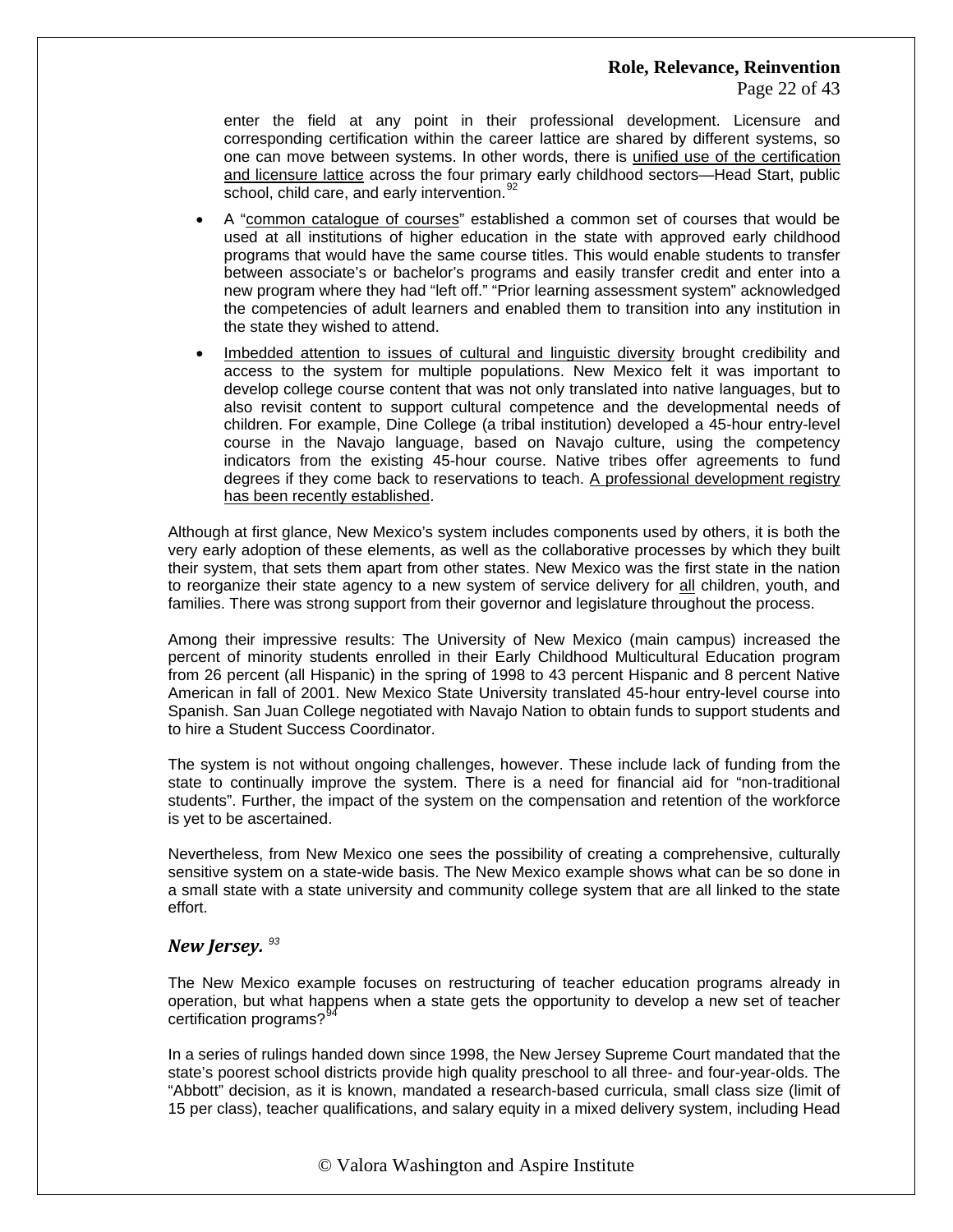enter the field at any point in their professional development. Licensure and corresponding certification within the career lattice are shared by different systems, so one can move between systems. In other words, there is unified use of the certification and licensure lattice across the four primary early childhood sectors—Head Start, public school, child care, and early intervention.[92]

- A "common catalogue of courses" established a common set of courses that would be used at all institutions of higher education in the state with approved early childhood programs that would have the same course titles. This would enable students to transfer between associate's or bachelor's programs and easily transfer credit and enter into a new program where they had "left off." "Prior learning assessment system" acknowledged the competencies of adult learners and enabled them to transition into any institution in the state they wished to attend.
- Imbedded attention to issues of cultural and linguistic diversity brought credibility and access to the system for multiple populations. New Mexico felt it was important to develop college course content that was not only translated into native languages, but to also revisit content to support cultural competence and the developmental needs of children. For example, Dine College (a tribal institution) developed a 45-hour entry-level course in the Navajo language, based on Navajo culture, using the competency indicators from the existing 45-hour course. Native tribes offer agreements to fund degrees if they come back to reservations to teach. A professional development registry has been recently established.

Although at first glance, New Mexico's system includes components used by others, it is both the very early adoption of these elements, as well as the collaborative processes by which they built their system, that sets them apart from other states. New Mexico was the first state in the nation to reorganize their state agency to a new system of service delivery for all children, youth, and families. There was strong support from their governor and legislature throughout the process.

Among their impressive results: The University of New Mexico (main campus) increased the percent of minority students enrolled in their Early Childhood Multicultural Education program from 26 percent (all Hispanic) in the spring of 1998 to 43 percent Hispanic and 8 percent Native American in fall of 2001. New Mexico State University translated 45-hour entry-level course into Spanish. San Juan College negotiated with Navajo Nation to obtain funds to support students and to hire a Student Success Coordinator.

The system is not without ongoing challenges, however. These include lack of funding from the state to continually improve the system. There is a need for financial aid for "non-traditional students". Further, the impact of the system on the compensation and retention of the workforce is yet to be ascertained.

Nevertheless, from New Mexico one sees the possibility of creating a comprehensive, culturally sensitive system on a state-wide basis. The New Mexico example shows what can be so done in a small state with a state university and community college system that are all linked to the state effort.

### *New Jersey.* [93]

The New Mexico example focuses on restructuring of teacher education programs already in operation, but what happens when a state gets the opportunity to develop a new set of teacher certification programs?[94]

In a series of rulings handed down since 1998, the New Jersey Supreme Court mandated that the state's poorest school districts provide high quality preschool to all three- and four-year-olds. The "Abbott" decision, as it is known, mandated a research-based curricula, small class size (limit of 15 per class), teacher qualifications, and salary equity in a mixed delivery system, including Head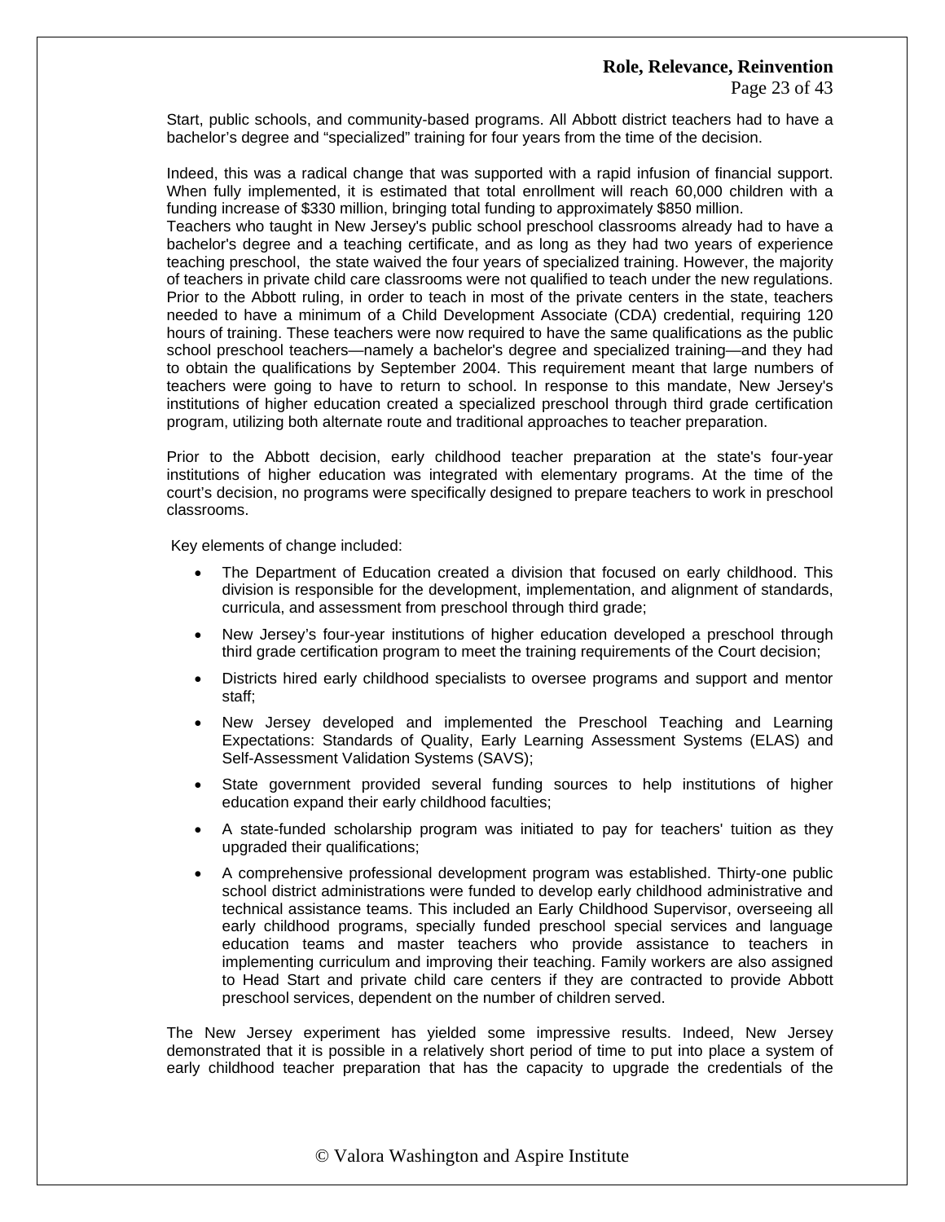Start, public schools, and community-based programs. All Abbott district teachers had to have a bachelor's degree and "specialized" training for four years from the time of the decision.

Indeed, this was a radical change that was supported with a rapid infusion of financial support. When fully implemented, it is estimated that total enrollment will reach 60,000 children with a funding increase of $330 million, bringing total funding to approximately $850 million.
Teachers who taught in New Jersey's public school preschool classrooms already had to have a bachelor's degree and a teaching certificate, and as long as they had two years of experience teaching preschool, the state waived the four years of specialized training. However, the majority of teachers in private child care classrooms were not qualified to teach under the new regulations. Prior to the Abbott ruling, in order to teach in most of the private centers in the state, teachers needed to have a minimum of a Child Development Associate (CDA) credential, requiring 120 hours of training. These teachers were now required to have the same qualifications as the public school preschool teachers—namely a bachelor's degree and specialized training—and they had to obtain the qualifications by September 2004. This requirement meant that large numbers of teachers were going to have to return to school. In response to this mandate, New Jersey's institutions of higher education created a specialized preschool through third grade certification program, utilizing both alternate route and traditional approaches to teacher preparation.

Prior to the Abbott decision, early childhood teacher preparation at the state's four-year institutions of higher education was integrated with elementary programs. At the time of the court's decision, no programs were specifically designed to prepare teachers to work in preschool classrooms.

Key elements of change included:

- The Department of Education created a division that focused on early childhood. This division is responsible for the development, implementation, and alignment of standards, curricula, and assessment from preschool through third grade;
- New Jersey's four-year institutions of higher education developed a preschool through third grade certification program to meet the training requirements of the Court decision;
- Districts hired early childhood specialists to oversee programs and support and mentor staff;
- New Jersey developed and implemented the Preschool Teaching and Learning Expectations: Standards of Quality, Early Learning Assessment Systems (ELAS) and Self-Assessment Validation Systems (SAVS);
- State government provided several funding sources to help institutions of higher education expand their early childhood faculties;
- A state-funded scholarship program was initiated to pay for teachers' tuition as they upgraded their qualifications;
- A comprehensive professional development program was established. Thirty-one public school district administrations were funded to develop early childhood administrative and technical assistance teams. This included an Early Childhood Supervisor, overseeing all early childhood programs, specially funded preschool special services and language education teams and master teachers who provide assistance to teachers in implementing curriculum and improving their teaching. Family workers are also assigned to Head Start and private child care centers if they are contracted to provide Abbott preschool services, dependent on the number of children served.

The New Jersey experiment has yielded some impressive results. Indeed, New Jersey demonstrated that it is possible in a relatively short period of time to put into place a system of early childhood teacher preparation that has the capacity to upgrade the credentials of the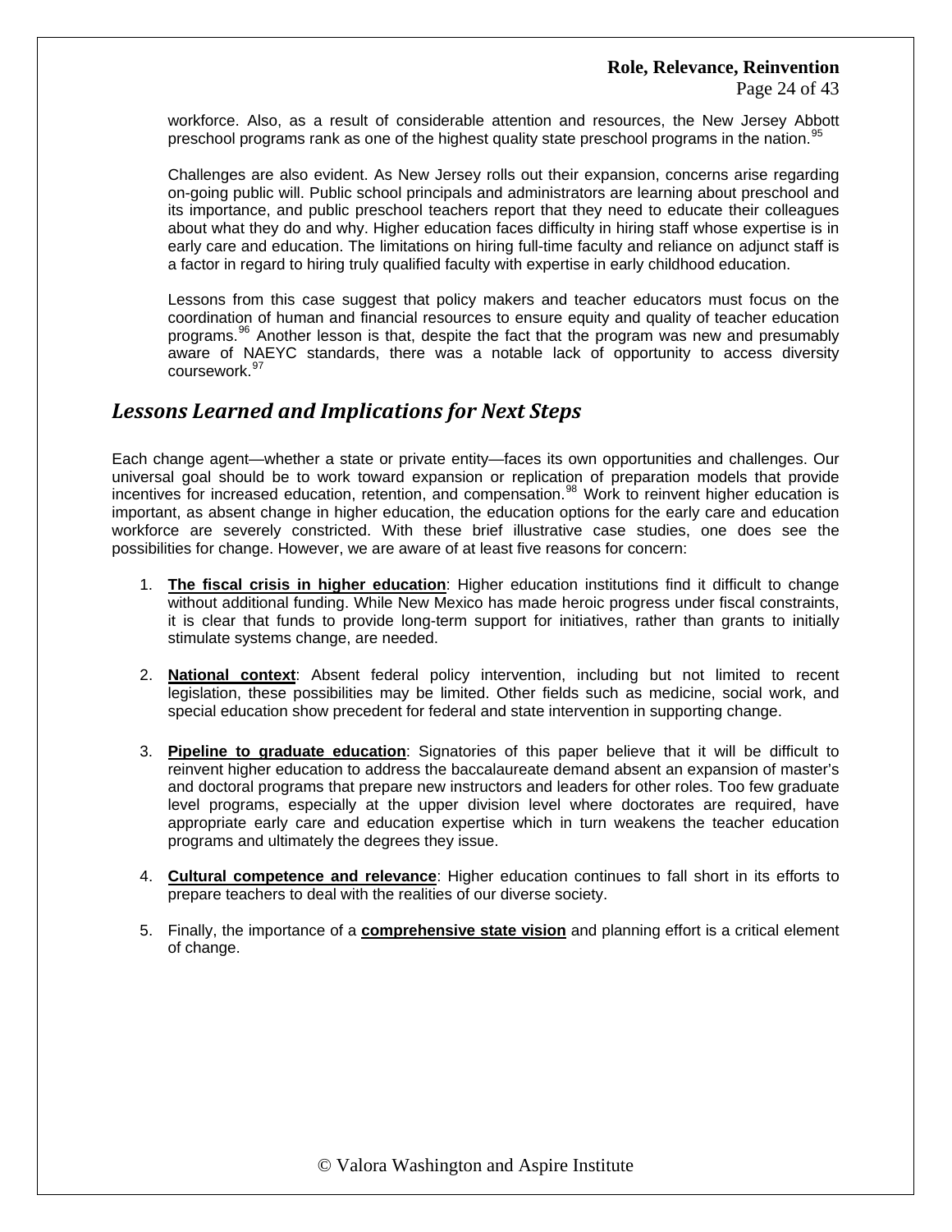workforce. Also, as a result of considerable attention and resources, the New Jersey Abbott preschool programs rank as one of the highest quality state preschool programs in the nation.[95]

Challenges are also evident. As New Jersey rolls out their expansion, concerns arise regarding on-going public will. Public school principals and administrators are learning about preschool and its importance, and public preschool teachers report that they need to educate their colleagues about what they do and why. Higher education faces difficulty in hiring staff whose expertise is in early care and education. The limitations on hiring full-time faculty and reliance on adjunct staff is a factor in regard to hiring truly qualified faculty with expertise in early childhood education.

Lessons from this case suggest that policy makers and teacher educators must focus on the coordination of human and financial resources to ensure equity and quality of teacher education programs.[96] Another lesson is that, despite the fact that the program was new and presumably aware of NAEYC standards, there was a notable lack of opportunity to access diversity coursework.[97]

## *Lessons Learned and Implications for Next Steps*

Each change agent—whether a state or private entity—faces its own opportunities and challenges. Our universal goal should be to work toward expansion or replication of preparation models that provide incentives for increased education, retention, and compensation.[98] Work to reinvent higher education is important, as absent change in higher education, the education options for the early care and education workforce are severely constricted. With these brief illustrative case studies, one does see the possibilities for change. However, we are aware of at least five reasons for concern:

1. **The fiscal crisis in higher education**: Higher education institutions find it difficult to change without additional funding. While New Mexico has made heroic progress under fiscal constraints, it is clear that funds to provide long-term support for initiatives, rather than grants to initially stimulate systems change, are needed.

2. **National context**: Absent federal policy intervention, including but not limited to recent legislation, these possibilities may be limited. Other fields such as medicine, social work, and special education show precedent for federal and state intervention in supporting change.

3. **Pipeline to graduate education**: Signatories of this paper believe that it will be difficult to reinvent higher education to address the baccalaureate demand absent an expansion of master's and doctoral programs that prepare new instructors and leaders for other roles. Too few graduate level programs, especially at the upper division level where doctorates are required, have appropriate early care and education expertise which in turn weakens the teacher education programs and ultimately the degrees they issue.

4. **Cultural competence and relevance**: Higher education continues to fall short in its efforts to prepare teachers to deal with the realities of our diverse society.

5. Finally, the importance of a **comprehensive state vision** and planning effort is a critical element of change.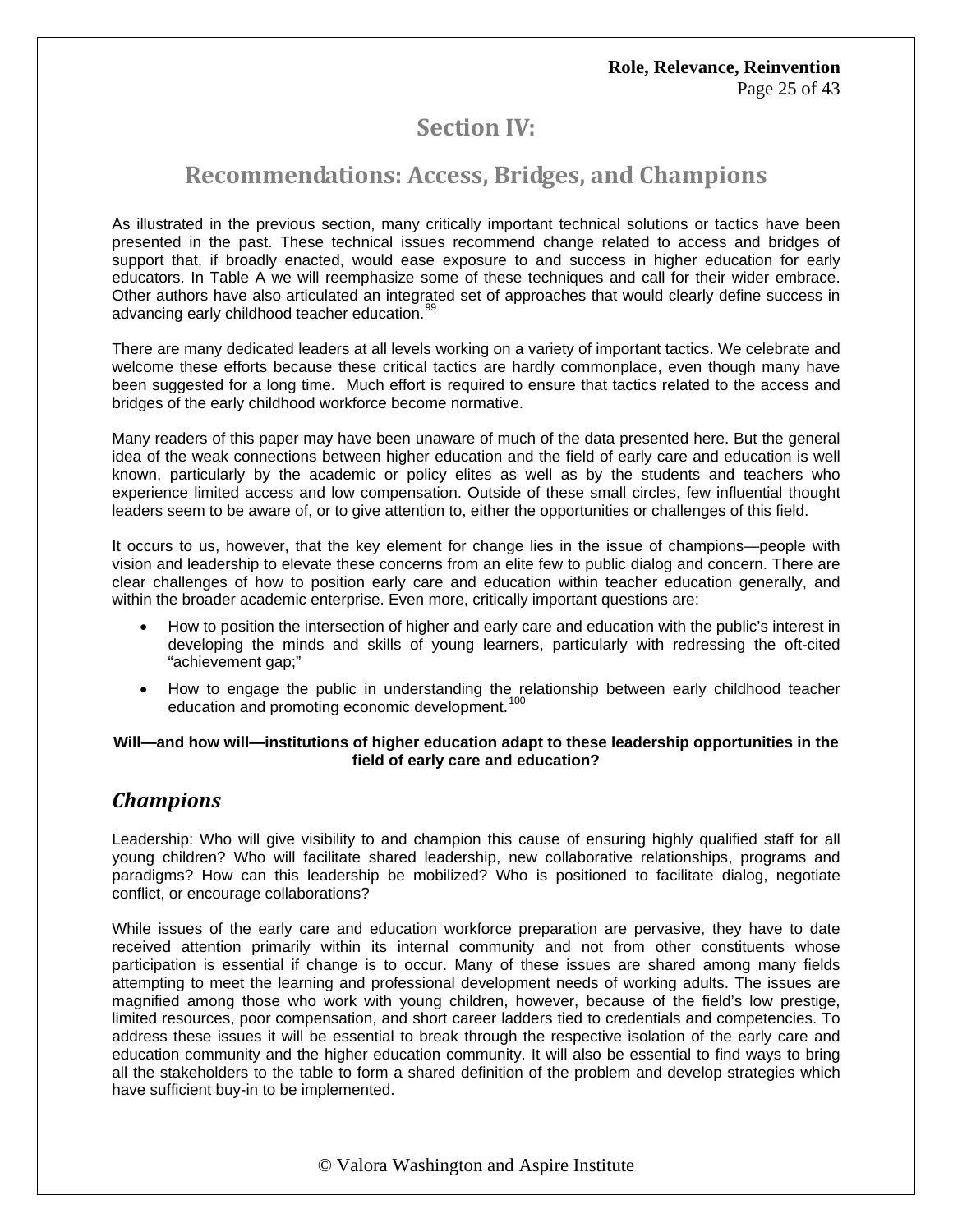# Section IV:

# Recommendations: Access, Bridges, and Champions

As illustrated in the previous section, many critically important technical solutions or tactics have been presented in the past. These technical issues recommend change related to access and bridges of support that, if broadly enacted, would ease exposure to and success in higher education for early educators. In Table A we will reemphasize some of these techniques and call for their wider embrace. Other authors have also articulated an integrated set of approaches that would clearly define success in advancing early childhood teacher education.[99]

There are many dedicated leaders at all levels working on a variety of important tactics. We celebrate and welcome these efforts because these critical tactics are hardly commonplace, even though many have been suggested for a long time. Much effort is required to ensure that tactics related to the access and bridges of the early childhood workforce become normative.

Many readers of this paper may have been unaware of much of the data presented here. But the general idea of the weak connections between higher education and the field of early care and education is well known, particularly by the academic or policy elites as well as by the students and teachers who experience limited access and low compensation. Outside of these small circles, few influential thought leaders seem to be aware of, or to give attention to, either the opportunities or challenges of this field.

It occurs to us, however, that the key element for change lies in the issue of champions—people with vision and leadership to elevate these concerns from an elite few to public dialog and concern. There are clear challenges of how to position early care and education within teacher education generally, and within the broader academic enterprise. Even more, critically important questions are:

- How to position the intersection of higher and early care and education with the public's interest in developing the minds and skills of young learners, particularly with redressing the oft-cited "achievement gap;"
- How to engage the public in understanding the relationship between early childhood teacher education and promoting economic development.[100]

**Will—and how will—institutions of higher education adapt to these leadership opportunities in the field of early care and education?**

## *Champions*

Leadership: Who will give visibility to and champion this cause of ensuring highly qualified staff for all young children? Who will facilitate shared leadership, new collaborative relationships, programs and paradigms? How can this leadership be mobilized? Who is positioned to facilitate dialog, negotiate conflict, or encourage collaborations?

While issues of the early care and education workforce preparation are pervasive, they have to date received attention primarily within its internal community and not from other constituents whose participation is essential if change is to occur. Many of these issues are shared among many fields attempting to meet the learning and professional development needs of working adults. The issues are magnified among those who work with young children, however, because of the field's low prestige, limited resources, poor compensation, and short career ladders tied to credentials and competencies. To address these issues it will be essential to break through the respective isolation of the early care and education community and the higher education community. It will also be essential to find ways to bring all the stakeholders to the table to form a shared definition of the problem and develop strategies which have sufficient buy-in to be implemented.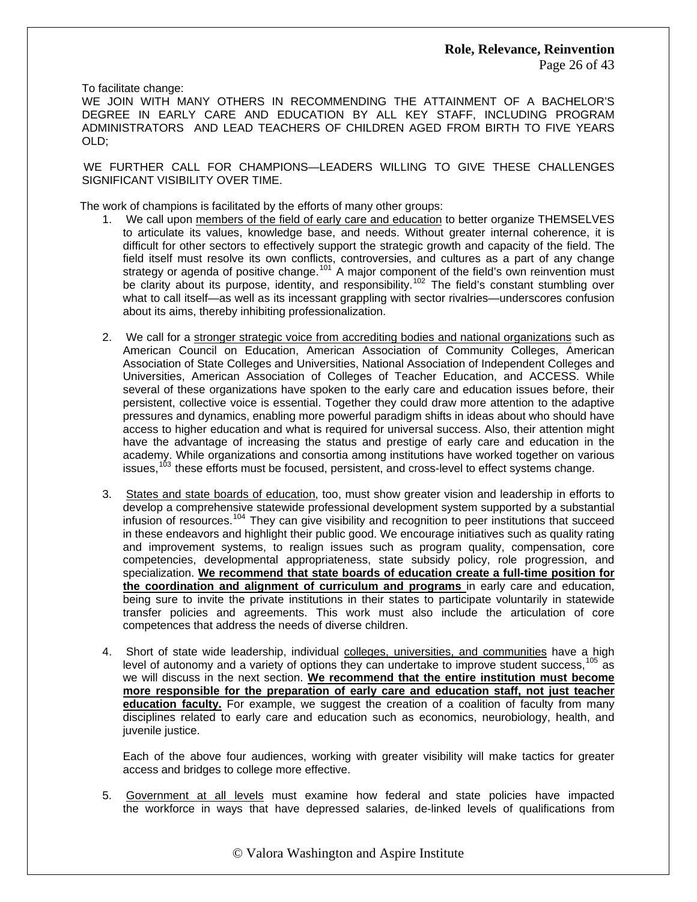To facilitate change:
WE JOIN WITH MANY OTHERS IN RECOMMENDING THE ATTAINMENT OF A BACHELOR'S DEGREE IN EARLY CARE AND EDUCATION BY ALL KEY STAFF, INCLUDING PROGRAM ADMINISTRATORS AND LEAD TEACHERS OF CHILDREN AGED FROM BIRTH TO FIVE YEARS OLD;

WE FURTHER CALL FOR CHAMPIONS—LEADERS WILLING TO GIVE THESE CHALLENGES SIGNIFICANT VISIBILITY OVER TIME.

The work of champions is facilitated by the efforts of many other groups:

1. We call upon <u>members of the field of early care and education</u> to better organize THEMSELVES to articulate its values, knowledge base, and needs. Without greater internal coherence, it is difficult for other sectors to effectively support the strategic growth and capacity of the field. The field itself must resolve its own conflicts, controversies, and cultures as a part of any change strategy or agenda of positive change.[101] A major component of the field's own reinvention must be clarity about its purpose, identity, and responsibility.[102] The field's constant stumbling over what to call itself—as well as its incessant grappling with sector rivalries—underscores confusion about its aims, thereby inhibiting professionalization.

2. We call for a <u>stronger strategic voice from accrediting bodies and national organizations</u> such as American Council on Education, American Association of Community Colleges, American Association of State Colleges and Universities, National Association of Independent Colleges and Universities, American Association of Colleges of Teacher Education, and ACCESS. While several of these organizations have spoken to the early care and education issues before, their persistent, collective voice is essential. Together they could draw more attention to the adaptive pressures and dynamics, enabling more powerful paradigm shifts in ideas about who should have access to higher education and what is required for universal success. Also, their attention might have the advantage of increasing the status and prestige of early care and education in the academy. While organizations and consortia among institutions have worked together on various issues,[103] these efforts must be focused, persistent, and cross-level to effect systems change.

3. <u>States and state boards of education</u>, too, must show greater vision and leadership in efforts to develop a comprehensive statewide professional development system supported by a substantial infusion of resources.[104] They can give visibility and recognition to peer institutions that succeed in these endeavors and highlight their public good. We encourage initiatives such as quality rating and improvement systems, to realign issues such as program quality, compensation, core competencies, developmental appropriateness, state subsidy policy, role progression, and specialization. **<u>We recommend that state boards of education create a full-time position for the coordination and alignment of curriculum and programs</u>** in early care and education, being sure to invite the private institutions in their states to participate voluntarily in statewide transfer policies and agreements. This work must also include the articulation of core competences that address the needs of diverse children.

4. Short of state wide leadership, individual <u>colleges, universities, and communities</u> have a high level of autonomy and a variety of options they can undertake to improve student success,[105] as we will discuss in the next section. **<u>We recommend that the entire institution must become more responsible for the preparation of early care and education staff, not just teacher education faculty.</u>** For example, we suggest the creation of a coalition of faculty from many disciplines related to early care and education such as economics, neurobiology, health, and juvenile justice.

   Each of the above four audiences, working with greater visibility will make tactics for greater access and bridges to college more effective.

5. <u>Government at all levels</u> must examine how federal and state policies have impacted the workforce in ways that have depressed salaries, de-linked levels of qualifications from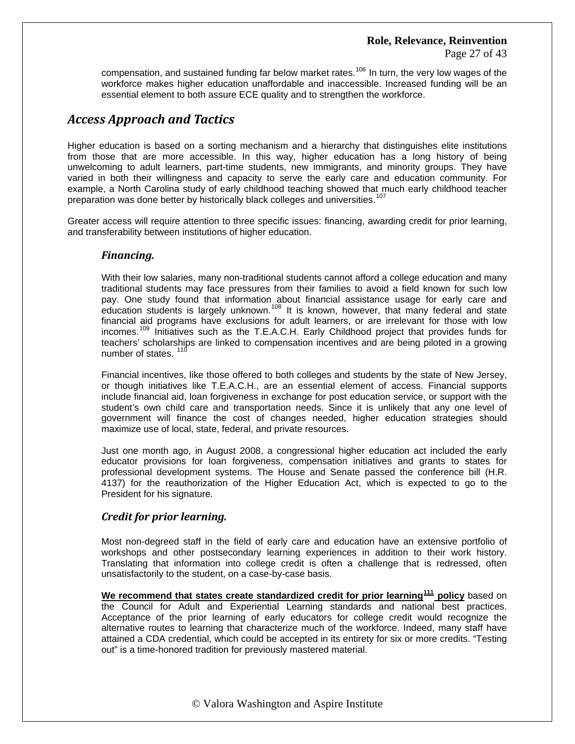compensation, and sustained funding far below market rates.[106] In turn, the very low wages of the workforce makes higher education unaffordable and inaccessible. Increased funding will be an essential element to both assure ECE quality and to strengthen the workforce.

## *Access Approach and Tactics*

Higher education is based on a sorting mechanism and a hierarchy that distinguishes elite institutions from those that are more accessible. In this way, higher education has a long history of being unwelcoming to adult learners, part-time students, new immigrants, and minority groups. They have varied in both their willingness and capacity to serve the early care and education community. For example, a North Carolina study of early childhood teaching showed that much early childhood teacher preparation was done better by historically black colleges and universities.[107]

Greater access will require attention to three specific issues: financing, awarding credit for prior learning, and transferability between institutions of higher education.

### *Financing.*

With their low salaries, many non-traditional students cannot afford a college education and many traditional students may face pressures from their families to avoid a field known for such low pay. One study found that information about financial assistance usage for early care and education students is largely unknown.[108] It is known, however, that many federal and state financial aid programs have exclusions for adult learners, or are irrelevant for those with low incomes.[109] Initiatives such as the T.E.A.C.H. Early Childhood project that provides funds for teachers' scholarships are linked to compensation incentives and are being piloted in a growing number of states. [110]

Financial incentives, like those offered to both colleges and students by the state of New Jersey, or though initiatives like T.E.A.C.H., are an essential element of access. Financial supports include financial aid, loan forgiveness in exchange for post education service, or support with the student's own child care and transportation needs. Since it is unlikely that any one level of government will finance the cost of changes needed, higher education strategies should maximize use of local, state, federal, and private resources.

Just one month ago, in August 2008, a congressional higher education act included the early educator provisions for loan forgiveness, compensation initiatives and grants to states for professional development systems. The House and Senate passed the conference bill (H.R. 4137) for the reauthorization of the Higher Education Act, which is expected to go to the President for his signature.

### *Credit for prior learning.*

Most non-degreed staff in the field of early care and education have an extensive portfolio of workshops and other postsecondary learning experiences in addition to their work history. Translating that information into college credit is often a challenge that is redressed, often unsatisfactorily to the student, on a case-by-case basis.

**We recommend that states create standardized credit for prior learning[111] policy** based on the Council for Adult and Experiential Learning standards and national best practices. Acceptance of the prior learning of early educators for college credit would recognize the alternative routes to learning that characterize much of the workforce. Indeed, many staff have attained a CDA credential, which could be accepted in its entirety for six or more credits. "Testing out" is a time-honored tradition for previously mastered material.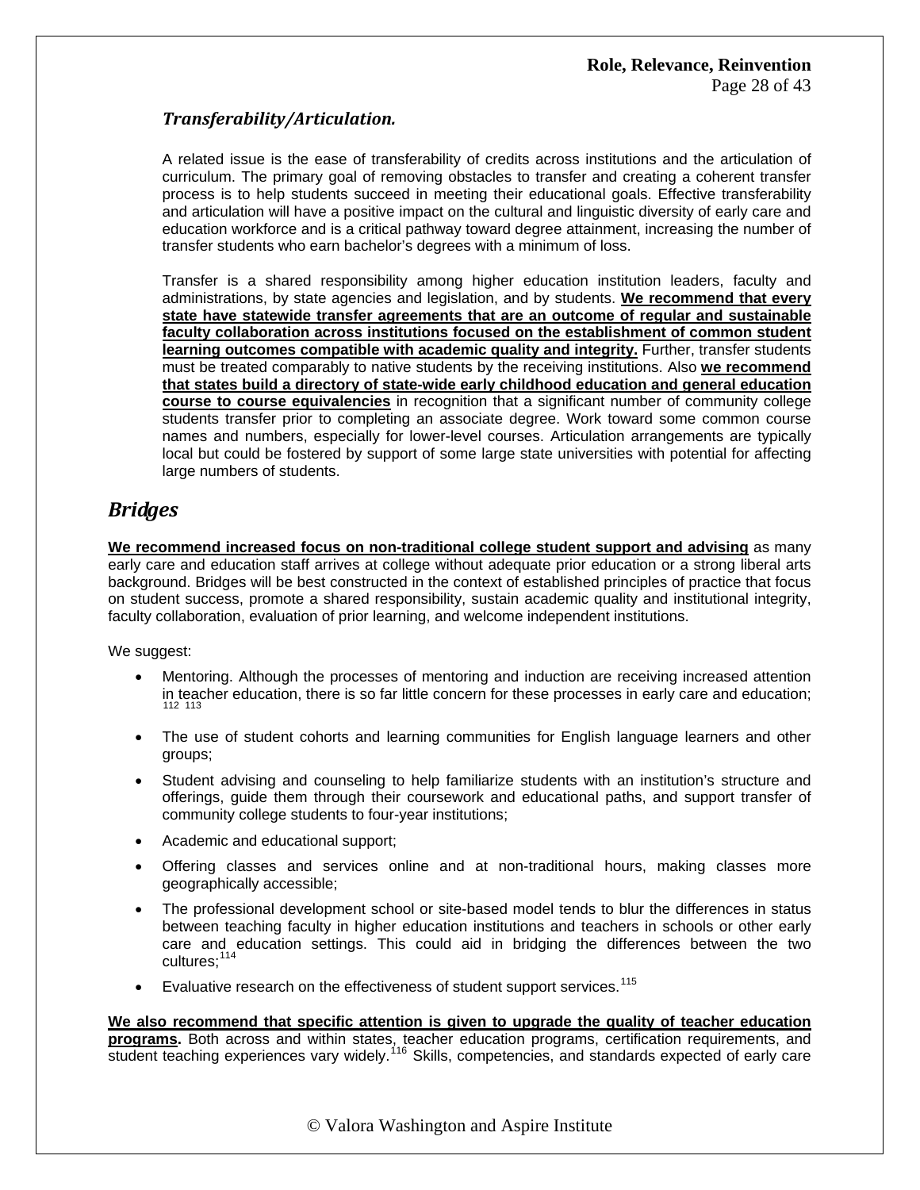### *Transferability/Articulation.*

A related issue is the ease of transferability of credits across institutions and the articulation of curriculum. The primary goal of removing obstacles to transfer and creating a coherent transfer process is to help students succeed in meeting their educational goals. Effective transferability and articulation will have a positive impact on the cultural and linguistic diversity of early care and education workforce and is a critical pathway toward degree attainment, increasing the number of transfer students who earn bachelor's degrees with a minimum of loss.

Transfer is a shared responsibility among higher education institution leaders, faculty and administrations, by state agencies and legislation, and by students. **We recommend that every state have statewide transfer agreements that are an outcome of regular and sustainable faculty collaboration across institutions focused on the establishment of common student learning outcomes compatible with academic quality and integrity.** Further, transfer students must be treated comparably to native students by the receiving institutions. Also **we recommend that states build a directory of state-wide early childhood education and general education course to course equivalencies** in recognition that a significant number of community college students transfer prior to completing an associate degree. Work toward some common course names and numbers, especially for lower-level courses. Articulation arrangements are typically local but could be fostered by support of some large state universities with potential for affecting large numbers of students.

## *Bridges*

**We recommend increased focus on non-traditional college student support and advising** as many early care and education staff arrives at college without adequate prior education or a strong liberal arts background. Bridges will be best constructed in the context of established principles of practice that focus on student success, promote a shared responsibility, sustain academic quality and institutional integrity, faculty collaboration, evaluation of prior learning, and welcome independent institutions.

We suggest:

- Mentoring. Although the processes of mentoring and induction are receiving increased attention in teacher education, there is so far little concern for these processes in early care and education;[112] [113]
- The use of student cohorts and learning communities for English language learners and other groups;
- Student advising and counseling to help familiarize students with an institution's structure and offerings, guide them through their coursework and educational paths, and support transfer of community college students to four-year institutions;
- Academic and educational support;
- Offering classes and services online and at non-traditional hours, making classes more geographically accessible;
- The professional development school or site-based model tends to blur the differences in status between teaching faculty in higher education institutions and teachers in schools or other early care and education settings. This could aid in bridging the differences between the two cultures;[114]
- Evaluative research on the effectiveness of student support services.[115]

**We also recommend that specific attention is given to upgrade the quality of teacher education programs.** Both across and within states, teacher education programs, certification requirements, and student teaching experiences vary widely.[116] Skills, competencies, and standards expected of early care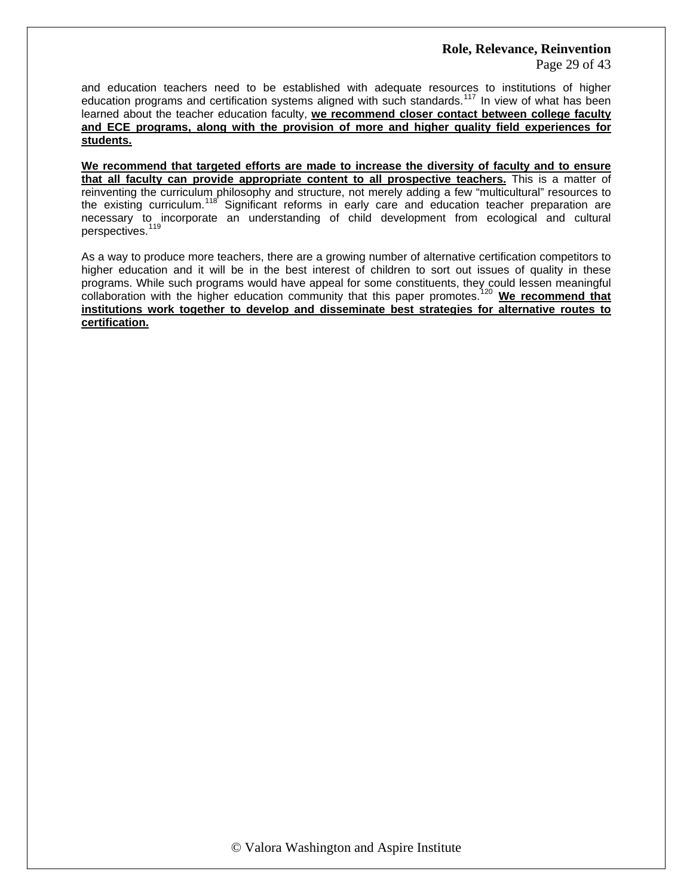and education teachers need to be established with adequate resources to institutions of higher education programs and certification systems aligned with such standards.[117] In view of what has been learned about the teacher education faculty, **we recommend closer contact between college faculty and ECE programs, along with the provision of more and higher quality field experiences for students.**

**We recommend that targeted efforts are made to increase the diversity of faculty and to ensure that all faculty can provide appropriate content to all prospective teachers.** This is a matter of reinventing the curriculum philosophy and structure, not merely adding a few "multicultural" resources to the existing curriculum.[118] Significant reforms in early care and education teacher preparation are necessary to incorporate an understanding of child development from ecological and cultural perspectives.[119]

As a way to produce more teachers, there are a growing number of alternative certification competitors to higher education and it will be in the best interest of children to sort out issues of quality in these programs. While such programs would have appeal for some constituents, they could lessen meaningful collaboration with the higher education community that this paper promotes.[120] **We recommend that institutions work together to develop and disseminate best strategies for alternative routes to certification.**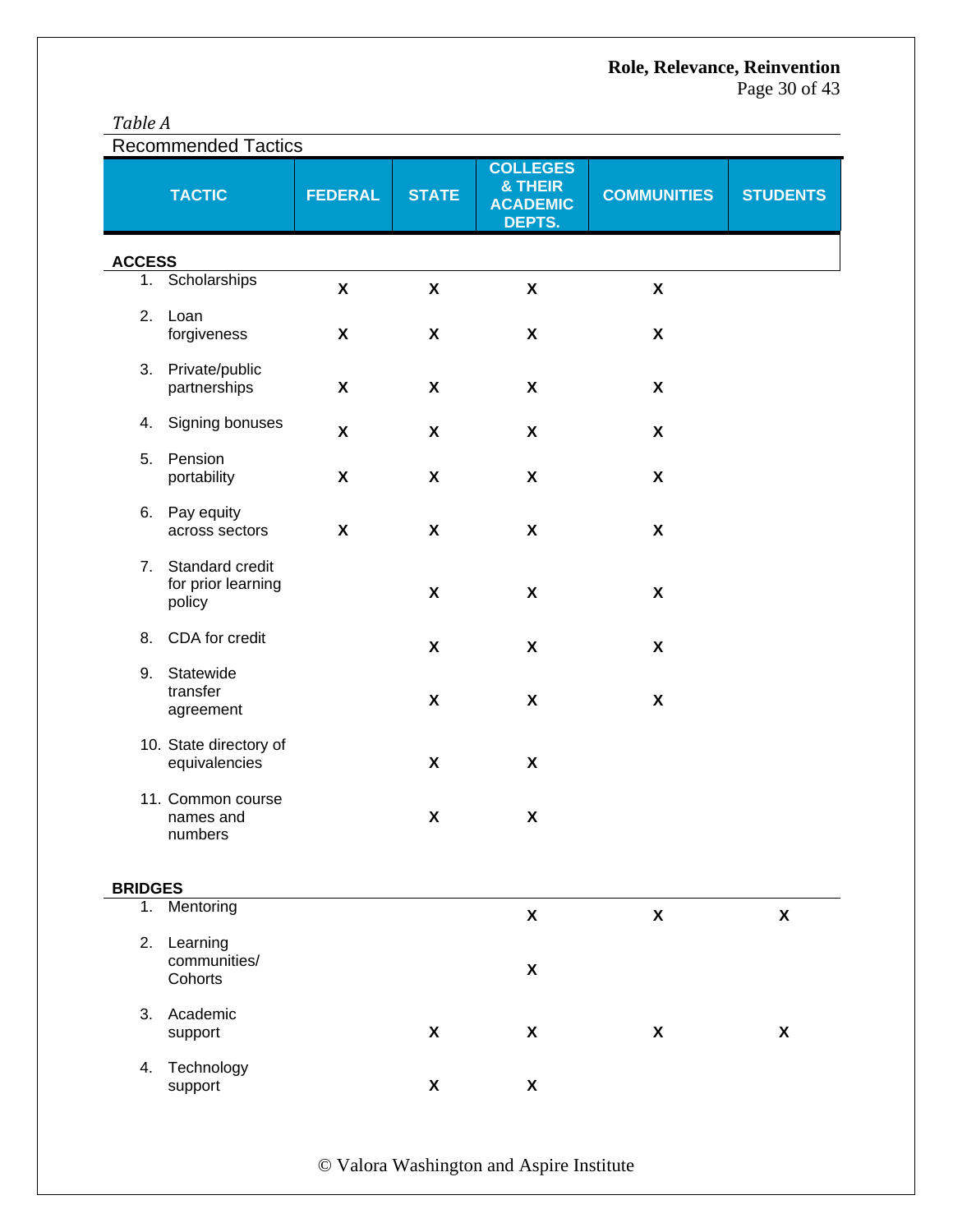*Table A*

Recommended Tactics

| TACTIC | FEDERAL | STATE | COLLEGES & THEIR ACADEMIC DEPTS. | COMMUNITIES | STUDENTS |
|---|---|---|---|---|---|
| **ACCESS** | | | | | |
| 1. Scholarships | X | X | X | X | |
| 2. Loan forgiveness | X | X | X | X | |
| 3. Private/public partnerships | X | X | X | X | |
| 4. Signing bonuses | X | X | X | X | |
| 5. Pension portability | X | X | X | X | |
| 6. Pay equity across sectors | X | X | X | X | |
| 7. Standard credit for prior learning policy | | X | X | X | |
| 8. CDA for credit | | X | X | X | |
| 9. Statewide transfer agreement | | X | X | X | |
| 10. State directory of equivalencies | | X | X | | |
| 11. Common course names and numbers | | X | X | | |
| **BRIDGES** | | | | | |
| 1. Mentoring | | | X | X | X |
| 2. Learning communities/ Cohorts | | | X | | |
| 3. Academic support | | X | X | X | X |
| 4. Technology support | | X | X | | |

© Valora Washington and Aspire Institute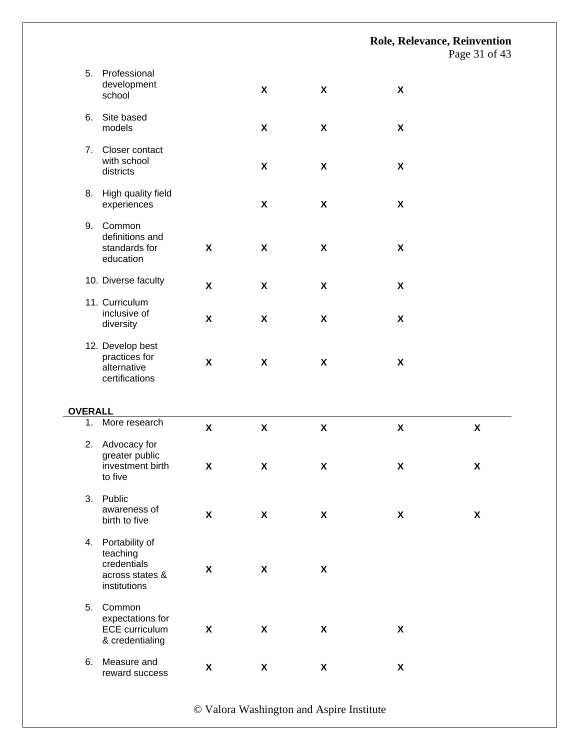| | | | | | |
|---|---|---|---|---|---|
| 5. Professional development school | | X | X | X | |
| 6. Site based models | | X | X | X | |
| 7. Closer contact with school districts | | X | X | X | |
| 8. High quality field experiences | | X | X | X | |
| 9. Common definitions and standards for education | X | X | X | X | |
| 10. Diverse faculty | X | X | X | X | |
| 11. Curriculum inclusive of diversity | X | X | X | X | |
| 12. Develop best practices for alternative certifications | X | X | X | X | |
| **OVERALL** | | | | | |
| 1. More research | X | X | X | X | X |
| 2. Advocacy for greater public investment birth to five | X | X | X | X | X |
| 3. Public awareness of birth to five | X | X | X | X | X |
| 4. Portability of teaching credentials across states & institutions | X | X | X | | |
| 5. Common expectations for ECE curriculum & credentialing | X | X | X | X | |
| 6. Measure and reward success | X | X | X | X | |

© Valora Washington and Aspire Institute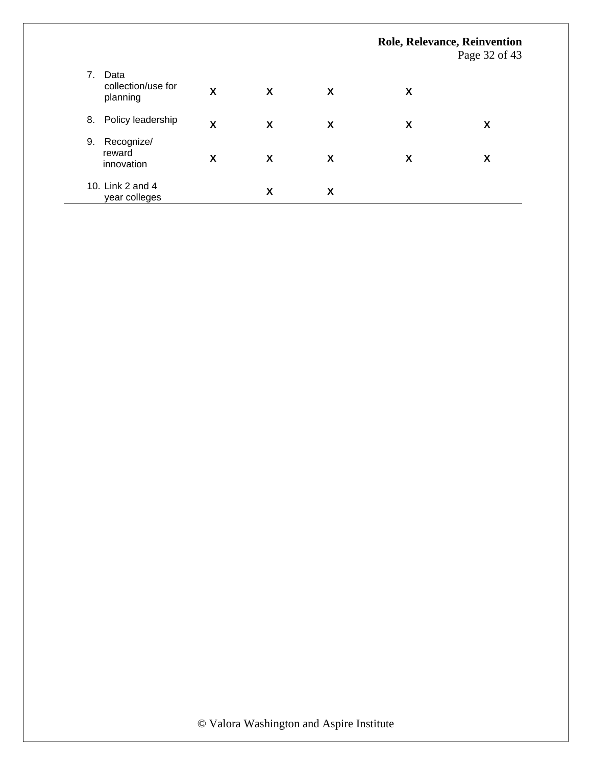| | | | | | |
|---|---|---|---|---|---|
| 7. Data collection/use for planning | X | X | X | X | |
| 8. Policy leadership | X | X | X | X | X |
| 9. Recognize/ reward innovation | X | X | X | X | X |
| 10. Link 2 and 4 year colleges | | X | X | | |

© Valora Washington and Aspire Institute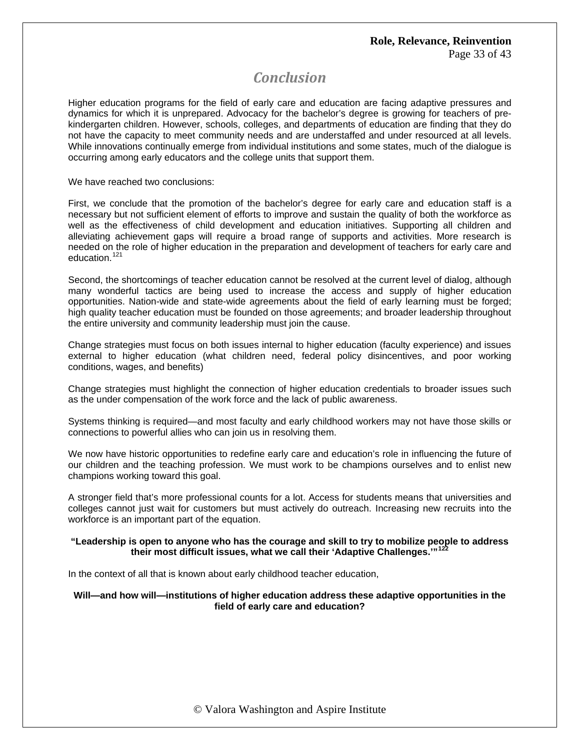# Conclusion

Higher education programs for the field of early care and education are facing adaptive pressures and dynamics for which it is unprepared. Advocacy for the bachelor's degree is growing for teachers of pre-kindergarten children. However, schools, colleges, and departments of education are finding that they do not have the capacity to meet community needs and are understaffed and under resourced at all levels. While innovations continually emerge from individual institutions and some states, much of the dialogue is occurring among early educators and the college units that support them.

We have reached two conclusions:

First, we conclude that the promotion of the bachelor's degree for early care and education staff is a necessary but not sufficient element of efforts to improve and sustain the quality of both the workforce as well as the effectiveness of child development and education initiatives. Supporting all children and alleviating achievement gaps will require a broad range of supports and activities. More research is needed on the role of higher education in the preparation and development of teachers for early care and education.[121]

Second, the shortcomings of teacher education cannot be resolved at the current level of dialog, although many wonderful tactics are being used to increase the access and supply of higher education opportunities. Nation-wide and state-wide agreements about the field of early learning must be forged; high quality teacher education must be founded on those agreements; and broader leadership throughout the entire university and community leadership must join the cause.

Change strategies must focus on both issues internal to higher education (faculty experience) and issues external to higher education (what children need, federal policy disincentives, and poor working conditions, wages, and benefits)

Change strategies must highlight the connection of higher education credentials to broader issues such as the under compensation of the work force and the lack of public awareness.

Systems thinking is required—and most faculty and early childhood workers may not have those skills or connections to powerful allies who can join us in resolving them.

We now have historic opportunities to redefine early care and education's role in influencing the future of our children and the teaching profession. We must work to be champions ourselves and to enlist new champions working toward this goal.

A stronger field that's more professional counts for a lot. Access for students means that universities and colleges cannot just wait for customers but must actively do outreach. Increasing new recruits into the workforce is an important part of the equation.

**"Leadership is open to anyone who has the courage and skill to try to mobilize people to address their most difficult issues, what we call their 'Adaptive Challenges.'"[122]**

In the context of all that is known about early childhood teacher education,

**Will—and how will—institutions of higher education address these adaptive opportunities in the field of early care and education?**

© Valora Washington and Aspire Institute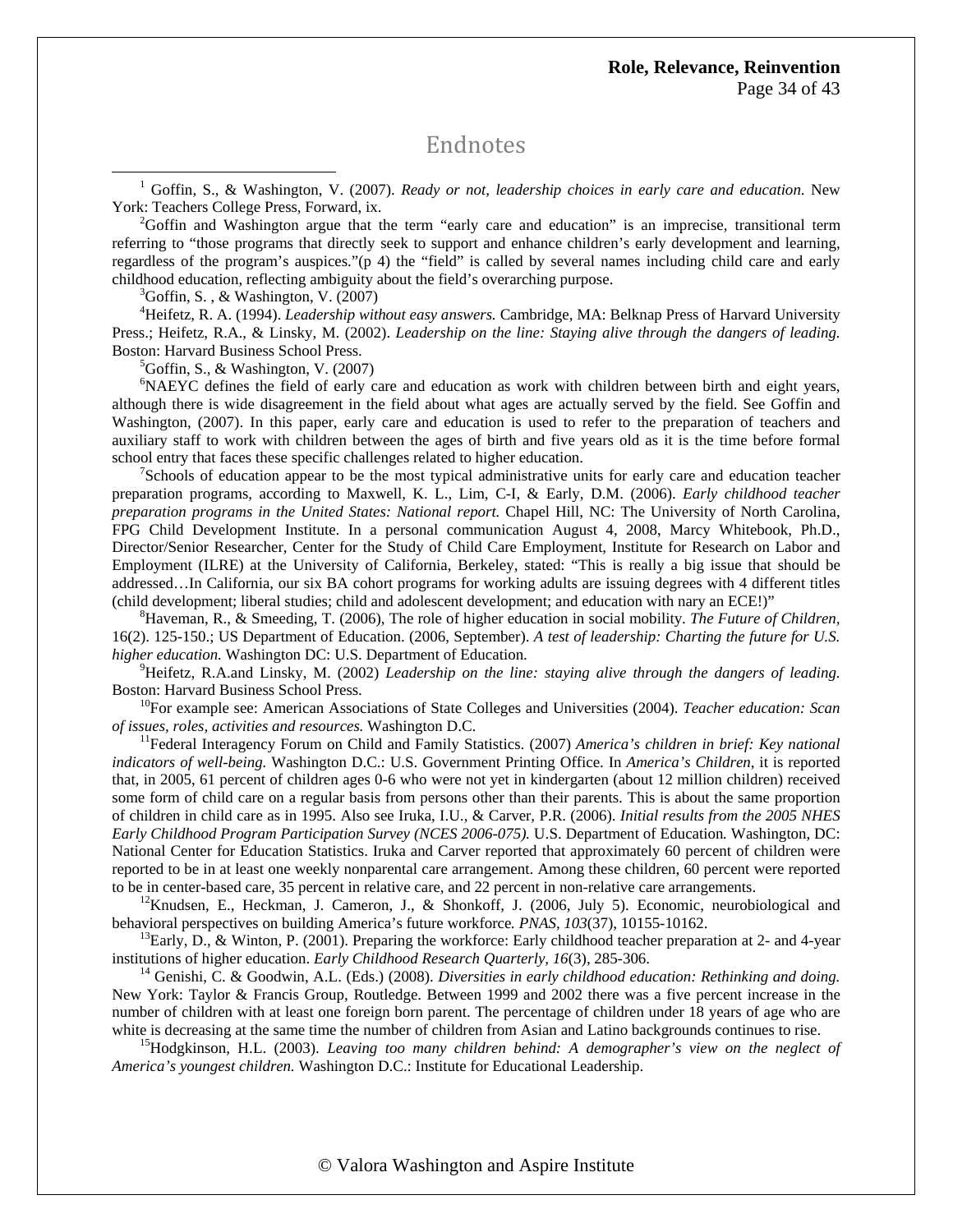# Endnotes

[1] Goffin, S., & Washington, V. (2007). *Ready or not, leadership choices in early care and education.* New York: Teachers College Press, Forward, ix.

[2]Goffin and Washington argue that the term "early care and education" is an imprecise, transitional term referring to "those programs that directly seek to support and enhance children's early development and learning, regardless of the program's auspices."(p 4) the "field" is called by several names including child care and early childhood education, reflecting ambiguity about the field's overarching purpose.

[3]Goffin, S. , & Washington, V. (2007)

[4]Heifetz, R. A. (1994). *Leadership without easy answers.* Cambridge, MA: Belknap Press of Harvard University Press.; Heifetz, R.A., & Linsky, M. (2002). *Leadership on the line: Staying alive through the dangers of leading.* Boston: Harvard Business School Press.

[5]Goffin, S., & Washington, V. (2007)

[6]NAEYC defines the field of early care and education as work with children between birth and eight years, although there is wide disagreement in the field about what ages are actually served by the field. See Goffin and Washington, (2007). In this paper, early care and education is used to refer to the preparation of teachers and auxiliary staff to work with children between the ages of birth and five years old as it is the time before formal school entry that faces these specific challenges related to higher education.

[7]Schools of education appear to be the most typical administrative units for early care and education teacher preparation programs, according to Maxwell, K. L., Lim, C-I, & Early, D.M. (2006). *Early childhood teacher preparation programs in the United States: National report.* Chapel Hill, NC: The University of North Carolina, FPG Child Development Institute. In a personal communication August 4, 2008, Marcy Whitebook, Ph.D., Director/Senior Researcher, Center for the Study of Child Care Employment, Institute for Research on Labor and Employment (ILRE) at the University of California, Berkeley, stated: "This is really a big issue that should be addressed…In California, our six BA cohort programs for working adults are issuing degrees with 4 different titles (child development; liberal studies; child and adolescent development; and education with nary an ECE!)"

[8]Haveman, R., & Smeeding, T. (2006), The role of higher education in social mobility. *The Future of Children,* 16(2). 125-150.; US Department of Education. (2006, September). *A test of leadership: Charting the future for U.S. higher education.* Washington DC: U.S. Department of Education.

[9]Heifetz, R.A.and Linsky, M. (2002) *Leadership on the line: staying alive through the dangers of leading.* Boston: Harvard Business School Press.

[10]For example see: American Associations of State Colleges and Universities (2004). *Teacher education: Scan of issues, roles, activities and resources.* Washington D.C.

[11]Federal Interagency Forum on Child and Family Statistics. (2007) *America's children in brief: Key national indicators of well-being.* Washington D.C.: U.S. Government Printing Office. In *America's Children*, it is reported that, in 2005, 61 percent of children ages 0-6 who were not yet in kindergarten (about 12 million children) received some form of child care on a regular basis from persons other than their parents. This is about the same proportion of children in child care as in 1995. Also see Iruka, I.U., & Carver, P.R. (2006). *Initial results from the 2005 NHES Early Childhood Program Participation Survey (NCES 2006-075).* U.S. Department of Education*.* Washington, DC: National Center for Education Statistics. Iruka and Carver reported that approximately 60 percent of children were reported to be in at least one weekly nonparental care arrangement. Among these children, 60 percent were reported to be in center-based care, 35 percent in relative care, and 22 percent in non-relative care arrangements.

[12]Knudsen, E., Heckman, J. Cameron, J., & Shonkoff, J. (2006, July 5). Economic, neurobiological and behavioral perspectives on building America's future workforce*. PNAS, 103*(37), 10155-10162.

[13]Early, D., & Winton, P. (2001). Preparing the workforce: Early childhood teacher preparation at 2- and 4-year institutions of higher education. *Early Childhood Research Quarterly, 16*(3), 285-306.

[14] Genishi, C. & Goodwin, A.L. (Eds.) (2008). *Diversities in early childhood education: Rethinking and doing.* New York: Taylor & Francis Group, Routledge. Between 1999 and 2002 there was a five percent increase in the number of children with at least one foreign born parent. The percentage of children under 18 years of age who are white is decreasing at the same time the number of children from Asian and Latino backgrounds continues to rise.

[15]Hodgkinson, H.L. (2003). *Leaving too many children behind: A demographer's view on the neglect of America's youngest children.* Washington D.C.: Institute for Educational Leadership.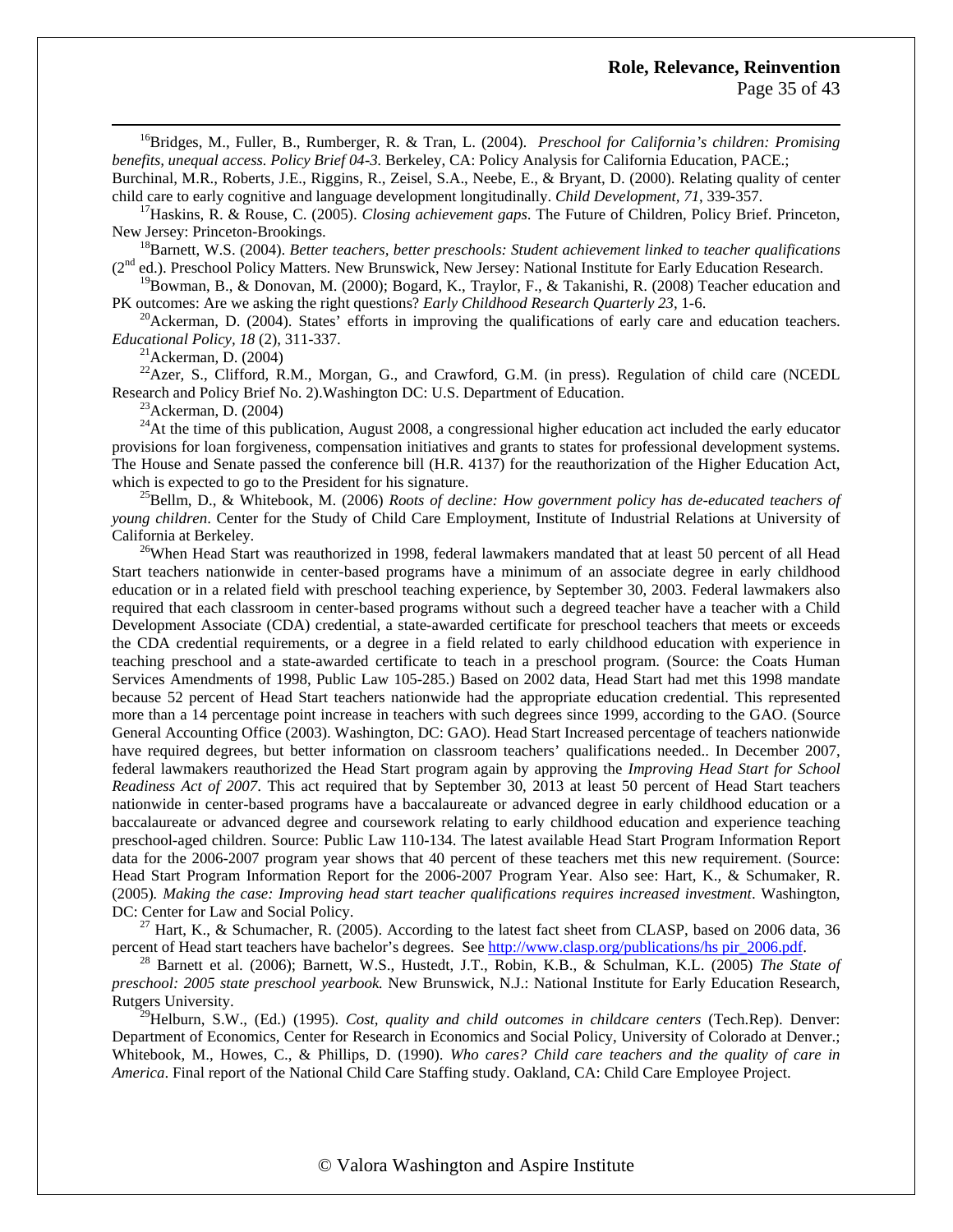[16]Bridges, M., Fuller, B., Rumberger, R. & Tran, L. (2004). *Preschool for California's children: Promising benefits, unequal access. Policy Brief 04-3.* Berkeley, CA: Policy Analysis for California Education, PACE.; Burchinal, M.R., Roberts, J.E., Riggins, R., Zeisel, S.A., Neebe, E., & Bryant, D. (2000). Relating quality of center child care to early cognitive and language development longitudinally. *Child Development, 71*, 339-357.

[17]Haskins, R. & Rouse, C. (2005). *Closing achievement gaps.* The Future of Children, Policy Brief. Princeton, New Jersey: Princeton-Brookings.

[18]Barnett, W.S. (2004). *Better teachers, better preschools: Student achievement linked to teacher qualifications* (2nd ed.). Preschool Policy Matters. New Brunswick, New Jersey: National Institute for Early Education Research.

[19]Bowman, B., & Donovan, M. (2000); Bogard, K., Traylor, F., & Takanishi, R. (2008) Teacher education and PK outcomes: Are we asking the right questions? *Early Childhood Research Quarterly 23*, 1-6.

[20]Ackerman, D. (2004). States' efforts in improving the qualifications of early care and education teachers. *Educational Policy, 18* (2), 311-337.

[21]Ackerman, D. (2004)

[22]Azer, S., Clifford, R.M., Morgan, G., and Crawford, G.M. (in press). Regulation of child care (NCEDL Research and Policy Brief No. 2).Washington DC: U.S. Department of Education.

[23]Ackerman, D. (2004)

[24]At the time of this publication, August 2008, a congressional higher education act included the early educator provisions for loan forgiveness, compensation initiatives and grants to states for professional development systems. The House and Senate passed the conference bill (H.R. 4137) for the reauthorization of the Higher Education Act, which is expected to go to the President for his signature.

[25]Bellm, D., & Whitebook, M. (2006) *Roots of decline: How government policy has de-educated teachers of young children*. Center for the Study of Child Care Employment, Institute of Industrial Relations at University of California at Berkeley.

[26]When Head Start was reauthorized in 1998, federal lawmakers mandated that at least 50 percent of all Head Start teachers nationwide in center-based programs have a minimum of an associate degree in early childhood education or in a related field with preschool teaching experience, by September 30, 2003. Federal lawmakers also required that each classroom in center-based programs without such a degreed teacher have a teacher with a Child Development Associate (CDA) credential, a state-awarded certificate for preschool teachers that meets or exceeds the CDA credential requirements, or a degree in a field related to early childhood education with experience in teaching preschool and a state-awarded certificate to teach in a preschool program. (Source: the Coats Human Services Amendments of 1998, Public Law 105-285.) Based on 2002 data, Head Start had met this 1998 mandate because 52 percent of Head Start teachers nationwide had the appropriate education credential. This represented more than a 14 percentage point increase in teachers with such degrees since 1999, according to the GAO. (Source General Accounting Office (2003). Washington, DC: GAO). Head Start Increased percentage of teachers nationwide have required degrees, but better information on classroom teachers' qualifications needed.. In December 2007, federal lawmakers reauthorized the Head Start program again by approving the *Improving Head Start for School Readiness Act of 2007*. This act required that by September 30, 2013 at least 50 percent of Head Start teachers nationwide in center-based programs have a baccalaureate or advanced degree in early childhood education or a baccalaureate or advanced degree and coursework relating to early childhood education and experience teaching preschool-aged children. Source: Public Law 110-134. The latest available Head Start Program Information Report data for the 2006-2007 program year shows that 40 percent of these teachers met this new requirement. (Source: Head Start Program Information Report for the 2006-2007 Program Year. Also see: Hart, K., & Schumaker, R. (2005). *Making the case: Improving head start teacher qualifications requires increased investment*. Washington, DC: Center for Law and Social Policy.

[27] Hart, K., & Schumacher, R. (2005). According to the latest fact sheet from CLASP, based on 2006 data, 36 percent of Head start teachers have bachelor's degrees. See http://www.clasp.org/publications/hs pir_2006.pdf.

[28] Barnett et al. (2006); Barnett, W.S., Hustedt, J.T., Robin, K.B., & Schulman, K.L. (2005) *The State of preschool: 2005 state preschool yearbook.* New Brunswick, N.J.: National Institute for Early Education Research, Rutgers University.

[29]Helburn, S.W., (Ed.) (1995). *Cost, quality and child outcomes in childcare centers* (Tech.Rep). Denver: Department of Economics, Center for Research in Economics and Social Policy, University of Colorado at Denver.; Whitebook, M., Howes, C., & Phillips, D. (1990). *Who cares? Child care teachers and the quality of care in America*. Final report of the National Child Care Staffing study. Oakland, CA: Child Care Employee Project.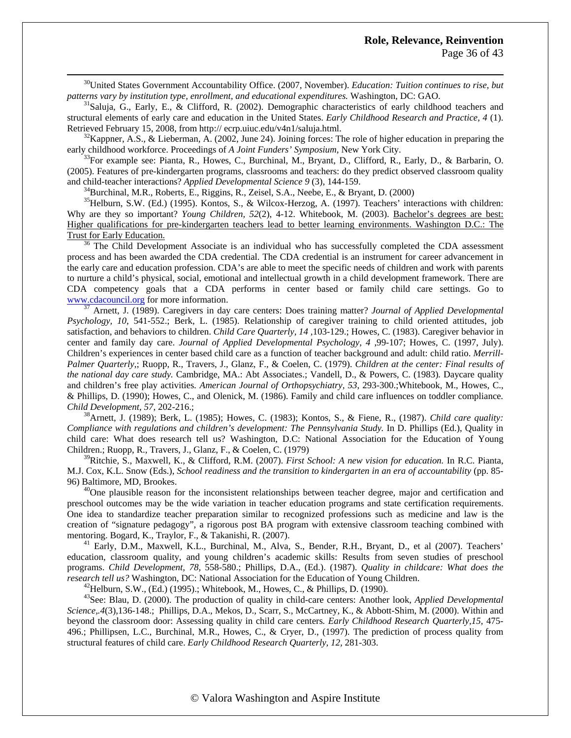[30]United States Government Accountability Office. (2007, November). *Education: Tuition continues to rise, but patterns vary by institution type, enrollment, and educational expenditures.* Washington, DC: GAO.

[31]Saluja, G., Early, E., & Clifford, R. (2002). Demographic characteristics of early childhood teachers and structural elements of early care and education in the United States. *Early Childhood Research and Practice, 4* (1). Retrieved February 15, 2008, from http:// ecrp.uiuc.edu/v4n1/saluja.html.

[32]Kappner, A.S., & Lieberman, A. (2002, June 24). Joining forces: The role of higher education in preparing the early childhood workforce. Proceedings of *A Joint Funders' Symposium*, New York City.

[33]For example see: Pianta, R., Howes, C., Burchinal, M., Bryant, D., Clifford, R., Early, D., & Barbarin, O. (2005). Features of pre-kindergarten programs, classrooms and teachers: do they predict observed classroom quality and child-teacher interactions? *Applied Developmental Science 9* (3), 144-159.

[34]Burchinal, M.R., Roberts, E., Riggins, R., Zeisel, S.A., Neebe, E., & Bryant, D. (2000)

[35]Helburn, S.W. (Ed.) (1995). Kontos, S., & Wilcox-Herzog, A. (1997). Teachers' interactions with children: Why are they so important? *Young Children, 52*(2), 4-12. Whitebook, M. (2003). Bachelor's degrees are best: Higher qualifications for pre-kindergarten teachers lead to better learning environments. Washington D.C.: The Trust for Early Education.

[36] The Child Development Associate is an individual who has successfully completed the CDA assessment process and has been awarded the CDA credential. The CDA credential is an instrument for career advancement in the early care and education profession. CDA's are able to meet the specific needs of children and work with parents to nurture a child's physical, social, emotional and intellectual growth in a child development framework. There are CDA competency goals that a CDA performs in center based or family child care settings. Go to www.cdacouncil.org for more information.

[37] Arnett, J. (1989). Caregivers in day care centers: Does training matter? *Journal of Applied Developmental Psychology, 10*, 541-552.; Berk, L. (1985). Relationship of caregiver training to child oriented attitudes, job satisfaction, and behaviors to children. *Child Care Quarterly, 14* ,103-129.; Howes, C. (1983). Caregiver behavior in center and family day care. *Journal of Applied Developmental Psychology, 4* ,99-107; Howes, C. (1997, July). Children's experiences in center based child care as a function of teacher background and adult: child ratio. *Merrill-Palmer Quarterly*,; Ruopp, R., Travers, J., Glanz, F., & Coelen, C. (1979). *Children at the center: Final results of the national day care study.* Cambridge, MA.: Abt Associates.; Vandell, D., & Powers, C. (1983). Daycare quality and children's free play activities. *American Journal of Orthopsychiatry, 53,* 293-300.;Whitebook, M., Howes, C., & Phillips, D. (1990); Howes, C., and Olenick, M. (1986). Family and child care influences on toddler compliance. *Child Development, 57*, 202-216.;

[38]Arnett, J. (1989); Berk, L. (1985); Howes, C. (1983); Kontos, S., & Fiene, R., (1987). *Child care quality: Compliance with regulations and children's development: The Pennsylvania Study.* In D. Phillips (Ed.), Quality in child care: What does research tell us? Washington, D.C: National Association for the Education of Young Children.; Ruopp, R., Travers, J., Glanz, F., & Coelen, C. (1979)

[39]Ritchie, S., Maxwell, K., & Clifford, R.M. (2007). *First School: A new vision for education.* In R.C. Pianta, M.J. Cox, K.L. Snow (Eds.), *School readiness and the transition to kindergarten in an era of accountability* (pp. 85-96) Baltimore, MD, Brookes.

[40]One plausible reason for the inconsistent relationships between teacher degree, major and certification and preschool outcomes may be the wide variation in teacher education programs and state certification requirements. One idea to standardize teacher preparation similar to recognized professions such as medicine and law is the creation of "signature pedagogy", a rigorous post BA program with extensive classroom teaching combined with mentoring. Bogard, K., Traylor, F., & Takanishi, R. (2007).

[41] Early, D.M., Maxwell, K.L., Burchinal, M., Alva, S., Bender, R.H., Bryant, D., et al (2007). Teachers' education, classroom quality, and young children's academic skills: Results from seven studies of preschool programs. *Child Development, 78*, 558-580.; Phillips, D.A., (Ed.). (1987). *Quality in childcare: What does the research tell us?* Washington, DC: National Association for the Education of Young Children.

[42]Helburn, S.W., (Ed.) (1995).; Whitebook, M., Howes, C., & Phillips, D. (1990).

[43]See: Blau, D. (2000). The production of quality in child-care centers: Another look, *Applied Developmental Science,.4*(3),136-148.; Phillips, D.A., Mekos, D., Scarr, S., McCartney, K., & Abbott-Shim, M. (2000). Within and beyond the classroom door: Assessing quality in child care centers*. Early Childhood Research Quarterly,15*, 475-496.; Phillipsen, L.C., Burchinal, M.R., Howes, C., & Cryer, D., (1997). The prediction of process quality from structural features of child care. *Early Childhood Research Quarterly, 12*, 281-303.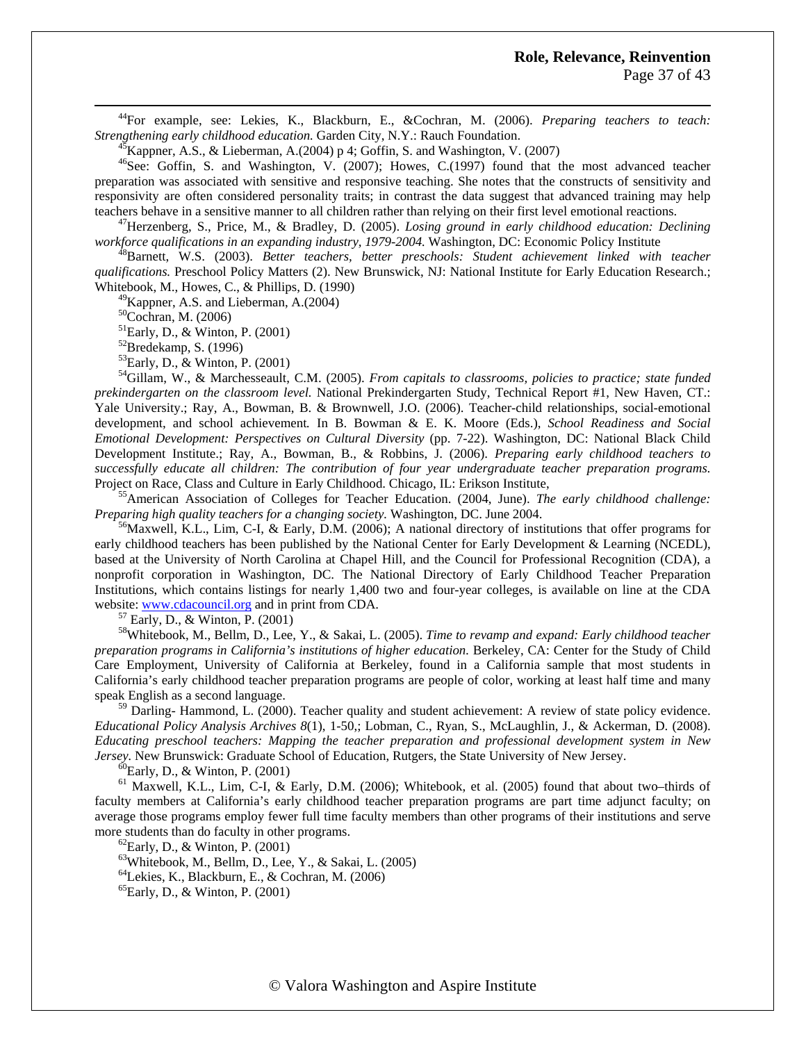[44]For example, see: Lekies, K., Blackburn, E., &Cochran, M. (2006). *Preparing teachers to teach: Strengthening early childhood education.* Garden City, N.Y.: Rauch Foundation.

[45]Kappner, A.S., & Lieberman, A.(2004) p 4; Goffin, S. and Washington, V. (2007)

[46]See: Goffin, S. and Washington, V. (2007); Howes, C.(1997) found that the most advanced teacher preparation was associated with sensitive and responsive teaching. She notes that the constructs of sensitivity and responsivity are often considered personality traits; in contrast the data suggest that advanced training may help teachers behave in a sensitive manner to all children rather than relying on their first level emotional reactions.

[47]Herzenberg, S., Price, M., & Bradley, D. (2005). *Losing ground in early childhood education: Declining workforce qualifications in an expanding industry, 1979-2004.* Washington, DC: Economic Policy Institute

[48]Barnett, W.S. (2003). *Better teachers, better preschools: Student achievement linked with teacher qualifications.* Preschool Policy Matters (2). New Brunswick, NJ: National Institute for Early Education Research.; Whitebook, M., Howes, C., & Phillips, D. (1990)

[49]Kappner, A.S. and Lieberman, A.(2004)

[50]Cochran, M. (2006)

[51]Early, D., & Winton, P. (2001)

[52]Bredekamp, S. (1996)

[53]Early, D., & Winton, P. (2001)

[54]Gillam, W., & Marchesseault, C.M. (2005). *From capitals to classrooms, policies to practice; state funded prekindergarten on the classroom level.* National Prekindergarten Study, Technical Report #1, New Haven, CT.: Yale University.; Ray, A., Bowman, B. & Brownwell, J.O. (2006). Teacher-child relationships, social-emotional development, and school achievement*.* In B. Bowman & E. K. Moore (Eds.), *School Readiness and Social Emotional Development: Perspectives on Cultural Diversity* (pp. 7-22). Washington, DC: National Black Child Development Institute.; Ray, A., Bowman, B., & Robbins, J. (2006). *Preparing early childhood teachers to successfully educate all children: The contribution of four year undergraduate teacher preparation programs.* Project on Race, Class and Culture in Early Childhood. Chicago, IL: Erikson Institute,

[55]American Association of Colleges for Teacher Education. (2004, June). *The early childhood challenge: Preparing high quality teachers for a changing society.* Washington, DC. June 2004.

[56]Maxwell, K.L., Lim, C-I, & Early, D.M. (2006); A national directory of institutions that offer programs for early childhood teachers has been published by the National Center for Early Development & Learning (NCEDL), based at the University of North Carolina at Chapel Hill, and the Council for Professional Recognition (CDA), a nonprofit corporation in Washington, DC. The National Directory of Early Childhood Teacher Preparation Institutions, which contains listings for nearly 1,400 two and four-year colleges, is available on line at the CDA website: www.cdacouncil.org and in print from CDA.

[57] Early, D., & Winton, P. (2001)

[58]Whitebook, M., Bellm, D., Lee, Y., & Sakai, L. (2005). *Time to revamp and expand: Early childhood teacher preparation programs in California's institutions of higher education.* Berkeley, CA: Center for the Study of Child Care Employment, University of California at Berkeley, found in a California sample that most students in California's early childhood teacher preparation programs are people of color, working at least half time and many speak English as a second language.

[59] Darling- Hammond, L. (2000). Teacher quality and student achievement: A review of state policy evidence. *Educational Policy Analysis Archives 8*(1), 1-50,; Lobman, C., Ryan, S., McLaughlin, J., & Ackerman, D. (2008). *Educating preschool teachers: Mapping the teacher preparation and professional development system in New Jersey.* New Brunswick: Graduate School of Education, Rutgers, the State University of New Jersey.

[60]Early, D., & Winton, P. (2001)

[61] Maxwell, K.L., Lim, C-I, & Early, D.M. (2006); Whitebook, et al. (2005) found that about two–thirds of faculty members at California's early childhood teacher preparation programs are part time adjunct faculty; on average those programs employ fewer full time faculty members than other programs of their institutions and serve more students than do faculty in other programs.

[62]Early, D., & Winton, P. (2001)

[63]Whitebook, M., Bellm, D., Lee, Y., & Sakai, L. (2005)

[64]Lekies, K., Blackburn, E., & Cochran, M. (2006)

[65]Early, D., & Winton, P. (2001)

© Valora Washington and Aspire Institute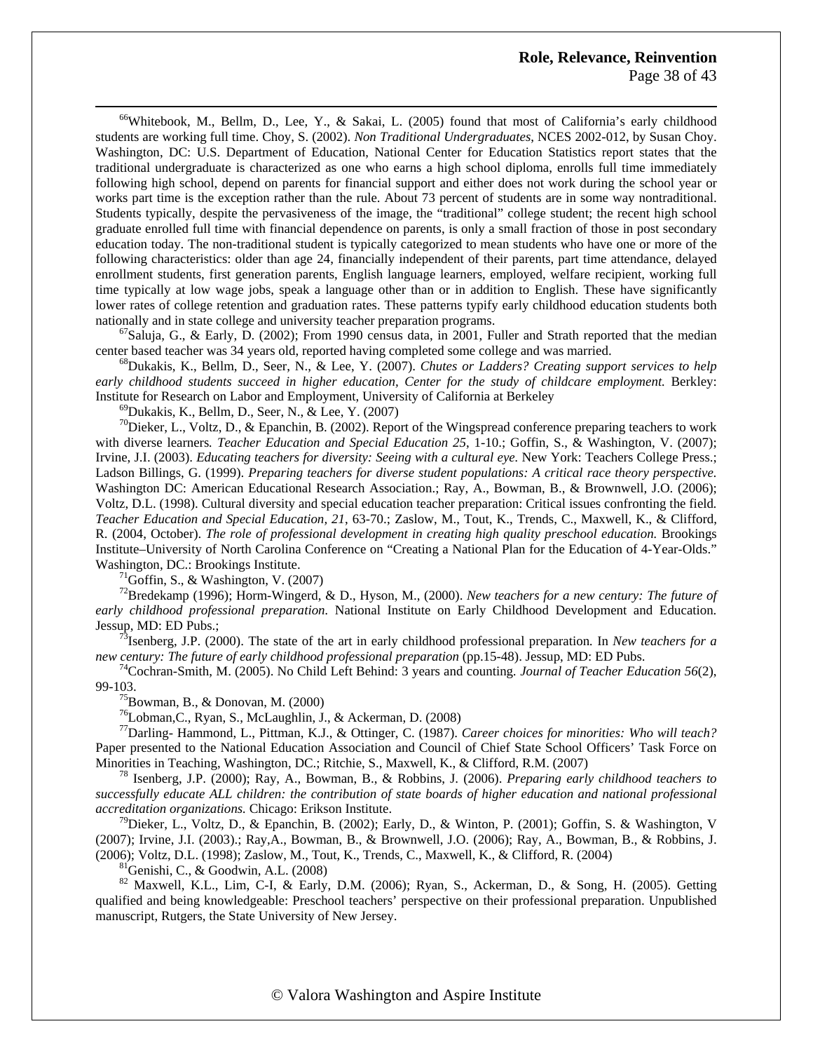[66]Whitebook, M., Bellm, D., Lee, Y., & Sakai, L. (2005) found that most of California's early childhood students are working full time. Choy, S. (2002). *Non Traditional Undergraduates*, NCES 2002-012, by Susan Choy. Washington, DC: U.S. Department of Education, National Center for Education Statistics report states that the traditional undergraduate is characterized as one who earns a high school diploma, enrolls full time immediately following high school, depend on parents for financial support and either does not work during the school year or works part time is the exception rather than the rule. About 73 percent of students are in some way nontraditional. Students typically, despite the pervasiveness of the image, the "traditional" college student; the recent high school graduate enrolled full time with financial dependence on parents, is only a small fraction of those in post secondary education today. The non-traditional student is typically categorized to mean students who have one or more of the following characteristics: older than age 24, financially independent of their parents, part time attendance, delayed enrollment students, first generation parents, English language learners, employed, welfare recipient, working full time typically at low wage jobs, speak a language other than or in addition to English. These have significantly lower rates of college retention and graduation rates. These patterns typify early childhood education students both nationally and in state college and university teacher preparation programs.

[67]Saluja, G., & Early, D. (2002); From 1990 census data, in 2001, Fuller and Strath reported that the median center based teacher was 34 years old, reported having completed some college and was married.

[68]Dukakis, K., Bellm, D., Seer, N., & Lee, Y. (2007). *Chutes or Ladders? Creating support services to help early childhood students succeed in higher education, Center for the study of childcare employment.* Berkley: Institute for Research on Labor and Employment, University of California at Berkeley

[69]Dukakis, K., Bellm, D., Seer, N., & Lee, Y. (2007)

[70]Dieker, L., Voltz, D., & Epanchin, B. (2002). Report of the Wingspread conference preparing teachers to work with diverse learners*. Teacher Education and Special Education 25*, 1-10.; Goffin, S., & Washington, V. (2007); Irvine, J.I. (2003). *Educating teachers for diversity: Seeing with a cultural eye.* New York: Teachers College Press.; Ladson Billings, G. (1999). *Preparing teachers for diverse student populations: A critical race theory perspective.* Washington DC: American Educational Research Association.; Ray, A., Bowman, B., & Brownwell, J.O. (2006); Voltz, D.L. (1998). Cultural diversity and special education teacher preparation: Critical issues confronting the field*. Teacher Education and Special Education, 21*, 63-70.; Zaslow, M., Tout, K., Trends, C., Maxwell, K., & Clifford, R. (2004, October). *The role of professional development in creating high quality preschool education.* Brookings Institute–University of North Carolina Conference on "Creating a National Plan for the Education of 4-Year-Olds." Washington, DC.: Brookings Institute.

[71]Goffin, S., & Washington, V. (2007)

[72]Bredekamp (1996); Horm-Wingerd, & D., Hyson, M., (2000). *New teachers for a new century: The future of early childhood professional preparation.* National Institute on Early Childhood Development and Education. Jessup, MD: ED Pubs.;

[73]Isenberg, J.P. (2000). The state of the art in early childhood professional preparation*.* In *New teachers for a new century: The future of early childhood professional preparation* (pp.15-48). Jessup, MD: ED Pubs.

[74]Cochran-Smith, M. (2005). No Child Left Behind: 3 years and counting*. Journal of Teacher Education 56*(2), 99-103.

[75]Bowman, B., & Donovan, M. (2000)

[76]Lobman,C., Ryan, S., McLaughlin, J., & Ackerman, D. (2008)

[77]Darling- Hammond, L., Pittman, K.J., & Ottinger, C. (1987). *Career choices for minorities: Who will teach?* Paper presented to the National Education Association and Council of Chief State School Officers' Task Force on Minorities in Teaching, Washington, DC.; Ritchie, S., Maxwell, K., & Clifford, R.M. (2007)

[78] Isenberg, J.P. (2000); Ray, A., Bowman, B., & Robbins, J. (2006). *Preparing early childhood teachers to successfully educate ALL children: the contribution of state boards of higher education and national professional accreditation organizations.* Chicago: Erikson Institute.

[79]Dieker, L., Voltz, D., & Epanchin, B. (2002); Early, D., & Winton, P. (2001); Goffin, S. & Washington, V (2007); Irvine, J.I. (2003).; Ray,A., Bowman, B., & Brownwell, J.O. (2006); Ray, A., Bowman, B., & Robbins, J. (2006); Voltz, D.L. (1998); Zaslow, M., Tout, K., Trends, C., Maxwell, K., & Clifford, R. (2004)

[81]Genishi, C., & Goodwin, A.L. (2008)

[82] Maxwell, K.L., Lim, C-I, & Early, D.M. (2006); Ryan, S., Ackerman, D., & Song, H. (2005). Getting qualified and being knowledgeable: Preschool teachers' perspective on their professional preparation. Unpublished manuscript, Rutgers, the State University of New Jersey.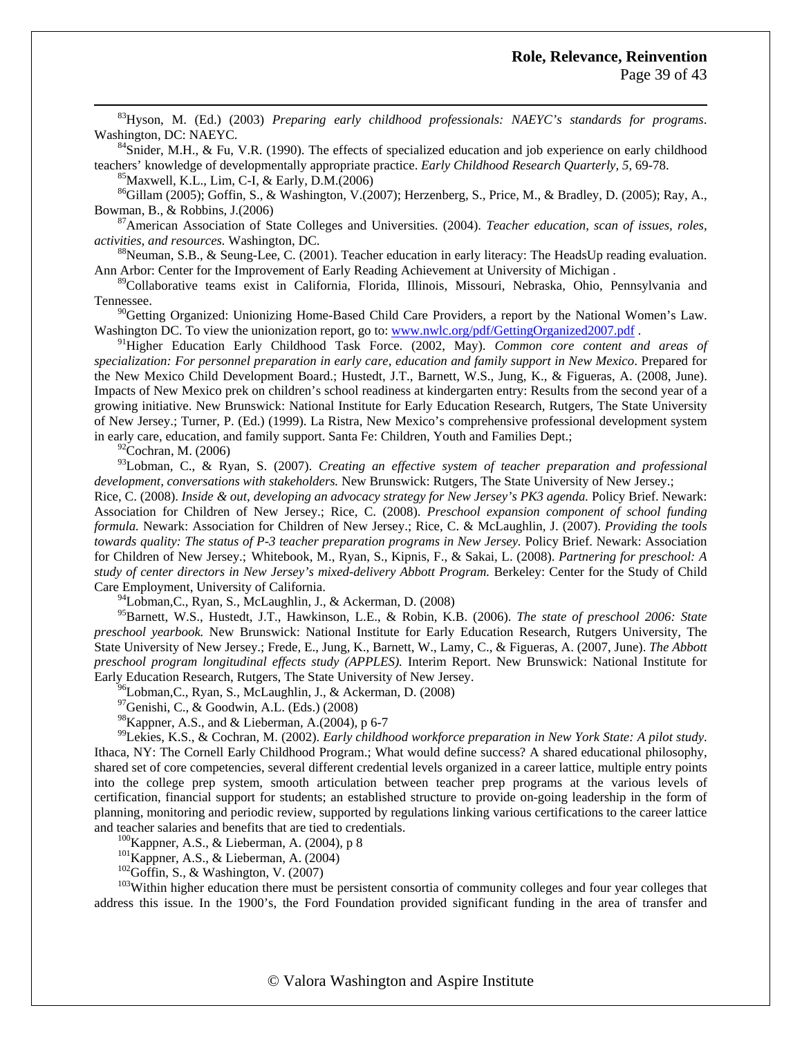[83]Hyson, M. (Ed.) (2003) *Preparing early childhood professionals: NAEYC's standards for programs*. Washington, DC: NAEYC.

[84]Snider, M.H., & Fu, V.R. (1990). The effects of specialized education and job experience on early childhood teachers' knowledge of developmentally appropriate practice. *Early Childhood Research Quarterly, 5*, 69-78.

[85]Maxwell, K.L., Lim, C-I, & Early, D.M.(2006)

[86]Gillam (2005); Goffin, S., & Washington, V.(2007); Herzenberg, S., Price, M., & Bradley, D. (2005); Ray, A., Bowman, B., & Robbins, J.(2006)

[87]American Association of State Colleges and Universities. (2004). *Teacher education, scan of issues, roles, activities, and resources*. Washington, DC.

[88]Neuman, S.B., & Seung-Lee, C. (2001). Teacher education in early literacy: The HeadsUp reading evaluation. Ann Arbor: Center for the Improvement of Early Reading Achievement at University of Michigan .

[89]Collaborative teams exist in California, Florida, Illinois, Missouri, Nebraska, Ohio, Pennsylvania and Tennessee.

[90]Getting Organized: Unionizing Home-Based Child Care Providers, a report by the National Women's Law. Washington DC. To view the unionization report, go to: www.nwlc.org/pdf/GettingOrganized2007.pdf .

[91]Higher Education Early Childhood Task Force. (2002, May). *Common core content and areas of specialization: For personnel preparation in early care, education and family support in New Mexico*. Prepared for the New Mexico Child Development Board.; Hustedt, J.T., Barnett, W.S., Jung, K., & Figueras, A. (2008, June). Impacts of New Mexico prek on children's school readiness at kindergarten entry: Results from the second year of a growing initiative. New Brunswick: National Institute for Early Education Research, Rutgers, The State University of New Jersey.; Turner, P. (Ed.) (1999). La Ristra, New Mexico's comprehensive professional development system in early care, education, and family support. Santa Fe: Children, Youth and Families Dept.;

[92]Cochran, M. (2006)

[93]Lobman, C., & Ryan, S. (2007). *Creating an effective system of teacher preparation and professional development, conversations with stakeholders.* New Brunswick: Rutgers, The State University of New Jersey.; Rice, C. (2008). *Inside & out, developing an advocacy strategy for New Jersey's PK3 agenda.* Policy Brief. Newark: Association for Children of New Jersey.; Rice, C. (2008). *Preschool expansion component of school funding formula.* Newark: Association for Children of New Jersey.; Rice, C. & McLaughlin, J. (2007). *Providing the tools towards quality: The status of P-3 teacher preparation programs in New Jersey.* Policy Brief. Newark: Association for Children of New Jersey.; Whitebook, M., Ryan, S., Kipnis, F., & Sakai, L. (2008). *Partnering for preschool: A study of center directors in New Jersey's mixed-delivery Abbott Program.* Berkeley: Center for the Study of Child Care Employment, University of California.

[94]Lobman,C., Ryan, S., McLaughlin, J., & Ackerman, D. (2008)

[95]Barnett, W.S., Hustedt, J.T., Hawkinson, L.E., & Robin, K.B. (2006). *The state of preschool 2006: State preschool yearbook.* New Brunswick: National Institute for Early Education Research, Rutgers University, The State University of New Jersey.; Frede, E., Jung, K., Barnett, W., Lamy, C., & Figueras, A. (2007, June). *The Abbott preschool program longitudinal effects study (APPLES).* Interim Report. New Brunswick: National Institute for Early Education Research, Rutgers, The State University of New Jersey.

[96]Lobman,C., Ryan, S., McLaughlin, J., & Ackerman, D. (2008)

[97]Genishi, C., & Goodwin, A.L. (Eds.) (2008)

[98]Kappner, A.S., and & Lieberman, A.(2004), p 6-7

[99]Lekies, K.S., & Cochran, M. (2002). *Early childhood workforce preparation in New York State: A pilot study*. Ithaca, NY: The Cornell Early Childhood Program.; What would define success? A shared educational philosophy, shared set of core competencies, several different credential levels organized in a career lattice, multiple entry points into the college prep system, smooth articulation between teacher prep programs at the various levels of certification, financial support for students; an established structure to provide on-going leadership in the form of planning, monitoring and periodic review, supported by regulations linking various certifications to the career lattice and teacher salaries and benefits that are tied to credentials.

[100]Kappner, A.S., & Lieberman, A. (2004), p 8

[101]Kappner, A.S., & Lieberman, A. (2004)

[102]Goffin, S., & Washington, V. (2007)

[103]Within higher education there must be persistent consortia of community colleges and four year colleges that address this issue. In the 1900's, the Ford Foundation provided significant funding in the area of transfer and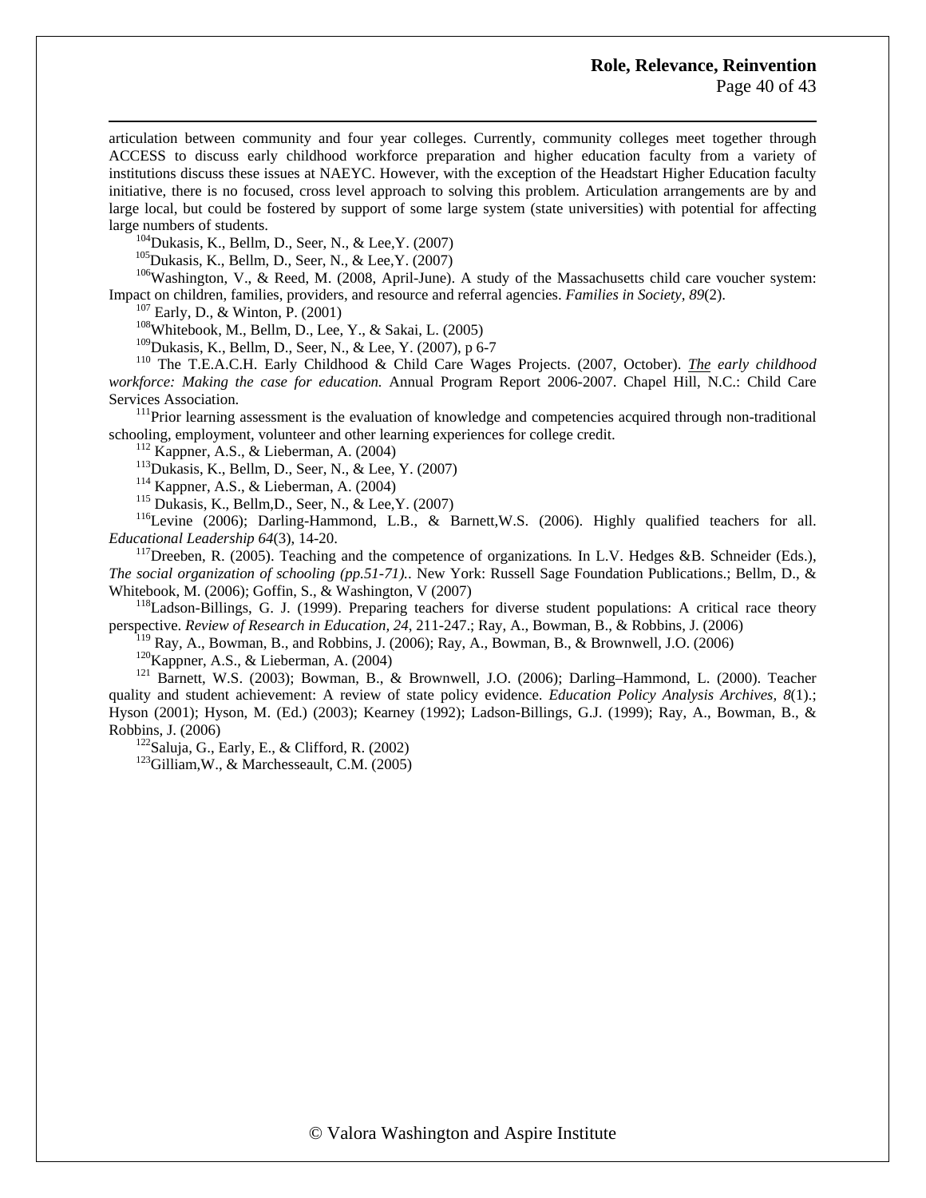articulation between community and four year colleges. Currently, community colleges meet together through ACCESS to discuss early childhood workforce preparation and higher education faculty from a variety of institutions discuss these issues at NAEYC. However, with the exception of the Headstart Higher Education faculty initiative, there is no focused, cross level approach to solving this problem. Articulation arrangements are by and large local, but could be fostered by support of some large system (state universities) with potential for affecting large numbers of students.

[104]Dukasis, K., Bellm, D., Seer, N., & Lee,Y. (2007)

[105]Dukasis, K., Bellm, D., Seer, N., & Lee,Y. (2007)

[106]Washington, V., & Reed, M. (2008, April-June). A study of the Massachusetts child care voucher system: Impact on children, families, providers, and resource and referral agencies. *Families in Society, 89*(2).

[107] Early, D., & Winton, P. (2001)

[108]Whitebook, M., Bellm, D., Lee, Y., & Sakai, L. (2005)

[109]Dukasis, K., Bellm, D., Seer, N., & Lee, Y. (2007), p 6-7

[110] The T.E.A.C.H. Early Childhood & Child Care Wages Projects. (2007, October). ***The*** *early childhood workforce: Making the case for education.* Annual Program Report 2006-2007. Chapel Hill, N.C.: Child Care Services Association.

[111]Prior learning assessment is the evaluation of knowledge and competencies acquired through non-traditional schooling, employment, volunteer and other learning experiences for college credit.

[112] Kappner, A.S., & Lieberman, A. (2004)

[113]Dukasis, K., Bellm, D., Seer, N., & Lee, Y. (2007)

[114] Kappner, A.S., & Lieberman, A. (2004)

[115] Dukasis, K., Bellm,D., Seer, N., & Lee,Y. (2007)

[116]Levine (2006); Darling-Hammond, L.B., & Barnett,W.S. (2006). Highly qualified teachers for all. *Educational Leadership 64*(3), 14-20.

[117]Dreeben, R. (2005). Teaching and the competence of organizations*.* In L.V. Hedges &B. Schneider (Eds.), *The social organization of schooling (pp.51-71).*. New York: Russell Sage Foundation Publications.; Bellm, D., & Whitebook, M. (2006); Goffin, S., & Washington, V (2007)

[118]Ladson-Billings, G. J. (1999). Preparing teachers for diverse student populations: A critical race theory perspective. *Review of Research in Education, 24*, 211-247.; Ray, A., Bowman, B., & Robbins, J. (2006)

[119] Ray, A., Bowman, B., and Robbins, J. (2006); Ray, A., Bowman, B., & Brownwell, J.O. (2006)

[120]Kappner, A.S., & Lieberman, A. (2004)

[121] Barnett, W.S. (2003); Bowman, B., & Brownwell, J.O. (2006); Darling–Hammond, L. (2000). Teacher quality and student achievement: A review of state policy evidence. *Education Policy Analysis Archives, 8*(1).; Hyson (2001); Hyson, M. (Ed.) (2003); Kearney (1992); Ladson-Billings, G.J. (1999); Ray, A., Bowman, B., & Robbins, J. (2006)

[122]Saluja, G., Early, E., & Clifford, R. (2002)

[123]Gilliam,W., & Marchesseault, C.M. (2005)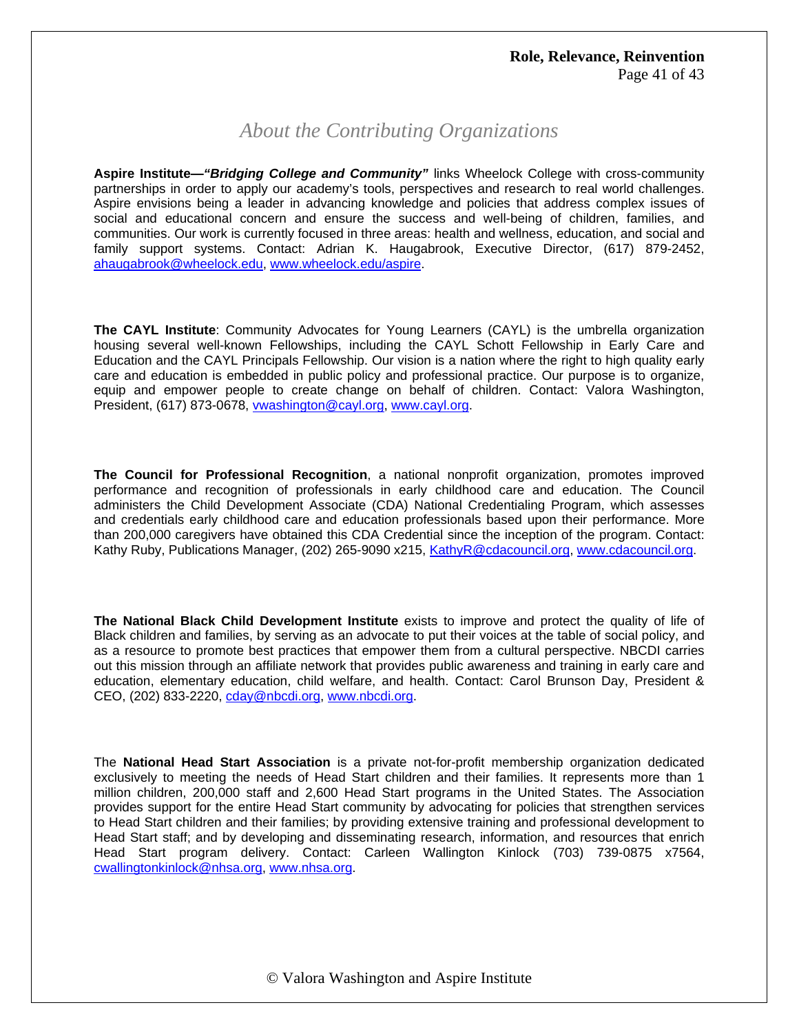# *About the Contributing Organizations*

**Aspire Institute—*"Bridging College and Community"*** links Wheelock College with cross-community partnerships in order to apply our academy's tools, perspectives and research to real world challenges. Aspire envisions being a leader in advancing knowledge and policies that address complex issues of social and educational concern and ensure the success and well-being of children, families, and communities. Our work is currently focused in three areas: health and wellness, education, and social and family support systems. Contact: Adrian K. Haugabrook, Executive Director, (617) 879-2452, ahaugabrook@wheelock.edu, www.wheelock.edu/aspire.

**The CAYL Institute**: Community Advocates for Young Learners (CAYL) is the umbrella organization housing several well-known Fellowships, including the CAYL Schott Fellowship in Early Care and Education and the CAYL Principals Fellowship. Our vision is a nation where the right to high quality early care and education is embedded in public policy and professional practice. Our purpose is to organize, equip and empower people to create change on behalf of children. Contact: Valora Washington, President, (617) 873-0678, vwashington@cayl.org, www.cayl.org.

**The Council for Professional Recognition**, a national nonprofit organization, promotes improved performance and recognition of professionals in early childhood care and education. The Council administers the Child Development Associate (CDA) National Credentialing Program, which assesses and credentials early childhood care and education professionals based upon their performance. More than 200,000 caregivers have obtained this CDA Credential since the inception of the program. Contact: Kathy Ruby, Publications Manager, (202) 265-9090 x215, KathyR@cdacouncil.org, www.cdacouncil.org.

**The National Black Child Development Institute** exists to improve and protect the quality of life of Black children and families, by serving as an advocate to put their voices at the table of social policy, and as a resource to promote best practices that empower them from a cultural perspective. NBCDI carries out this mission through an affiliate network that provides public awareness and training in early care and education, elementary education, child welfare, and health. Contact: Carol Brunson Day, President & CEO, (202) 833-2220, cday@nbcdi.org, www.nbcdi.org.

The **National Head Start Association** is a private not-for-profit membership organization dedicated exclusively to meeting the needs of Head Start children and their families. It represents more than 1 million children, 200,000 staff and 2,600 Head Start programs in the United States. The Association provides support for the entire Head Start community by advocating for policies that strengthen services to Head Start children and their families; by providing extensive training and professional development to Head Start staff; and by developing and disseminating research, information, and resources that enrich Head Start program delivery. Contact: Carleen Wallington Kinlock (703) 739-0875 x7564, cwallingtonkinlock@nhsa.org, www.nhsa.org.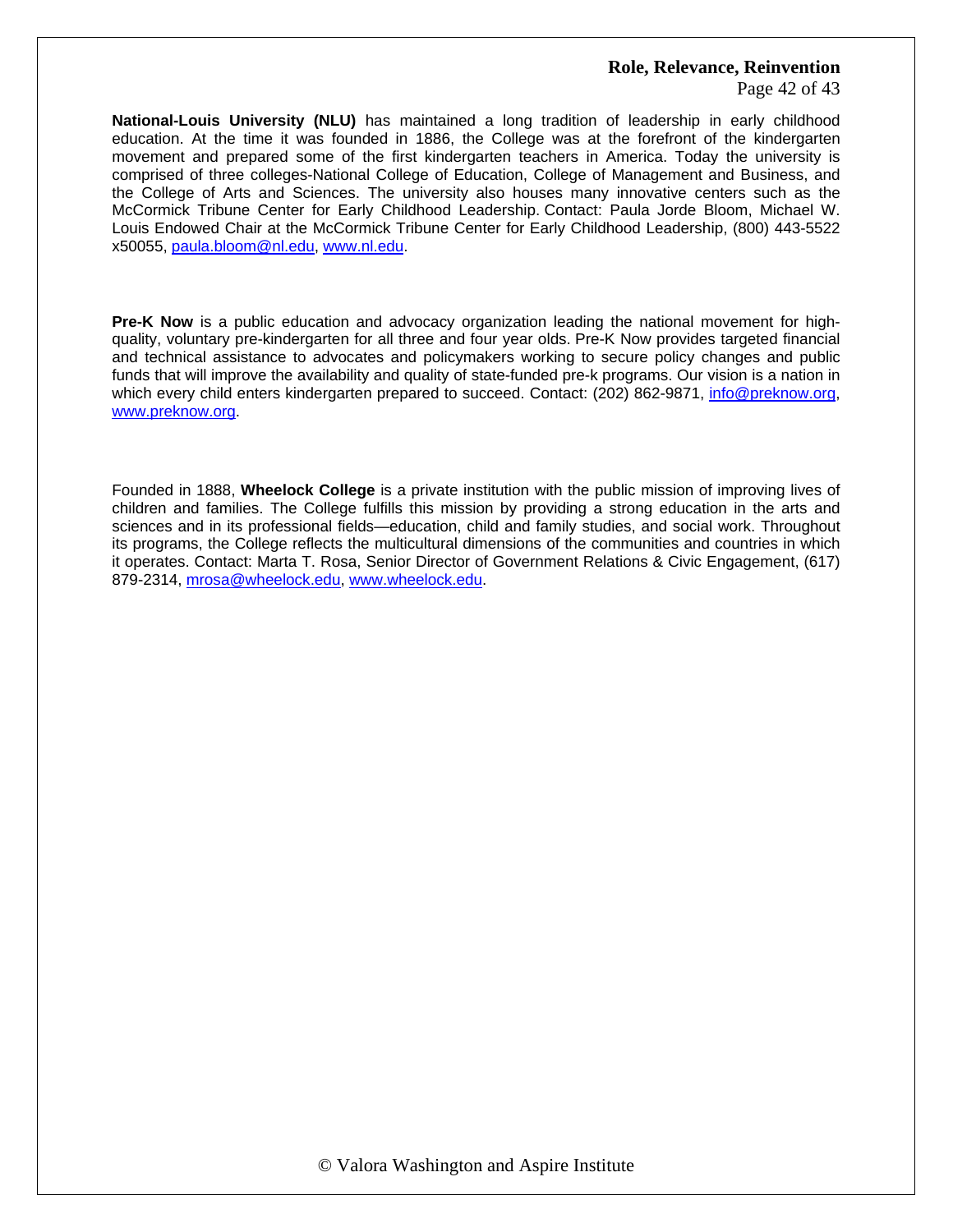**National-Louis University (NLU)** has maintained a long tradition of leadership in early childhood education. At the time it was founded in 1886, the College was at the forefront of the kindergarten movement and prepared some of the first kindergarten teachers in America. Today the university is comprised of three colleges-National College of Education, College of Management and Business, and the College of Arts and Sciences. The university also houses many innovative centers such as the McCormick Tribune Center for Early Childhood Leadership. Contact: Paula Jorde Bloom, Michael W. Louis Endowed Chair at the McCormick Tribune Center for Early Childhood Leadership, (800) 443-5522 x50055, paula.bloom@nl.edu, www.nl.edu.

**Pre-K Now** is a public education and advocacy organization leading the national movement for high-quality, voluntary pre-kindergarten for all three and four year olds. Pre-K Now provides targeted financial and technical assistance to advocates and policymakers working to secure policy changes and public funds that will improve the availability and quality of state-funded pre-k programs. Our vision is a nation in which every child enters kindergarten prepared to succeed. Contact: (202) 862-9871, info@preknow.org, www.preknow.org.

Founded in 1888, **Wheelock College** is a private institution with the public mission of improving lives of children and families. The College fulfills this mission by providing a strong education in the arts and sciences and in its professional fields—education, child and family studies, and social work. Throughout its programs, the College reflects the multicultural dimensions of the communities and countries in which it operates. Contact: Marta T. Rosa, Senior Director of Government Relations & Civic Engagement, (617) 879-2314, mrosa@wheelock.edu, www.wheelock.edu.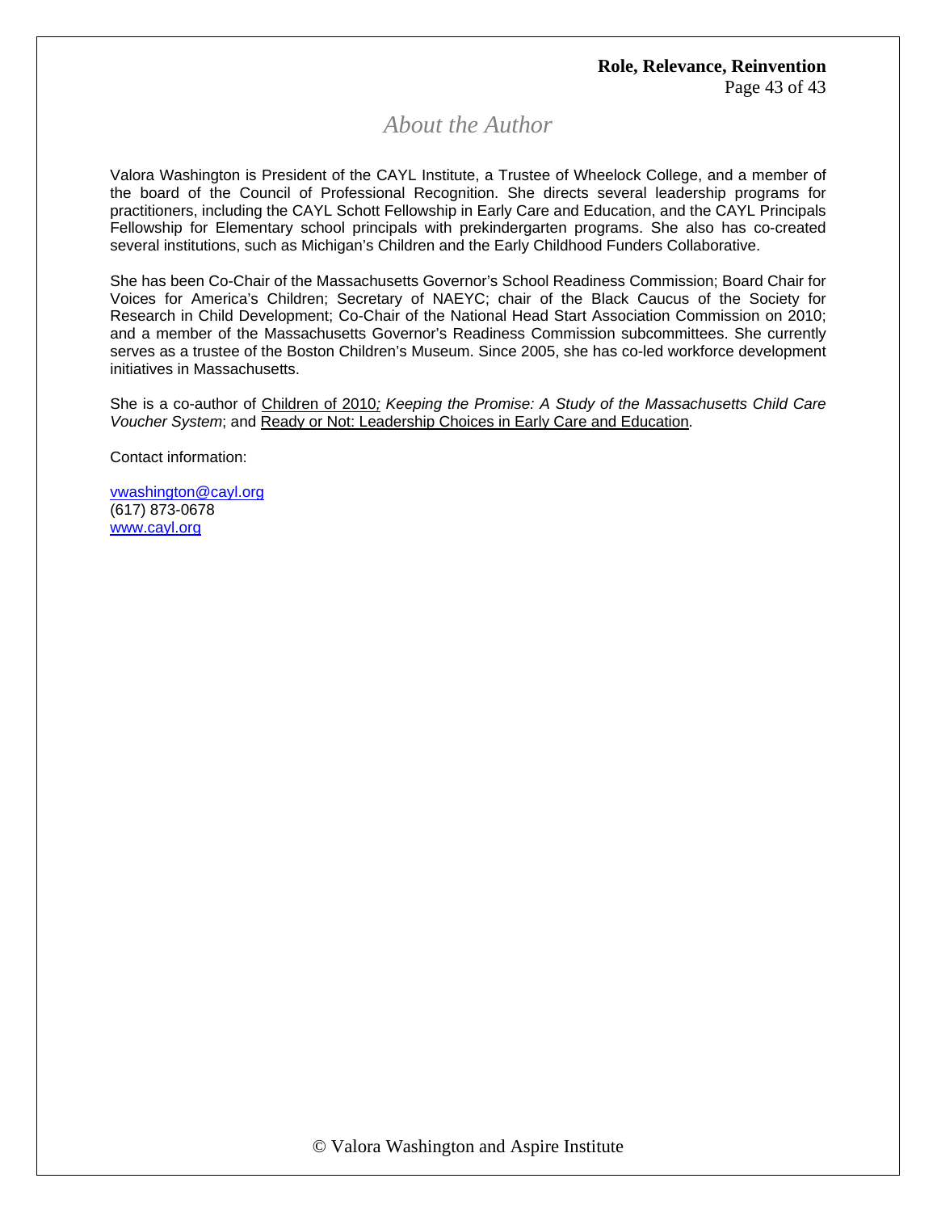# About the Author

Valora Washington is President of the CAYL Institute, a Trustee of Wheelock College, and a member of the board of the Council of Professional Recognition. She directs several leadership programs for practitioners, including the CAYL Schott Fellowship in Early Care and Education, and the CAYL Principals Fellowship for Elementary school principals with prekindergarten programs. She also has co-created several institutions, such as Michigan's Children and the Early Childhood Funders Collaborative.

She has been Co-Chair of the Massachusetts Governor's School Readiness Commission; Board Chair for Voices for America's Children; Secretary of NAEYC; chair of the Black Caucus of the Society for Research in Child Development; Co-Chair of the National Head Start Association Commission on 2010; and a member of the Massachusetts Governor's Readiness Commission subcommittees. She currently serves as a trustee of the Boston Children's Museum. Since 2005, she has co-led workforce development initiatives in Massachusetts.

She is a co-author of Children of 2010; *Keeping the Promise: A Study of the Massachusetts Child Care Voucher System*; and Ready or Not: Leadership Choices in Early Care and Education.

Contact information:

vwashington@cayl.org
(617) 873-0678
www.cayl.org

© Valora Washington and Aspire Institute